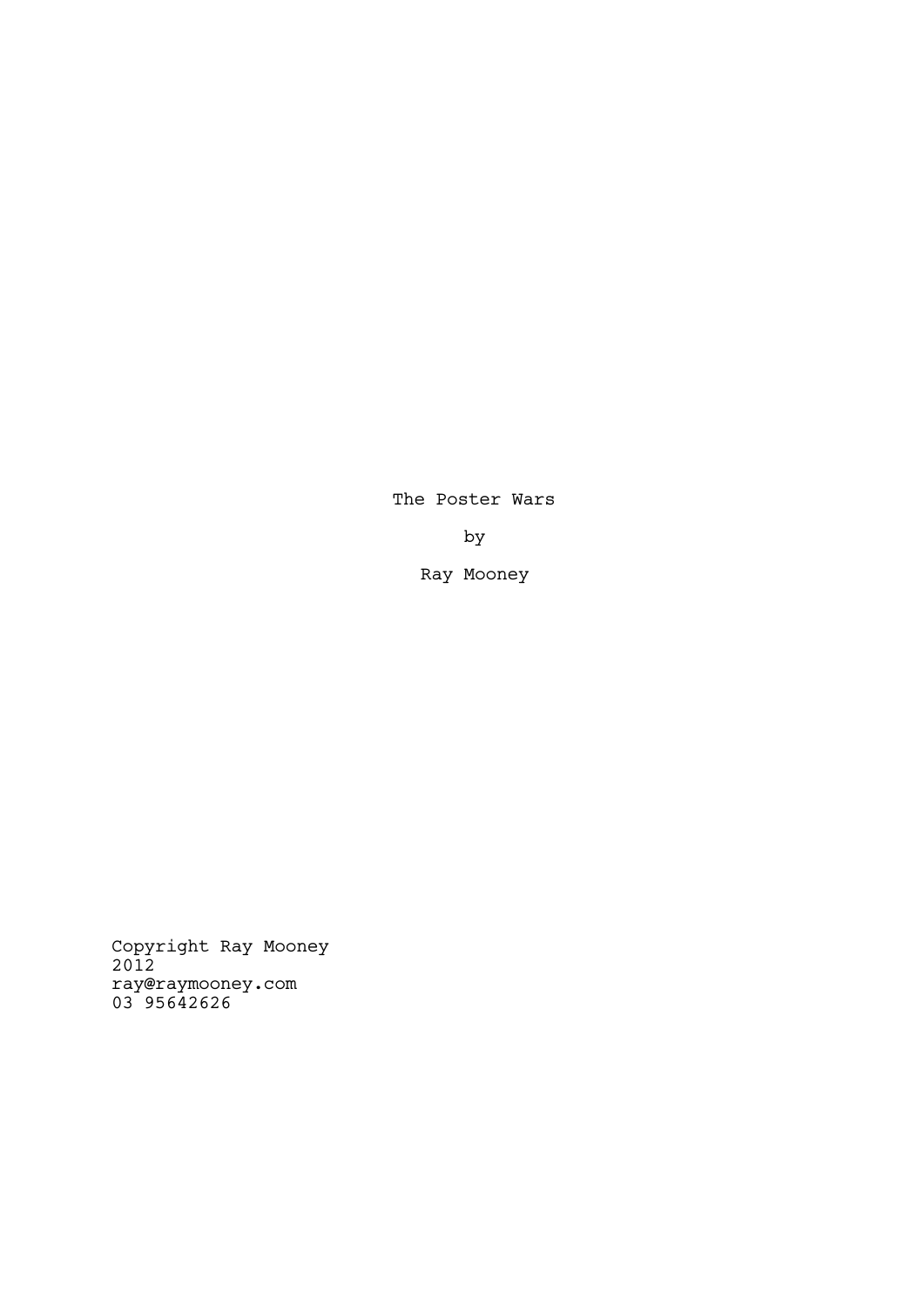# The Poster Wars

by

Ray Mooney

Copyright Ray Mooney
2012
ray@raymooney.com
03 95642626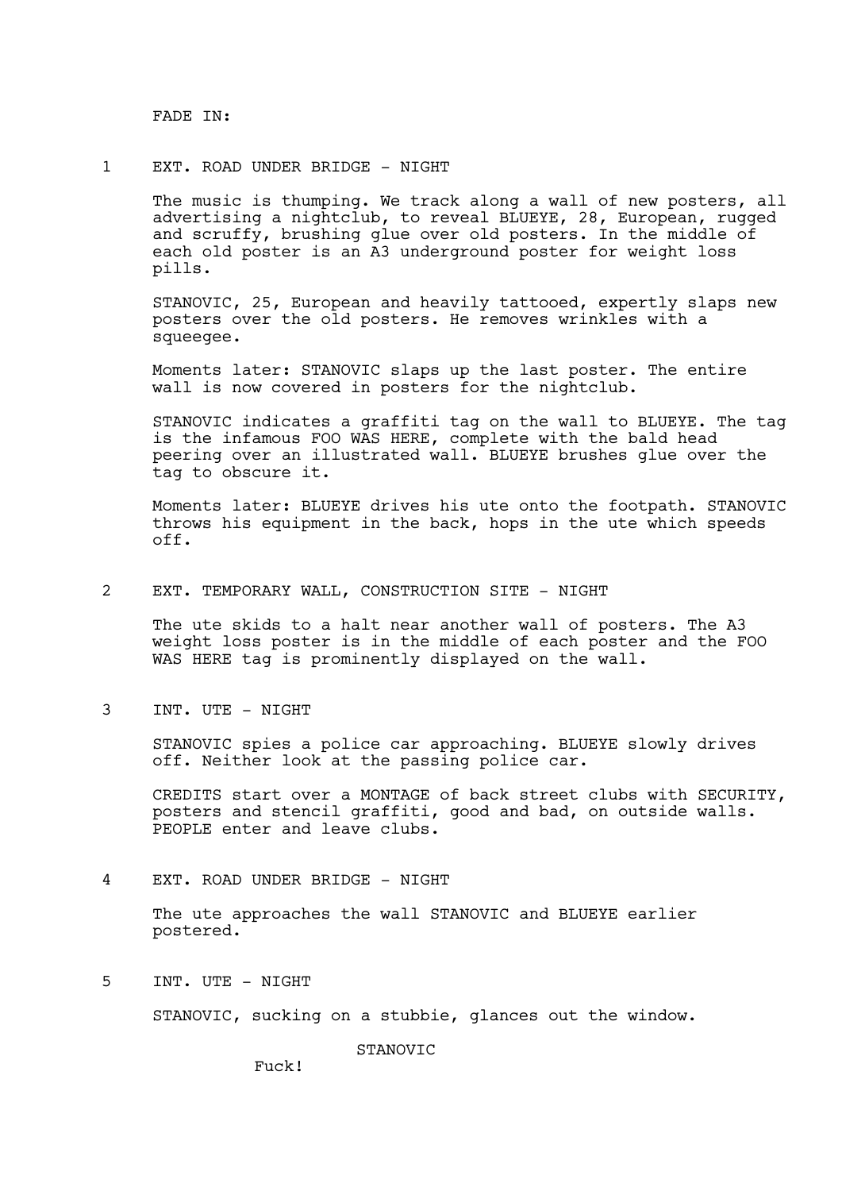FADE IN:

1 EXT. ROAD UNDER BRIDGE - NIGHT

The music is thumping. We track along a wall of new posters, all advertising a nightclub, to reveal BLUEYE, 28, European, rugged and scruffy, brushing glue over old posters. In the middle of each old poster is an A3 underground poster for weight loss pills.

STANOVIC, 25, European and heavily tattooed, expertly slaps new posters over the old posters. He removes wrinkles with a squeegee.

Moments later: STANOVIC slaps up the last poster. The entire wall is now covered in posters for the nightclub.

STANOVIC indicates a graffiti tag on the wall to BLUEYE. The tag is the infamous FOO WAS HERE, complete with the bald head peering over an illustrated wall. BLUEYE brushes glue over the tag to obscure it.

Moments later: BLUEYE drives his ute onto the footpath. STANOVIC throws his equipment in the back, hops in the ute which speeds off.

2 EXT. TEMPORARY WALL, CONSTRUCTION SITE - NIGHT

The ute skids to a halt near another wall of posters. The A3 weight loss poster is in the middle of each poster and the FOO WAS HERE tag is prominently displayed on the wall.

3 INT. UTE - NIGHT

STANOVIC spies a police car approaching. BLUEYE slowly drives off. Neither look at the passing police car.

CREDITS start over a MONTAGE of back street clubs with SECURITY, posters and stencil graffiti, good and bad, on outside walls. PEOPLE enter and leave clubs.

4 EXT. ROAD UNDER BRIDGE - NIGHT

The ute approaches the wall STANOVIC and BLUEYE earlier postered.

5 INT. UTE - NIGHT

STANOVIC, sucking on a stubbie, glances out the window.

STANOVIC

Fuck!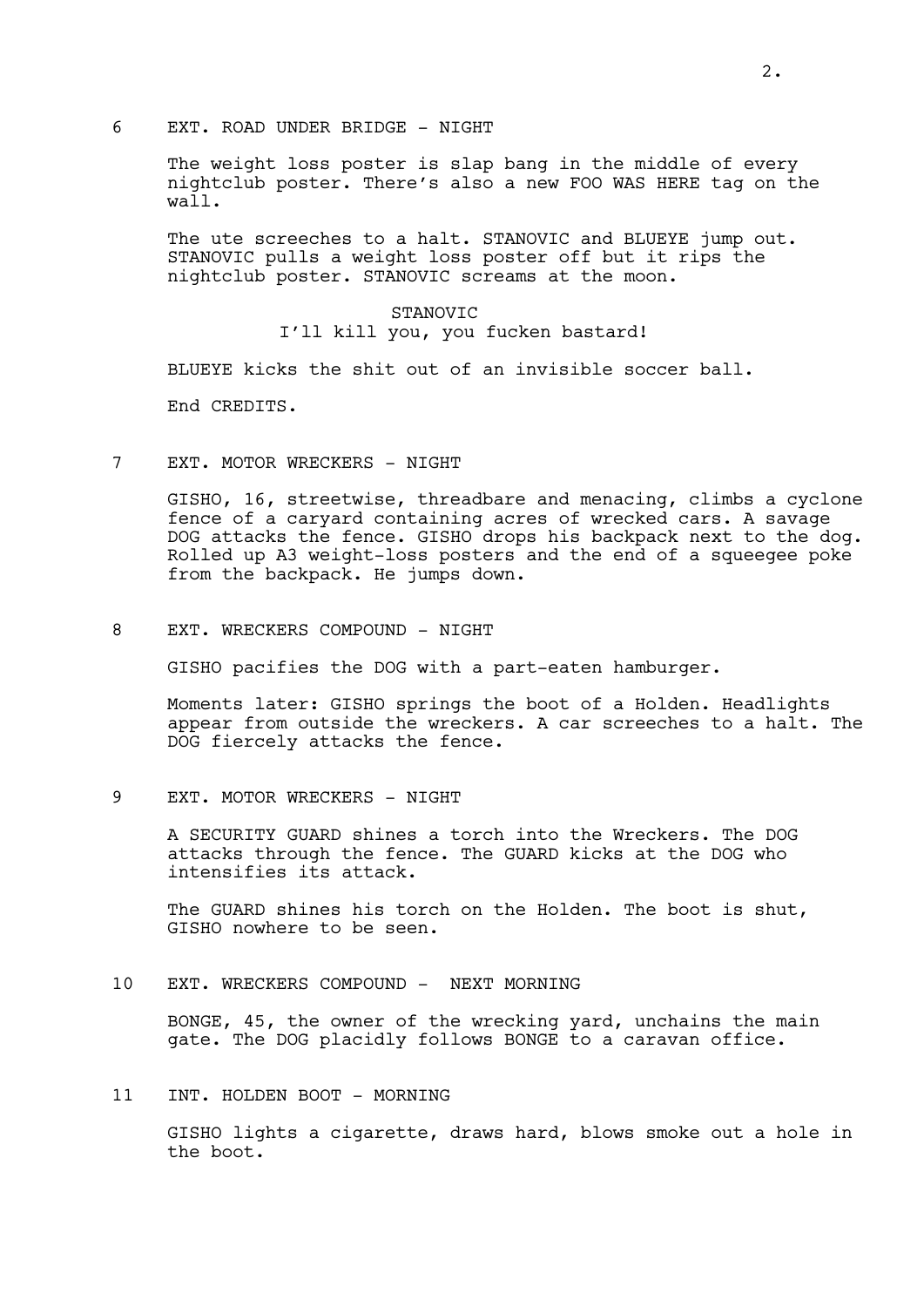6 EXT. ROAD UNDER BRIDGE - NIGHT

The weight loss poster is slap bang in the middle of every nightclub poster. There's also a new FOO WAS HERE tag on the wall.

The ute screeches to a halt. STANOVIC and BLUEYE jump out. STANOVIC pulls a weight loss poster off but it rips the nightclub poster. STANOVIC screams at the moon.

STANOVIC
I'll kill you, you fucken bastard!

BLUEYE kicks the shit out of an invisible soccer ball.

End CREDITS.

7 EXT. MOTOR WRECKERS - NIGHT

GISHO, 16, streetwise, threadbare and menacing, climbs a cyclone fence of a caryard containing acres of wrecked cars. A savage DOG attacks the fence. GISHO drops his backpack next to the dog. Rolled up A3 weight-loss posters and the end of a squeegee poke from the backpack. He jumps down.

8 EXT. WRECKERS COMPOUND - NIGHT

GISHO pacifies the DOG with a part-eaten hamburger.

Moments later: GISHO springs the boot of a Holden. Headlights appear from outside the wreckers. A car screeches to a halt. The DOG fiercely attacks the fence.

9 EXT. MOTOR WRECKERS - NIGHT

A SECURITY GUARD shines a torch into the Wreckers. The DOG attacks through the fence. The GUARD kicks at the DOG who intensifies its attack.

The GUARD shines his torch on the Holden. The boot is shut, GISHO nowhere to be seen.

10 EXT. WRECKERS COMPOUND - NEXT MORNING

BONGE, 45, the owner of the wrecking yard, unchains the main gate. The DOG placidly follows BONGE to a caravan office.

11 INT. HOLDEN BOOT - MORNING

GISHO lights a cigarette, draws hard, blows smoke out a hole in the boot.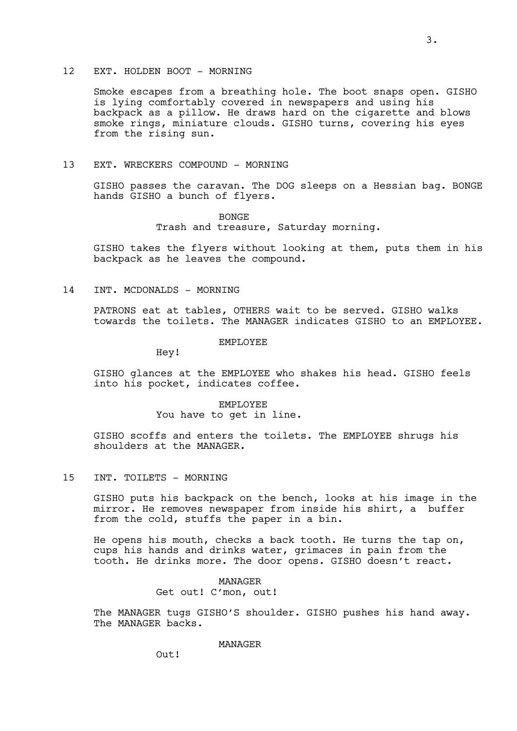12 EXT. HOLDEN BOOT - MORNING

Smoke escapes from a breathing hole. The boot snaps open. GISHO is lying comfortably covered in newspapers and using his backpack as a pillow. He draws hard on the cigarette and blows smoke rings, miniature clouds. GISHO turns, covering his eyes from the rising sun.

13 EXT. WRECKERS COMPOUND - MORNING

GISHO passes the caravan. The DOG sleeps on a Hessian bag. BONGE hands GISHO a bunch of flyers.

BONGE
Trash and treasure, Saturday morning.

GISHO takes the flyers without looking at them, puts them in his backpack as he leaves the compound.

14 INT. MCDONALDS - MORNING

PATRONS eat at tables, OTHERS wait to be served. GISHO walks towards the toilets. The MANAGER indicates GISHO to an EMPLOYEE.

EMPLOYEE
Hey!

GISHO glances at the EMPLOYEE who shakes his head. GISHO feels into his pocket, indicates coffee.

EMPLOYEE
You have to get in line.

GISHO scoffs and enters the toilets. The EMPLOYEE shrugs his shoulders at the MANAGER.

15 INT. TOILETS - MORNING

GISHO puts his backpack on the bench, looks at his image in the mirror. He removes newspaper from inside his shirt, a buffer from the cold, stuffs the paper in a bin.

He opens his mouth, checks a back tooth. He turns the tap on, cups his hands and drinks water, grimaces in pain from the tooth. He drinks more. The door opens. GISHO doesn't react.

MANAGER
Get out! C'mon, out!

The MANAGER tugs GISHO'S shoulder. GISHO pushes his hand away. The MANAGER backs.

MANAGER
Out!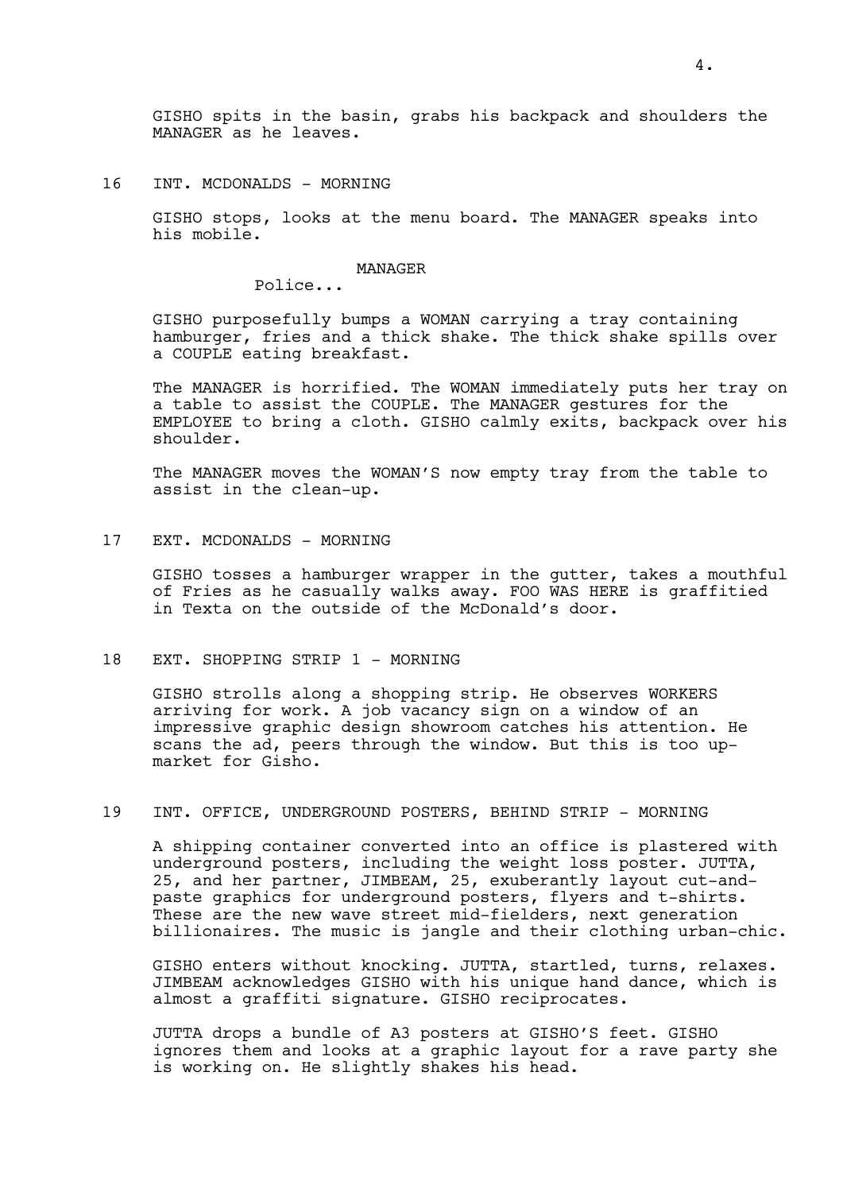GISHO spits in the basin, grabs his backpack and shoulders the MANAGER as he leaves.

16 INT. MCDONALDS - MORNING

GISHO stops, looks at the menu board. The MANAGER speaks into his mobile.

MANAGER
Police...

GISHO purposefully bumps a WOMAN carrying a tray containing hamburger, fries and a thick shake. The thick shake spills over a COUPLE eating breakfast.

The MANAGER is horrified. The WOMAN immediately puts her tray on a table to assist the COUPLE. The MANAGER gestures for the EMPLOYEE to bring a cloth. GISHO calmly exits, backpack over his shoulder.

The MANAGER moves the WOMAN'S now empty tray from the table to assist in the clean-up.

17 EXT. MCDONALDS - MORNING

GISHO tosses a hamburger wrapper in the gutter, takes a mouthful of Fries as he casually walks away. FOO WAS HERE is graffitied in Texta on the outside of the McDonald's door.

18 EXT. SHOPPING STRIP 1 - MORNING

GISHO strolls along a shopping strip. He observes WORKERS arriving for work. A job vacancy sign on a window of an impressive graphic design showroom catches his attention. He scans the ad, peers through the window. But this is too up-market for Gisho.

19 INT. OFFICE, UNDERGROUND POSTERS, BEHIND STRIP - MORNING

A shipping container converted into an office is plastered with underground posters, including the weight loss poster. JUTTA, 25, and her partner, JIMBEAM, 25, exuberantly layout cut-and-paste graphics for underground posters, flyers and t-shirts. These are the new wave street mid-fielders, next generation billionaires. The music is jangle and their clothing urban-chic.

GISHO enters without knocking. JUTTA, startled, turns, relaxes. JIMBEAM acknowledges GISHO with his unique hand dance, which is almost a graffiti signature. GISHO reciprocates.

JUTTA drops a bundle of A3 posters at GISHO'S feet. GISHO ignores them and looks at a graphic layout for a rave party she is working on. He slightly shakes his head.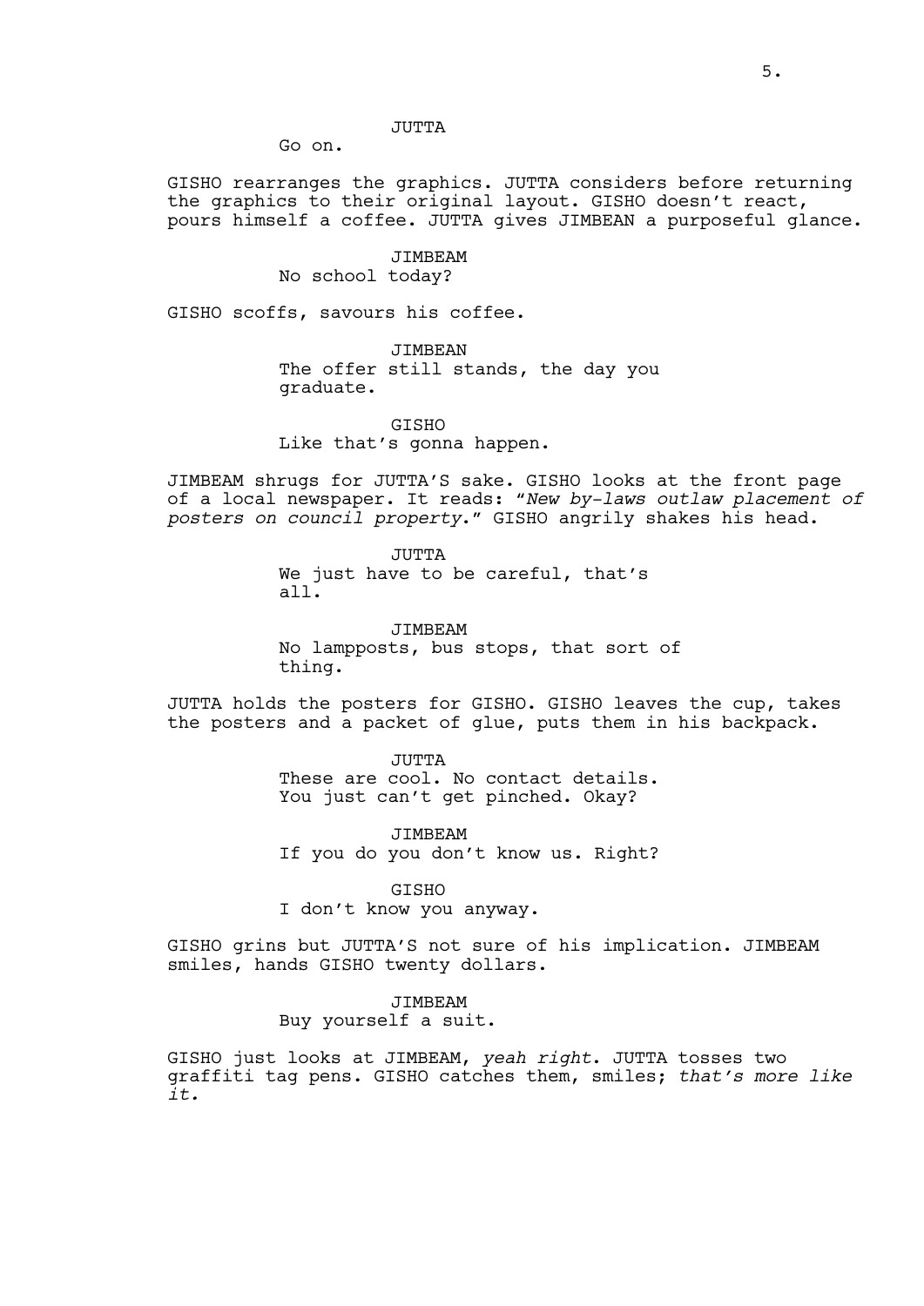JUTTA

Go on.

GISHO rearranges the graphics. JUTTA considers before returning the graphics to their original layout. GISHO doesn't react, pours himself a coffee. JUTTA gives JIMBEAN a purposeful glance.

JIMBEAM

No school today?

GISHO scoffs, savours his coffee.

JIMBEAN

The offer still stands, the day you graduate.

GISHO

Like that's gonna happen.

JIMBEAM shrugs for JUTTA'S sake. GISHO looks at the front page of a local newspaper. It reads: "*New by-laws outlaw placement of posters on council property.*" GISHO angrily shakes his head.

JUTTA

We just have to be careful, that's all.

JIMBEAM

No lampposts, bus stops, that sort of thing.

JUTTA holds the posters for GISHO. GISHO leaves the cup, takes the posters and a packet of glue, puts them in his backpack.

JUTTA

These are cool. No contact details. You just can't get pinched. Okay?

JIMBEAM

If you do you don't know us. Right?

GISHO

I don't know you anyway.

GISHO grins but JUTTA'S not sure of his implication. JIMBEAM smiles, hands GISHO twenty dollars.

JIMBEAM

Buy yourself a suit.

GISHO just looks at JIMBEAM, *yeah right*. JUTTA tosses two graffiti tag pens. GISHO catches them, smiles; *that's more like it.*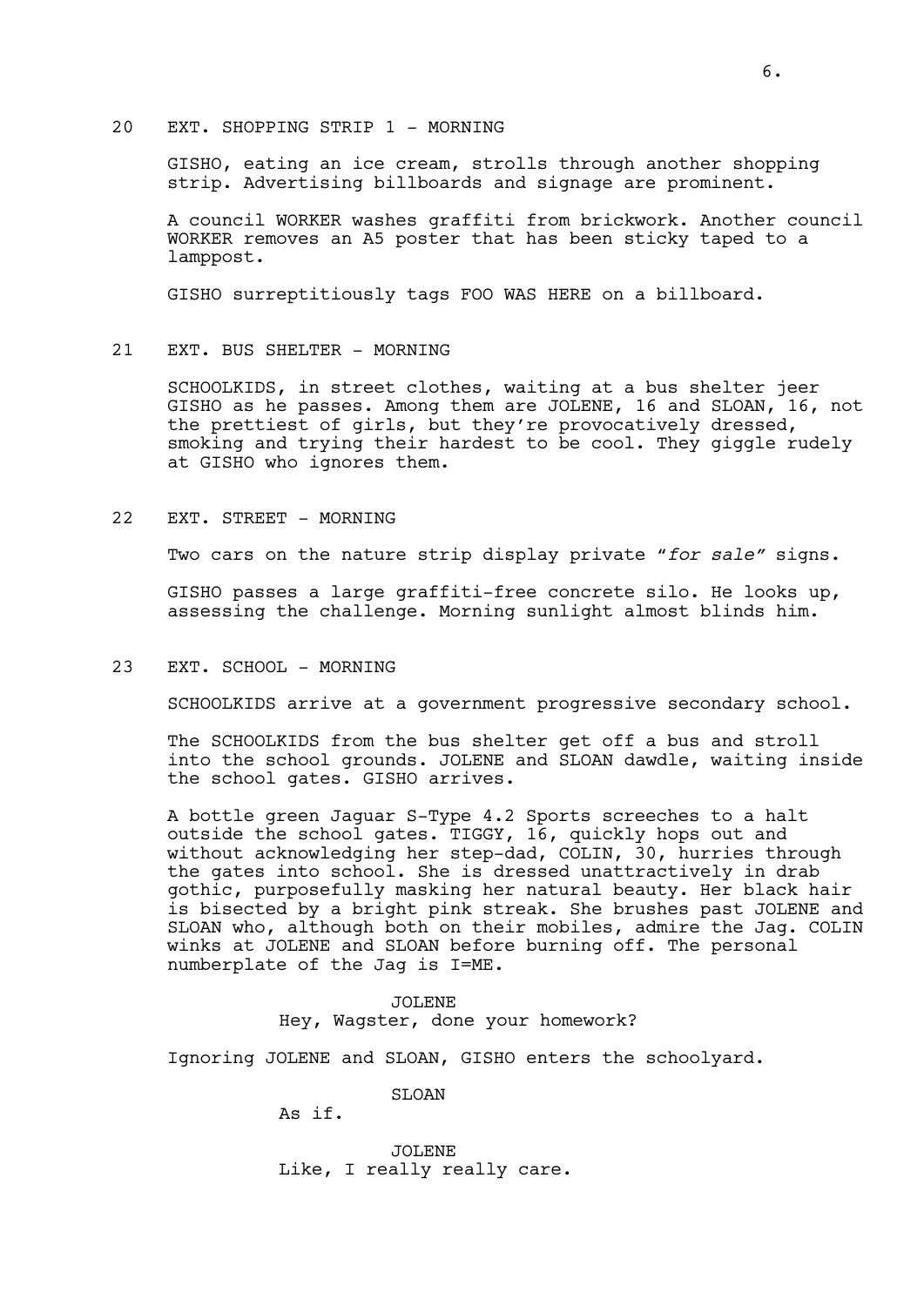20 EXT. SHOPPING STRIP 1 - MORNING

GISHO, eating an ice cream, strolls through another shopping strip. Advertising billboards and signage are prominent.

A council WORKER washes graffiti from brickwork. Another council WORKER removes an A5 poster that has been sticky taped to a lamppost.

GISHO surreptitiously tags FOO WAS HERE on a billboard.

21 EXT. BUS SHELTER - MORNING

SCHOOLKIDS, in street clothes, waiting at a bus shelter jeer GISHO as he passes. Among them are JOLENE, 16 and SLOAN, 16, not the prettiest of girls, but they're provocatively dressed, smoking and trying their hardest to be cool. They giggle rudely at GISHO who ignores them.

22 EXT. STREET - MORNING

Two cars on the nature strip display private "*for sale*" signs.

GISHO passes a large graffiti-free concrete silo. He looks up, assessing the challenge. Morning sunlight almost blinds him.

23 EXT. SCHOOL - MORNING

SCHOOLKIDS arrive at a government progressive secondary school.

The SCHOOLKIDS from the bus shelter get off a bus and stroll into the school grounds. JOLENE and SLOAN dawdle, waiting inside the school gates. GISHO arrives.

A bottle green Jaguar S-Type 4.2 Sports screeches to a halt outside the school gates. TIGGY, 16, quickly hops out and without acknowledging her step-dad, COLIN, 30, hurries through the gates into school. She is dressed unattractively in drab gothic, purposefully masking her natural beauty. Her black hair is bisected by a bright pink streak. She brushes past JOLENE and SLOAN who, although both on their mobiles, admire the Jag. COLIN winks at JOLENE and SLOAN before burning off. The personal numberplate of the Jag is I=ME.

JOLENE
Hey, Wagster, done your homework?

Ignoring JOLENE and SLOAN, GISHO enters the schoolyard.

SLOAN
As if.

JOLENE
Like, I really really care.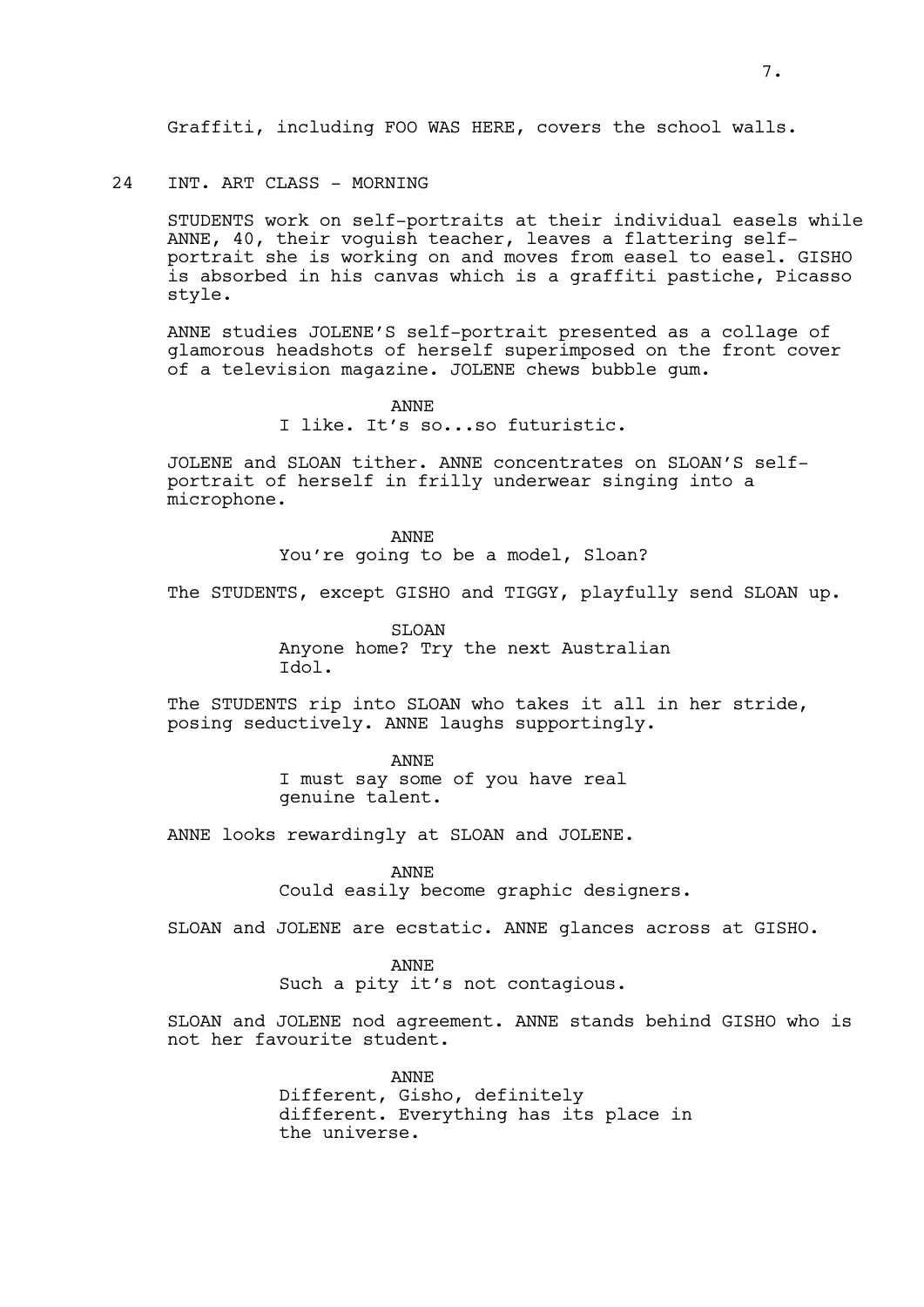Graffiti, including FOO WAS HERE, covers the school walls.

24 INT. ART CLASS - MORNING

STUDENTS work on self-portraits at their individual easels while ANNE, 40, their voguish teacher, leaves a flattering self-portrait she is working on and moves from easel to easel. GISHO is absorbed in his canvas which is a graffiti pastiche, Picasso style.

ANNE studies JOLENE'S self-portrait presented as a collage of glamorous headshots of herself superimposed on the front cover of a television magazine. JOLENE chews bubble gum.

ANNE
I like. It's so...so futuristic.

JOLENE and SLOAN tither. ANNE concentrates on SLOAN'S self-portrait of herself in frilly underwear singing into a microphone.

ANNE
You're going to be a model, Sloan?

The STUDENTS, except GISHO and TIGGY, playfully send SLOAN up.

SLOAN
Anyone home? Try the next Australian Idol.

The STUDENTS rip into SLOAN who takes it all in her stride, posing seductively. ANNE laughs supportingly.

ANNE
I must say some of you have real genuine talent.

ANNE looks rewardingly at SLOAN and JOLENE.

ANNE
Could easily become graphic designers.

SLOAN and JOLENE are ecstatic. ANNE glances across at GISHO.

ANNE
Such a pity it's not contagious.

SLOAN and JOLENE nod agreement. ANNE stands behind GISHO who is not her favourite student.

ANNE
Different, Gisho, definitely different. Everything has its place in the universe.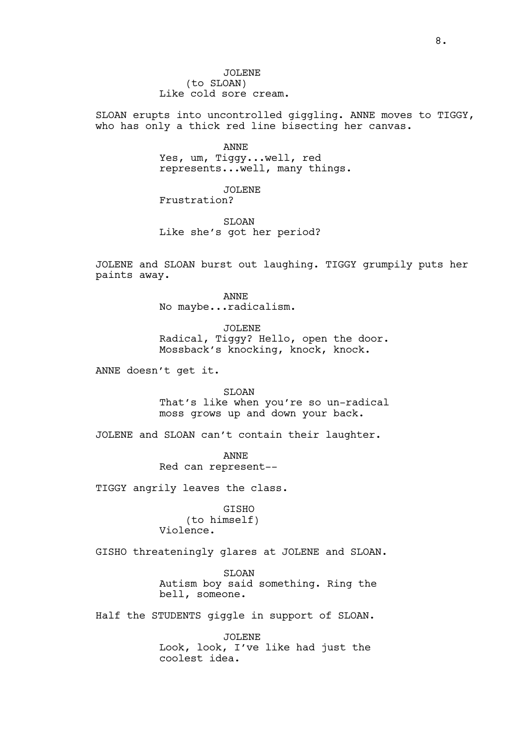JOLENE
(to SLOAN)
Like cold sore cream.

SLOAN erupts into uncontrolled giggling. ANNE moves to TIGGY, who has only a thick red line bisecting her canvas.

ANNE
Yes, um, Tiggy...well, red represents...well, many things.

JOLENE
Frustration?

SLOAN
Like she's got her period?

JOLENE and SLOAN burst out laughing. TIGGY grumpily puts her paints away.

ANNE
No maybe...radicalism.

JOLENE
Radical, Tiggy? Hello, open the door. Mossback's knocking, knock, knock.

ANNE doesn't get it.

SLOAN
That's like when you're so un-radical moss grows up and down your back.

JOLENE and SLOAN can't contain their laughter.

ANNE
Red can represent--

TIGGY angrily leaves the class.

GISHO
(to himself)
Violence.

GISHO threateningly glares at JOLENE and SLOAN.

SLOAN
Autism boy said something. Ring the bell, someone.

Half the STUDENTS giggle in support of SLOAN.

JOLENE
Look, look, I've like had just the coolest idea.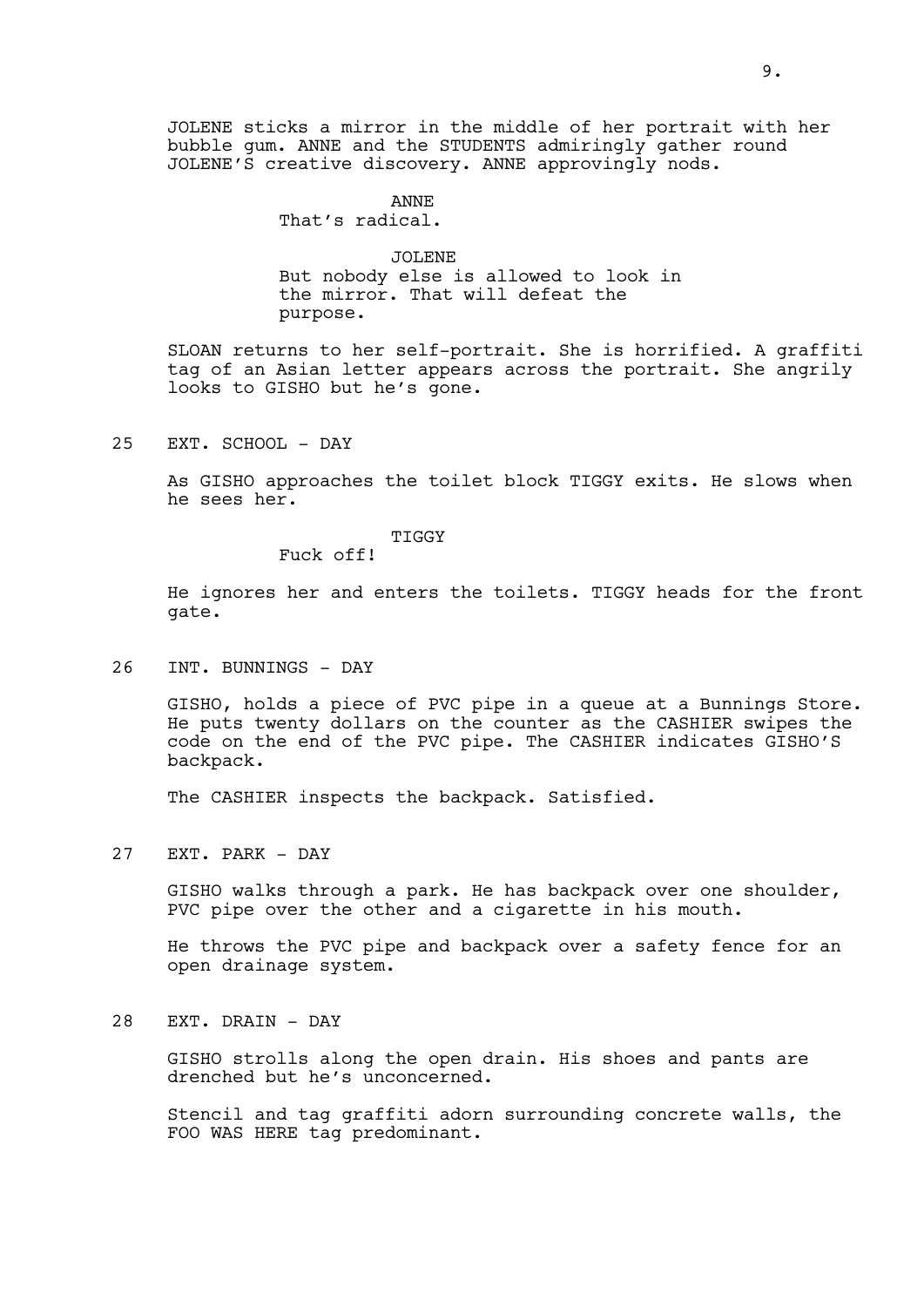JOLENE sticks a mirror in the middle of her portrait with her bubble gum. ANNE and the STUDENTS admiringly gather round JOLENE'S creative discovery. ANNE approvingly nods.

ANNE
That's radical.

JOLENE
But nobody else is allowed to look in the mirror. That will defeat the purpose.

SLOAN returns to her self-portrait. She is horrified. A graffiti tag of an Asian letter appears across the portrait. She angrily looks to GISHO but he's gone.

25 EXT. SCHOOL - DAY

As GISHO approaches the toilet block TIGGY exits. He slows when he sees her.

TIGGY
Fuck off!

He ignores her and enters the toilets. TIGGY heads for the front gate.

26 INT. BUNNINGS - DAY

GISHO, holds a piece of PVC pipe in a queue at a Bunnings Store. He puts twenty dollars on the counter as the CASHIER swipes the code on the end of the PVC pipe. The CASHIER indicates GISHO'S backpack.

The CASHIER inspects the backpack. Satisfied.

27 EXT. PARK - DAY

GISHO walks through a park. He has backpack over one shoulder, PVC pipe over the other and a cigarette in his mouth.

He throws the PVC pipe and backpack over a safety fence for an open drainage system.

28 EXT. DRAIN - DAY

GISHO strolls along the open drain. His shoes and pants are drenched but he's unconcerned.

Stencil and tag graffiti adorn surrounding concrete walls, the FOO WAS HERE tag predominant.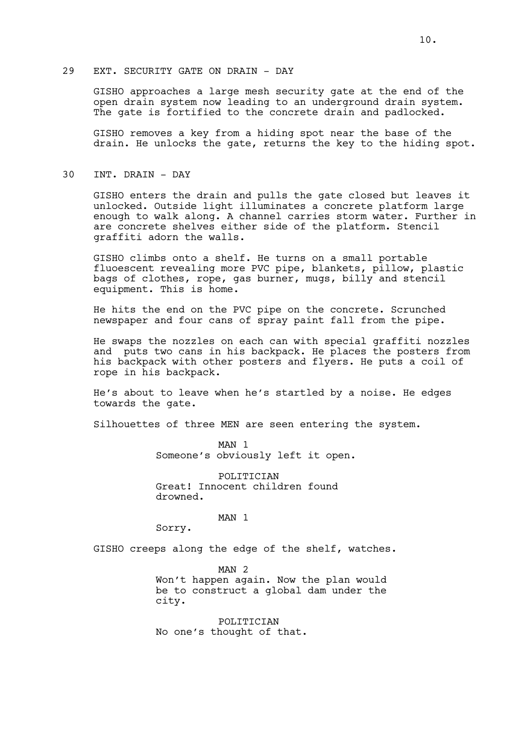29 EXT. SECURITY GATE ON DRAIN - DAY

GISHO approaches a large mesh security gate at the end of the open drain system now leading to an underground drain system. The gate is fortified to the concrete drain and padlocked.

GISHO removes a key from a hiding spot near the base of the drain. He unlocks the gate, returns the key to the hiding spot.

30 INT. DRAIN - DAY

GISHO enters the drain and pulls the gate closed but leaves it unlocked. Outside light illuminates a concrete platform large enough to walk along. A channel carries storm water. Further in are concrete shelves either side of the platform. Stencil graffiti adorn the walls.

GISHO climbs onto a shelf. He turns on a small portable fluoescent revealing more PVC pipe, blankets, pillow, plastic bags of clothes, rope, gas burner, mugs, billy and stencil equipment. This is home.

He hits the end on the PVC pipe on the concrete. Scrunched newspaper and four cans of spray paint fall from the pipe.

He swaps the nozzles on each can with special graffiti nozzles and puts two cans in his backpack. He places the posters from his backpack with other posters and flyers. He puts a coil of rope in his backpack.

He's about to leave when he's startled by a noise. He edges towards the gate.

Silhouettes of three MEN are seen entering the system.

MAN 1
Someone's obviously left it open.

POLITICIAN
Great! Innocent children found drowned.

MAN 1
Sorry.

GISHO creeps along the edge of the shelf, watches.

MAN 2
Won't happen again. Now the plan would be to construct a global dam under the city.

POLITICIAN
No one's thought of that.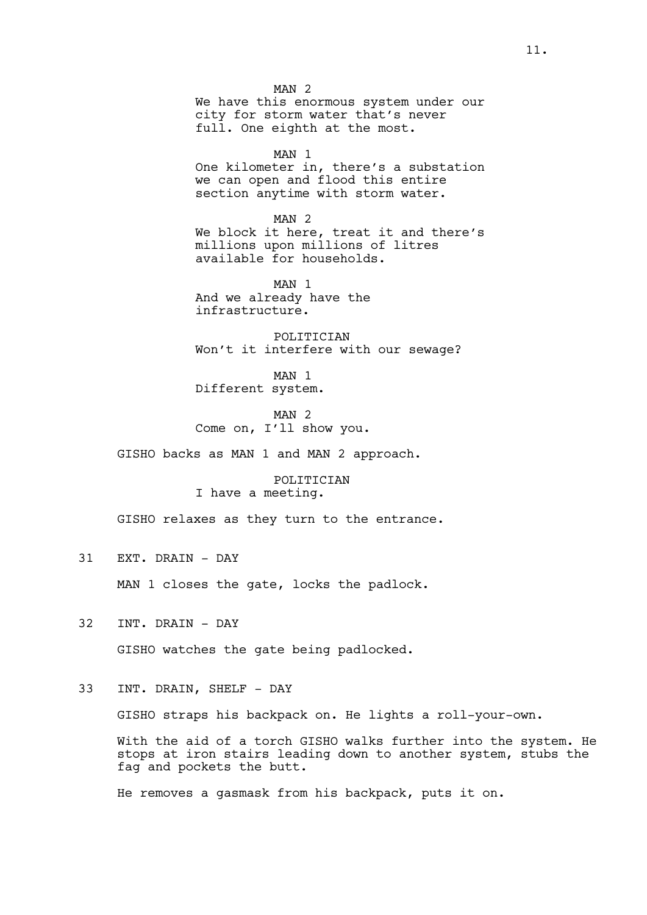MAN 2
We have this enormous system under our city for storm water that's never full. One eighth at the most.

MAN 1
One kilometer in, there's a substation we can open and flood this entire section anytime with storm water.

MAN 2
We block it here, treat it and there's millions upon millions of litres available for households.

MAN 1
And we already have the infrastructure.

POLITICIAN
Won't it interfere with our sewage?

MAN 1
Different system.

MAN 2
Come on, I'll show you.

GISHO backs as MAN 1 and MAN 2 approach.

POLITICIAN
I have a meeting.

GISHO relaxes as they turn to the entrance.

31 EXT. DRAIN - DAY

MAN 1 closes the gate, locks the padlock.

32 INT. DRAIN - DAY

GISHO watches the gate being padlocked.

33 INT. DRAIN, SHELF - DAY

GISHO straps his backpack on. He lights a roll-your-own.

With the aid of a torch GISHO walks further into the system. He stops at iron stairs leading down to another system, stubs the fag and pockets the butt.

He removes a gasmask from his backpack, puts it on.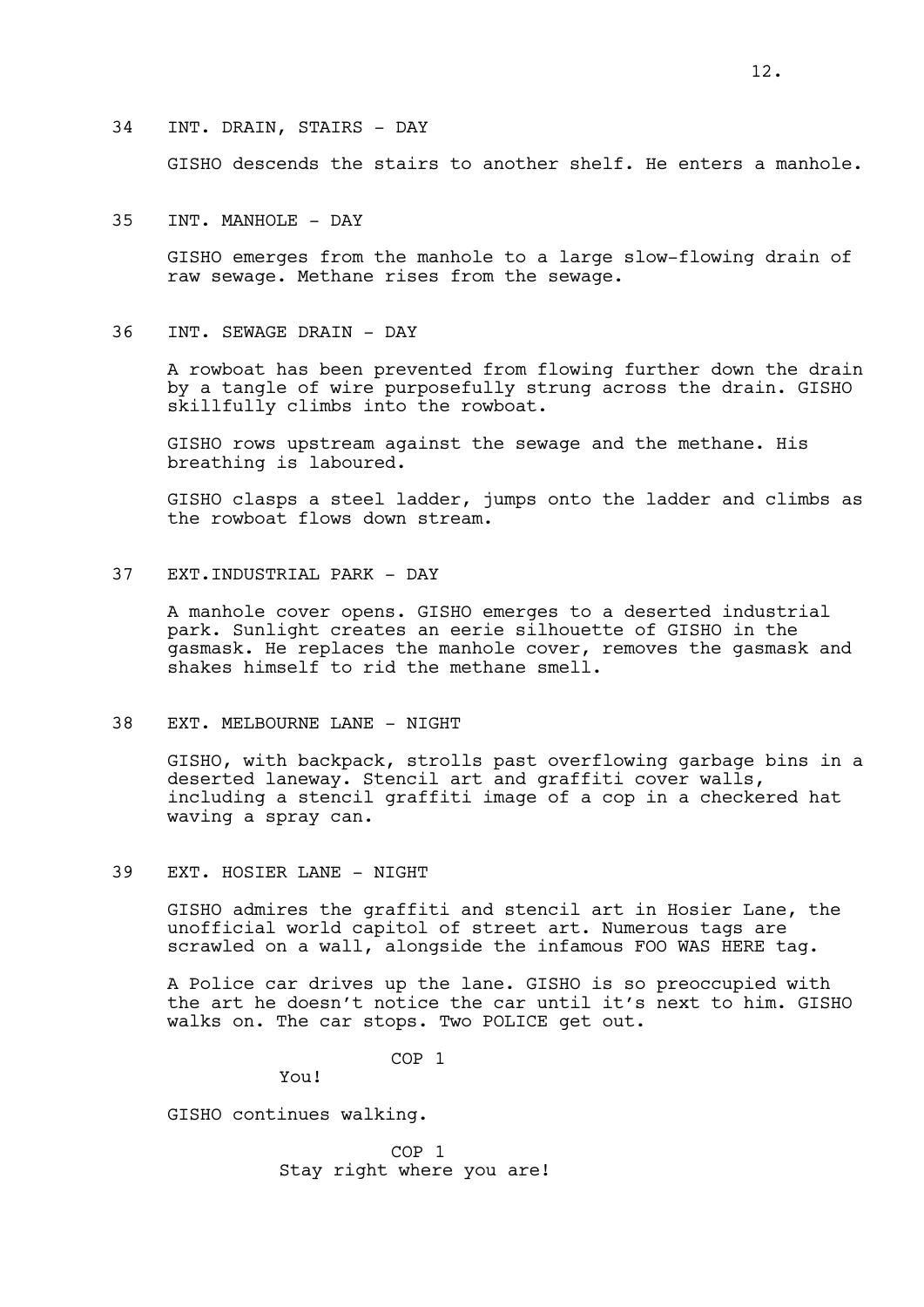34 INT. DRAIN, STAIRS - DAY

GISHO descends the stairs to another shelf. He enters a manhole.

35 INT. MANHOLE - DAY

GISHO emerges from the manhole to a large slow-flowing drain of raw sewage. Methane rises from the sewage.

36 INT. SEWAGE DRAIN - DAY

A rowboat has been prevented from flowing further down the drain by a tangle of wire purposefully strung across the drain. GISHO skillfully climbs into the rowboat.

GISHO rows upstream against the sewage and the methane. His breathing is laboured.

GISHO clasps a steel ladder, jumps onto the ladder and climbs as the rowboat flows down stream.

37 EXT.INDUSTRIAL PARK - DAY

A manhole cover opens. GISHO emerges to a deserted industrial park. Sunlight creates an eerie silhouette of GISHO in the gasmask. He replaces the manhole cover, removes the gasmask and shakes himself to rid the methane smell.

38 EXT. MELBOURNE LANE - NIGHT

GISHO, with backpack, strolls past overflowing garbage bins in a deserted laneway. Stencil art and graffiti cover walls, including a stencil graffiti image of a cop in a checkered hat waving a spray can.

39 EXT. HOSIER LANE - NIGHT

GISHO admires the graffiti and stencil art in Hosier Lane, the unofficial world capitol of street art. Numerous tags are scrawled on a wall, alongside the infamous FOO WAS HERE tag.

A Police car drives up the lane. GISHO is so preoccupied with the art he doesn't notice the car until it's next to him. GISHO walks on. The car stops. Two POLICE get out.

COP 1
You!

GISHO continues walking.

COP 1
Stay right where you are!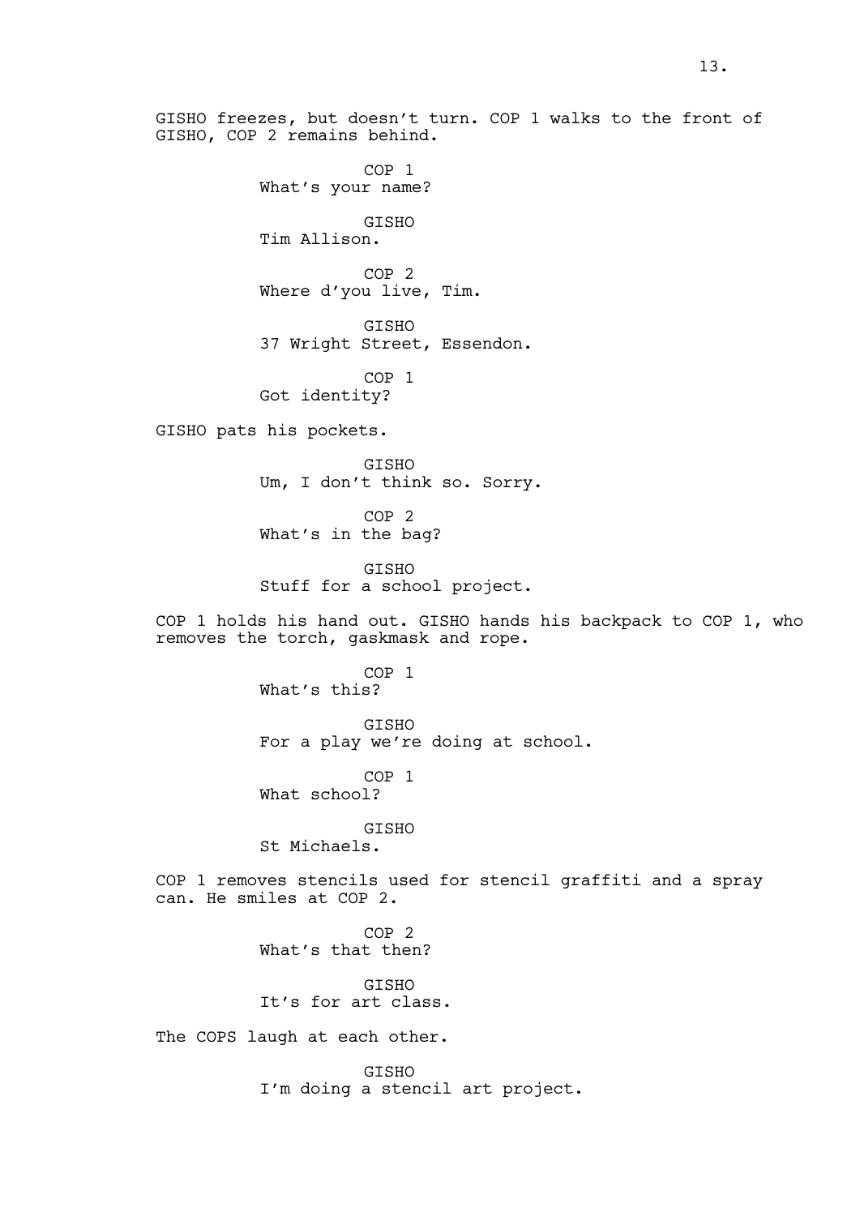GISHO freezes, but doesn't turn. COP 1 walks to the front of GISHO, COP 2 remains behind.

COP 1
What's your name?

GISHO
Tim Allison.

COP 2
Where d'you live, Tim.

GISHO
37 Wright Street, Essendon.

COP 1
Got identity?

GISHO pats his pockets.

GISHO
Um, I don't think so. Sorry.

COP 2
What's in the bag?

GISHO
Stuff for a school project.

COP 1 holds his hand out. GISHO hands his backpack to COP 1, who removes the torch, gaskmask and rope.

COP 1
What's this?

GISHO
For a play we're doing at school.

COP 1
What school?

GISHO
St Michaels.

COP 1 removes stencils used for stencil graffiti and a spray can. He smiles at COP 2.

COP 2
What's that then?

GISHO
It's for art class.

The COPS laugh at each other.

GISHO
I'm doing a stencil art project.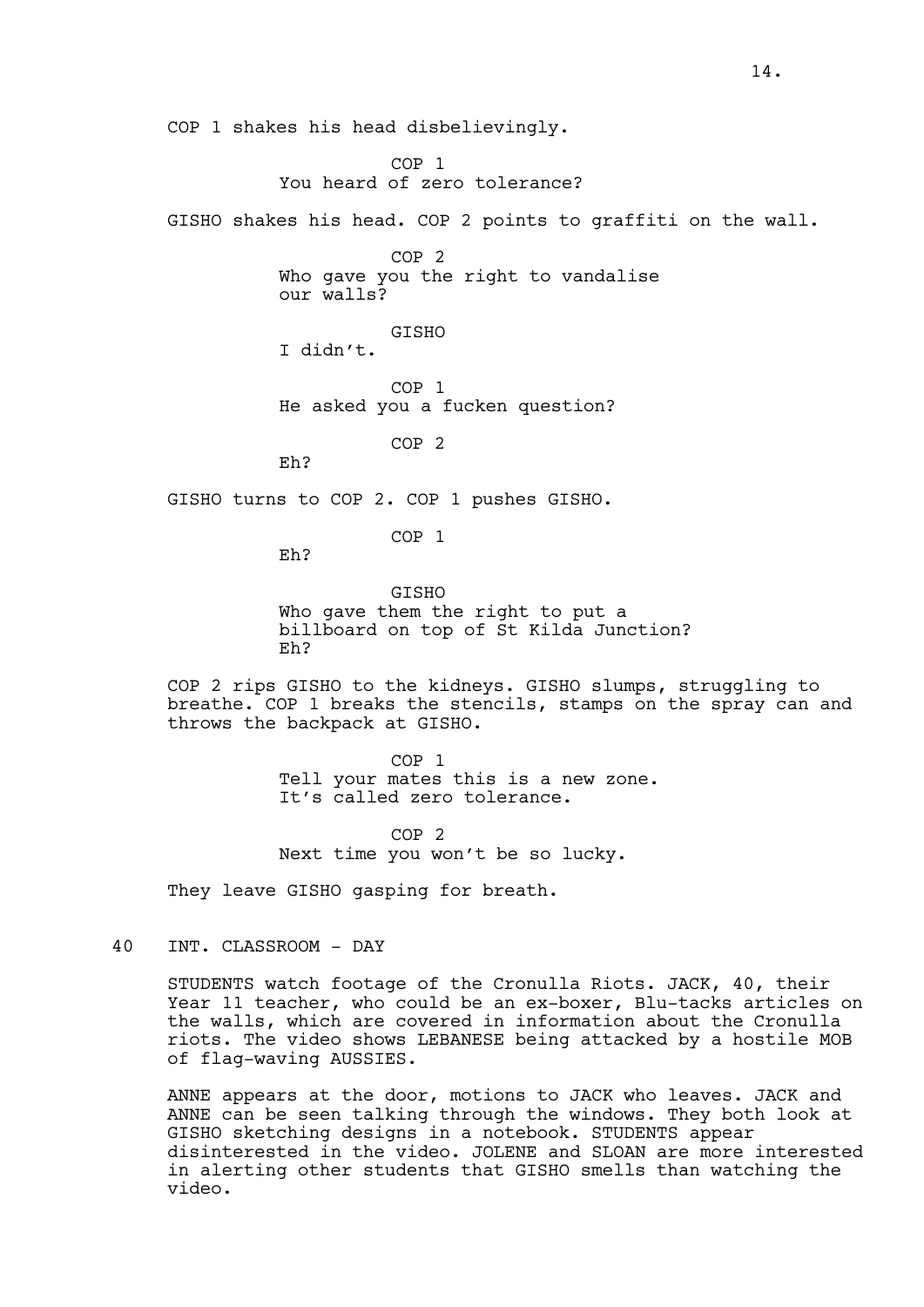COP 1 shakes his head disbelievingly.

COP 1
You heard of zero tolerance?

GISHO shakes his head. COP 2 points to graffiti on the wall.

COP 2
Who gave you the right to vandalise our walls?

GISHO
I didn't.

COP 1
He asked you a fucken question?

COP 2
Eh?

GISHO turns to COP 2. COP 1 pushes GISHO.

COP 1
Eh?

GISHO
Who gave them the right to put a billboard on top of St Kilda Junction? Eh?

COP 2 rips GISHO to the kidneys. GISHO slumps, struggling to breathe. COP 1 breaks the stencils, stamps on the spray can and throws the backpack at GISHO.

COP 1
Tell your mates this is a new zone. It's called zero tolerance.

COP 2
Next time you won't be so lucky.

They leave GISHO gasping for breath.

40 INT. CLASSROOM - DAY

STUDENTS watch footage of the Cronulla Riots. JACK, 40, their Year 11 teacher, who could be an ex-boxer, Blu-tacks articles on the walls, which are covered in information about the Cronulla riots. The video shows LEBANESE being attacked by a hostile MOB of flag-waving AUSSIES.

ANNE appears at the door, motions to JACK who leaves. JACK and ANNE can be seen talking through the windows. They both look at GISHO sketching designs in a notebook. STUDENTS appear disinterested in the video. JOLENE and SLOAN are more interested in alerting other students that GISHO smells than watching the video.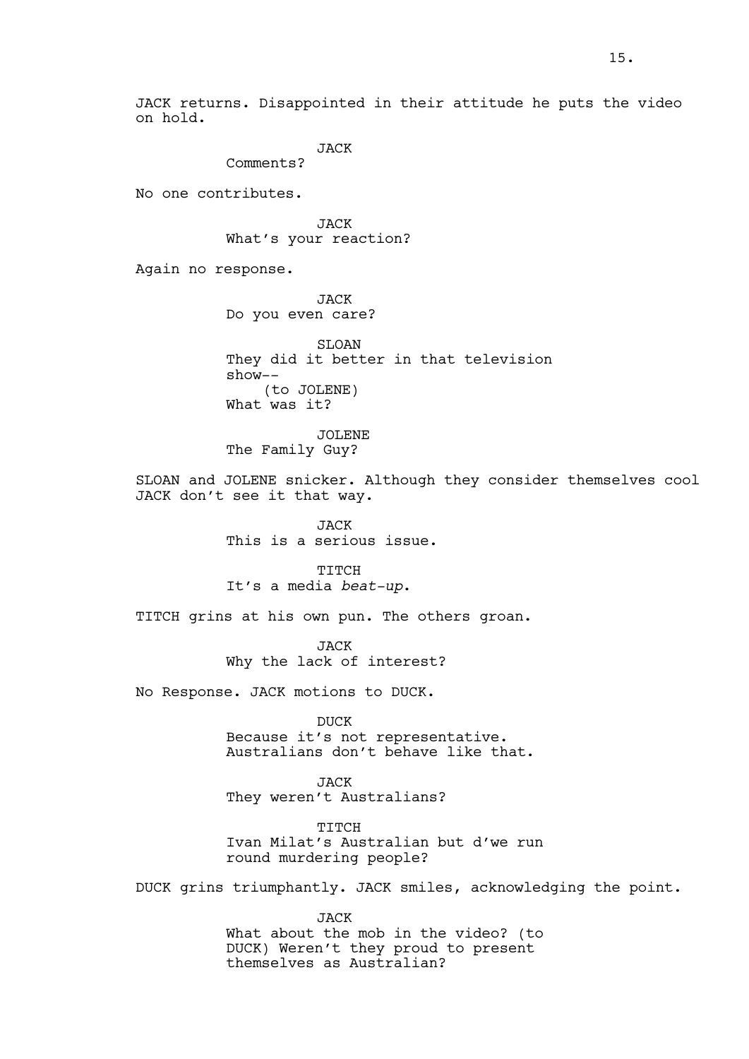JACK returns. Disappointed in their attitude he puts the video on hold.

JACK
Comments?

No one contributes.

JACK
What's your reaction?

Again no response.

JACK
Do you even care?

SLOAN
They did it better in that television show--
(to JOLENE)
What was it?

JOLENE
The Family Guy?

SLOAN and JOLENE snicker. Although they consider themselves cool JACK don't see it that way.

JACK
This is a serious issue.

TITCH
It's a media *beat-up*.

TITCH grins at his own pun. The others groan.

JACK
Why the lack of interest?

No Response. JACK motions to DUCK.

DUCK
Because it's not representative. Australians don't behave like that.

JACK
They weren't Australians?

TITCH
Ivan Milat's Australian but d'we run round murdering people?

DUCK grins triumphantly. JACK smiles, acknowledging the point.

JACK
What about the mob in the video? (to DUCK) Weren't they proud to present themselves as Australian?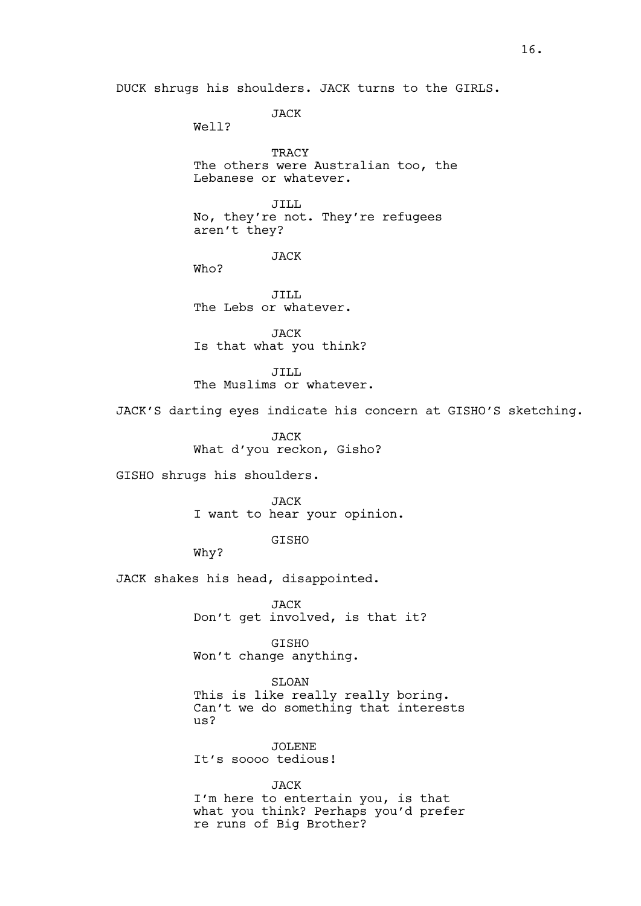DUCK shrugs his shoulders. JACK turns to the GIRLS.

JACK
Well?

TRACY
The others were Australian too, the Lebanese or whatever.

JILL
No, they're not. They're refugees aren't they?

JACK
Who?

JILL
The Lebs or whatever.

JACK
Is that what you think?

JILL
The Muslims or whatever.

JACK'S darting eyes indicate his concern at GISHO'S sketching.

JACK
What d'you reckon, Gisho?

GISHO shrugs his shoulders.

JACK
I want to hear your opinion.

GISHO
Why?

JACK shakes his head, disappointed.

JACK
Don't get involved, is that it?

GISHO
Won't change anything.

SLOAN
This is like really really boring. Can't we do something that interests us?

JOLENE
It's soooo tedious!

JACK
I'm here to entertain you, is that what you think? Perhaps you'd prefer re runs of Big Brother?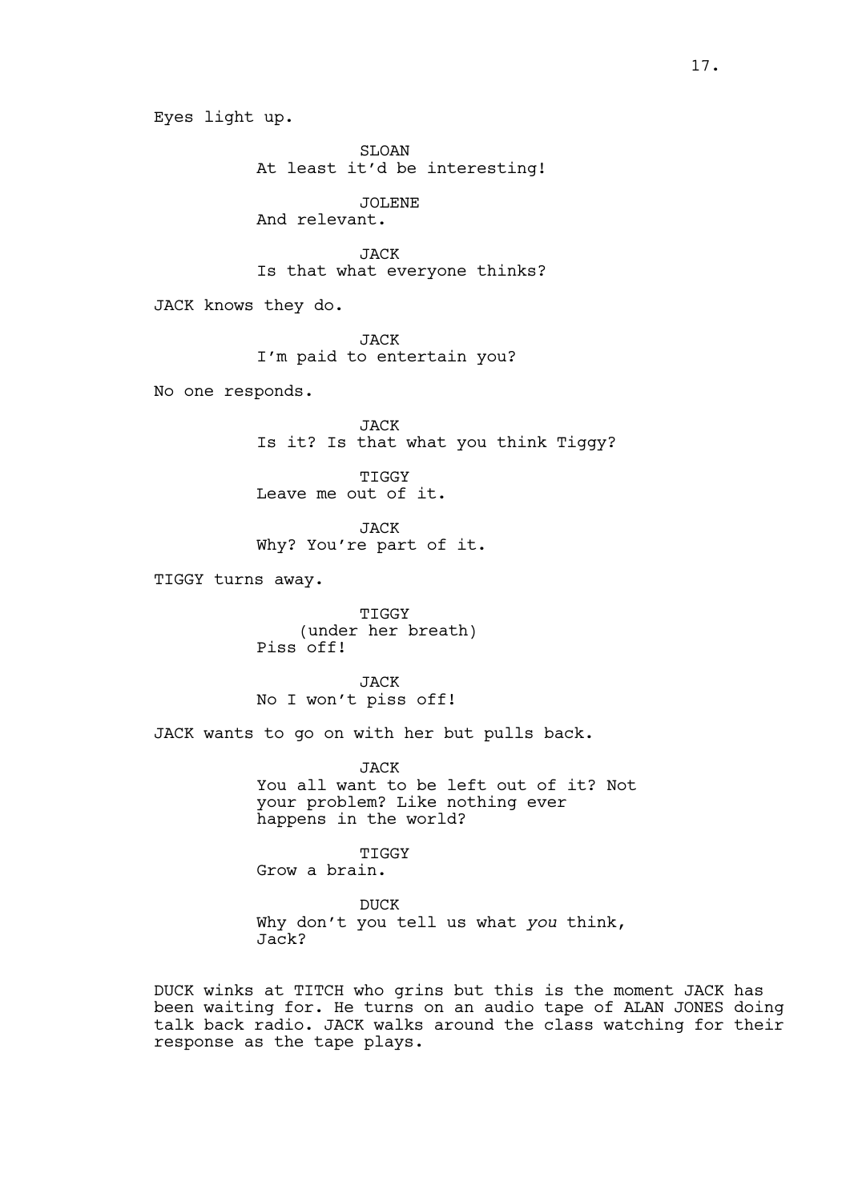Eyes light up.

SLOAN
At least it'd be interesting!

JOLENE
And relevant.

JACK
Is that what everyone thinks?

JACK knows they do.

JACK
I'm paid to entertain you?

No one responds.

JACK
Is it? Is that what you think Tiggy?

TIGGY
Leave me out of it.

JACK
Why? You're part of it.

TIGGY turns away.

TIGGY
(under her breath)
Piss off!

JACK
No I won't piss off!

JACK wants to go on with her but pulls back.

JACK
You all want to be left out of it? Not your problem? Like nothing ever happens in the world?

TIGGY
Grow a brain.

DUCK
Why don't you tell us what *you* think, Jack?

DUCK winks at TITCH who grins but this is the moment JACK has been waiting for. He turns on an audio tape of ALAN JONES doing talk back radio. JACK walks around the class watching for their response as the tape plays.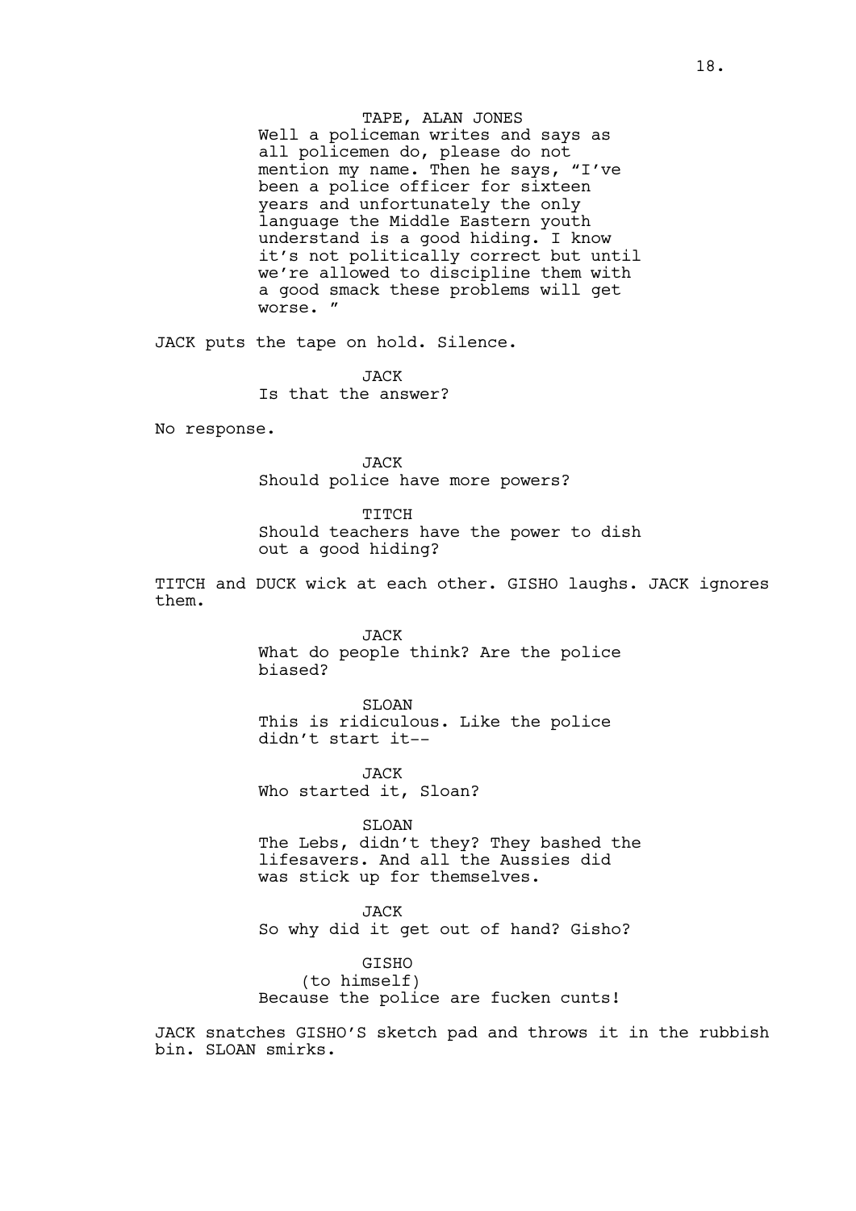TAPE, ALAN JONES

Well a policeman writes and says as all policemen do, please do not mention my name. Then he says, "I've been a police officer for sixteen years and unfortunately the only language the Middle Eastern youth understand is a good hiding. I know it's not politically correct but until we're allowed to discipline them with a good smack these problems will get worse. "

JACK puts the tape on hold. Silence.

JACK

Is that the answer?

No response.

JACK

Should police have more powers?

TITCH

Should teachers have the power to dish out a good hiding?

TITCH and DUCK wick at each other. GISHO laughs. JACK ignores them.

JACK

What do people think? Are the police biased?

SLOAN

This is ridiculous. Like the police didn't start it--

JACK

Who started it, Sloan?

SLOAN

The Lebs, didn't they? They bashed the lifesavers. And all the Aussies did was stick up for themselves.

JACK

So why did it get out of hand? Gisho?

GISHO

(to himself)

Because the police are fucken cunts!

JACK snatches GISHO'S sketch pad and throws it in the rubbish bin. SLOAN smirks.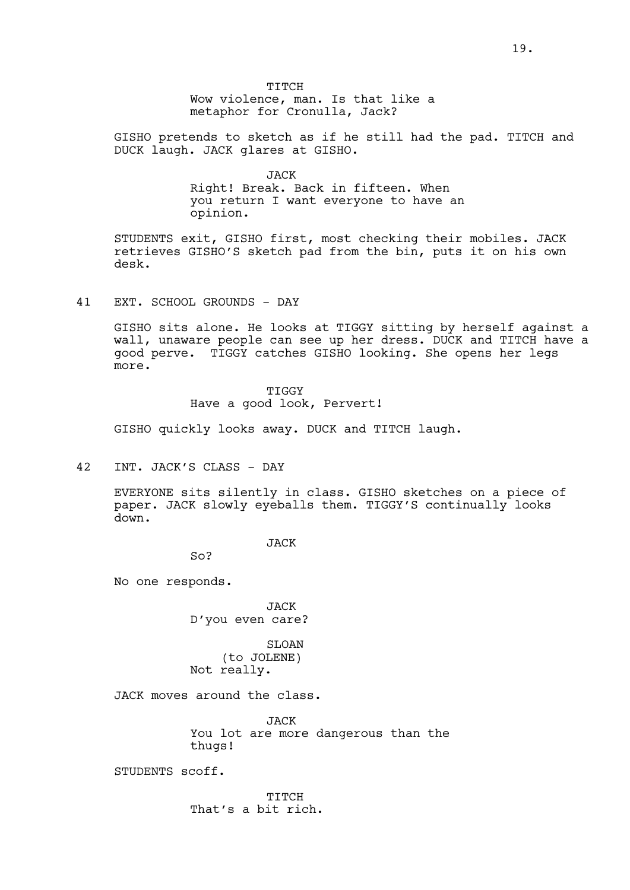TITCH
Wow violence, man. Is that like a metaphor for Cronulla, Jack?

GISHO pretends to sketch as if he still had the pad. TITCH and DUCK laugh. JACK glares at GISHO.

JACK
Right! Break. Back in fifteen. When you return I want everyone to have an opinion.

STUDENTS exit, GISHO first, most checking their mobiles. JACK retrieves GISHO'S sketch pad from the bin, puts it on his own desk.

41 EXT. SCHOOL GROUNDS - DAY

GISHO sits alone. He looks at TIGGY sitting by herself against a wall, unaware people can see up her dress. DUCK and TITCH have a good perve. TIGGY catches GISHO looking. She opens her legs more.

TIGGY
Have a good look, Pervert!

GISHO quickly looks away. DUCK and TITCH laugh.

42 INT. JACK'S CLASS - DAY

EVERYONE sits silently in class. GISHO sketches on a piece of paper. JACK slowly eyeballs them. TIGGY'S continually looks down.

JACK
So?

No one responds.

JACK
D'you even care?

SLOAN
(to JOLENE)
Not really.

JACK moves around the class.

JACK
You lot are more dangerous than the thugs!

STUDENTS scoff.

TITCH
That's a bit rich.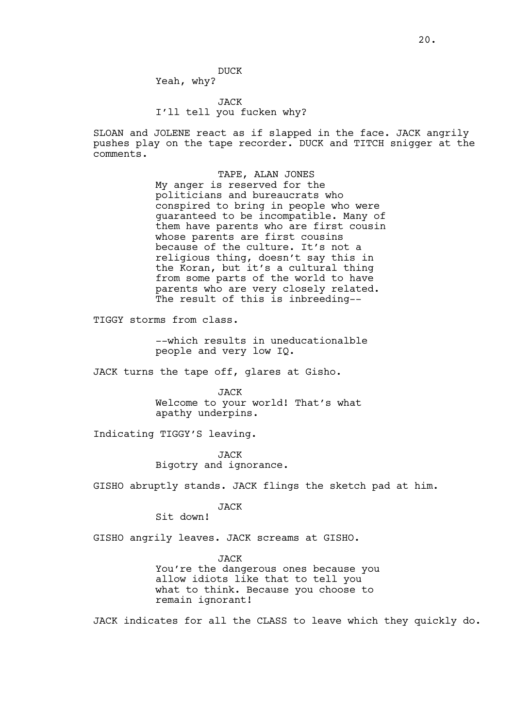DUCK
Yeah, why?

JACK
I'll tell you fucken why?

SLOAN and JOLENE react as if slapped in the face. JACK angrily pushes play on the tape recorder. DUCK and TITCH snigger at the comments.

TAPE, ALAN JONES
My anger is reserved for the politicians and bureaucrats who conspired to bring in people who were guaranteed to be incompatible. Many of them have parents who are first cousin whose parents are first cousins because of the culture. It's not a religious thing, doesn't say this in the Koran, but it's a cultural thing from some parts of the world to have parents who are very closely related. The result of this is inbreeding--

TIGGY storms from class.

--which results in uneducationalble people and very low IQ.

JACK turns the tape off, glares at Gisho.

JACK
Welcome to your world! That's what apathy underpins.

Indicating TIGGY'S leaving.

JACK
Bigotry and ignorance.

GISHO abruptly stands. JACK flings the sketch pad at him.

JACK
Sit down!

GISHO angrily leaves. JACK screams at GISHO.

JACK
You're the dangerous ones because you allow idiots like that to tell you what to think. Because you choose to remain ignorant!

JACK indicates for all the CLASS to leave which they quickly do.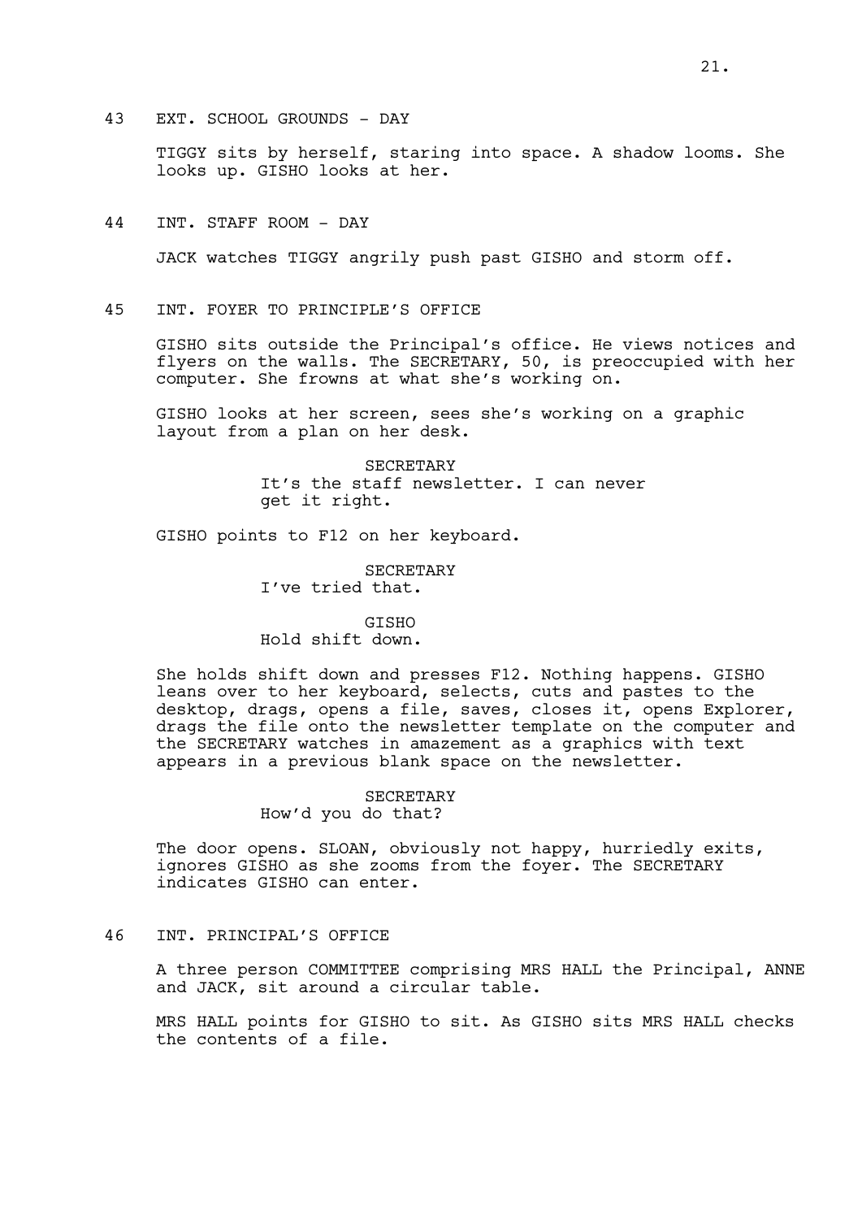43 EXT. SCHOOL GROUNDS - DAY

TIGGY sits by herself, staring into space. A shadow looms. She looks up. GISHO looks at her.

44 INT. STAFF ROOM - DAY

JACK watches TIGGY angrily push past GISHO and storm off.

45 INT. FOYER TO PRINCIPLE'S OFFICE

GISHO sits outside the Principal's office. He views notices and flyers on the walls. The SECRETARY, 50, is preoccupied with her computer. She frowns at what she's working on.

GISHO looks at her screen, sees she's working on a graphic layout from a plan on her desk.

SECRETARY
It's the staff newsletter. I can never get it right.

GISHO points to F12 on her keyboard.

SECRETARY
I've tried that.

GISHO
Hold shift down.

She holds shift down and presses F12. Nothing happens. GISHO leans over to her keyboard, selects, cuts and pastes to the desktop, drags, opens a file, saves, closes it, opens Explorer, drags the file onto the newsletter template on the computer and the SECRETARY watches in amazement as a graphics with text appears in a previous blank space on the newsletter.

SECRETARY
How'd you do that?

The door opens. SLOAN, obviously not happy, hurriedly exits, ignores GISHO as she zooms from the foyer. The SECRETARY indicates GISHO can enter.

46 INT. PRINCIPAL'S OFFICE

A three person COMMITTEE comprising MRS HALL the Principal, ANNE and JACK, sit around a circular table.

MRS HALL points for GISHO to sit. As GISHO sits MRS HALL checks the contents of a file.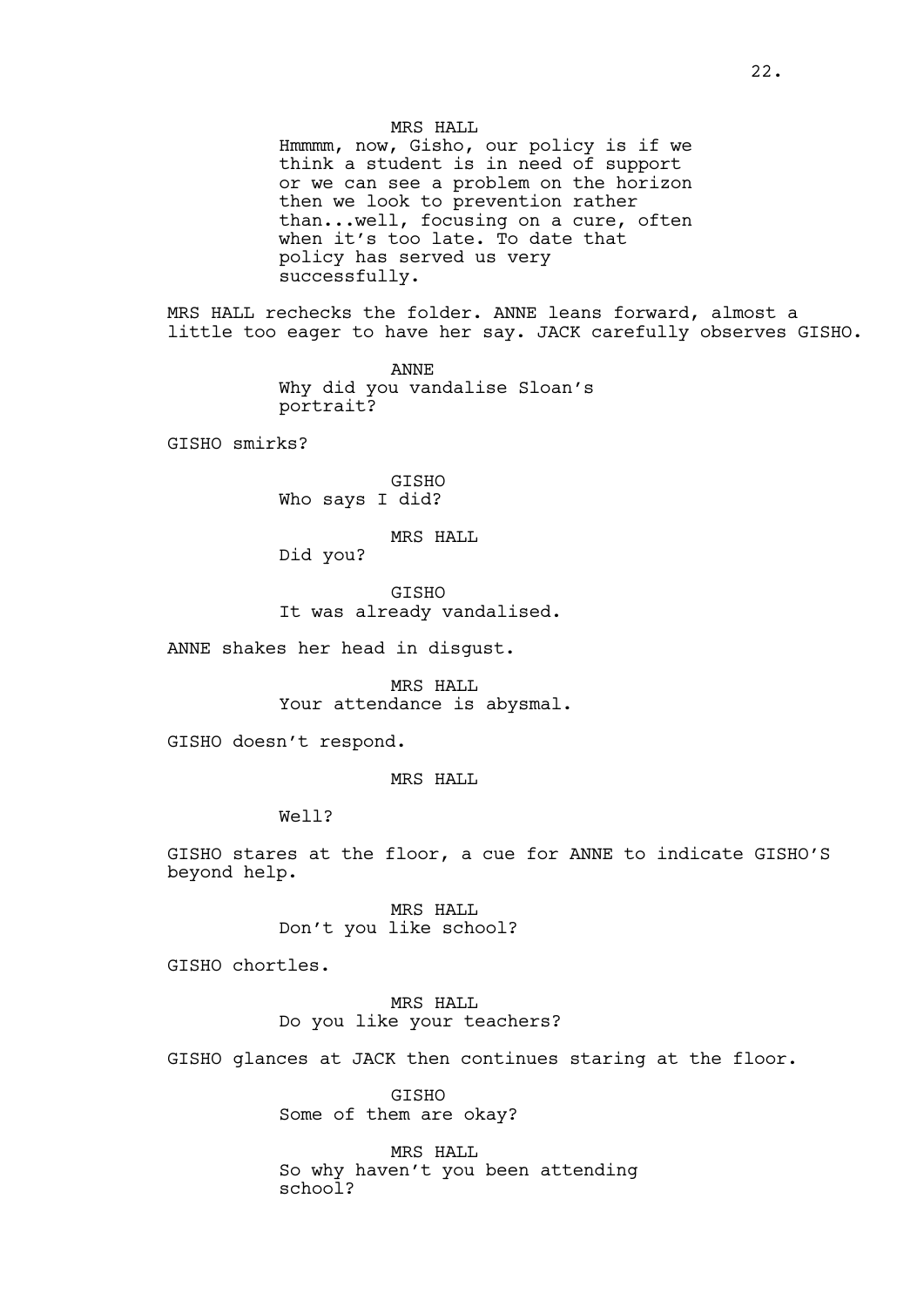MRS HALL

Hmmmm, now, Gisho, our policy is if we think a student is in need of support or we can see a problem on the horizon then we look to prevention rather than...well, focusing on a cure, often when it's too late. To date that policy has served us very successfully.

MRS HALL rechecks the folder. ANNE leans forward, almost a little too eager to have her say. JACK carefully observes GISHO.

ANNE

Why did you vandalise Sloan's portrait?

GISHO smirks?

GISHO

Who says I did?

MRS HALL

Did you?

GISHO

It was already vandalised.

ANNE shakes her head in disgust.

MRS HALL

Your attendance is abysmal.

GISHO doesn't respond.

MRS HALL

Well?

GISHO stares at the floor, a cue for ANNE to indicate GISHO'S beyond help.

MRS HALL

Don't you like school?

GISHO chortles.

MRS HALL

Do you like your teachers?

GISHO glances at JACK then continues staring at the floor.

GISHO

Some of them are okay?

MRS HALL

So why haven't you been attending school?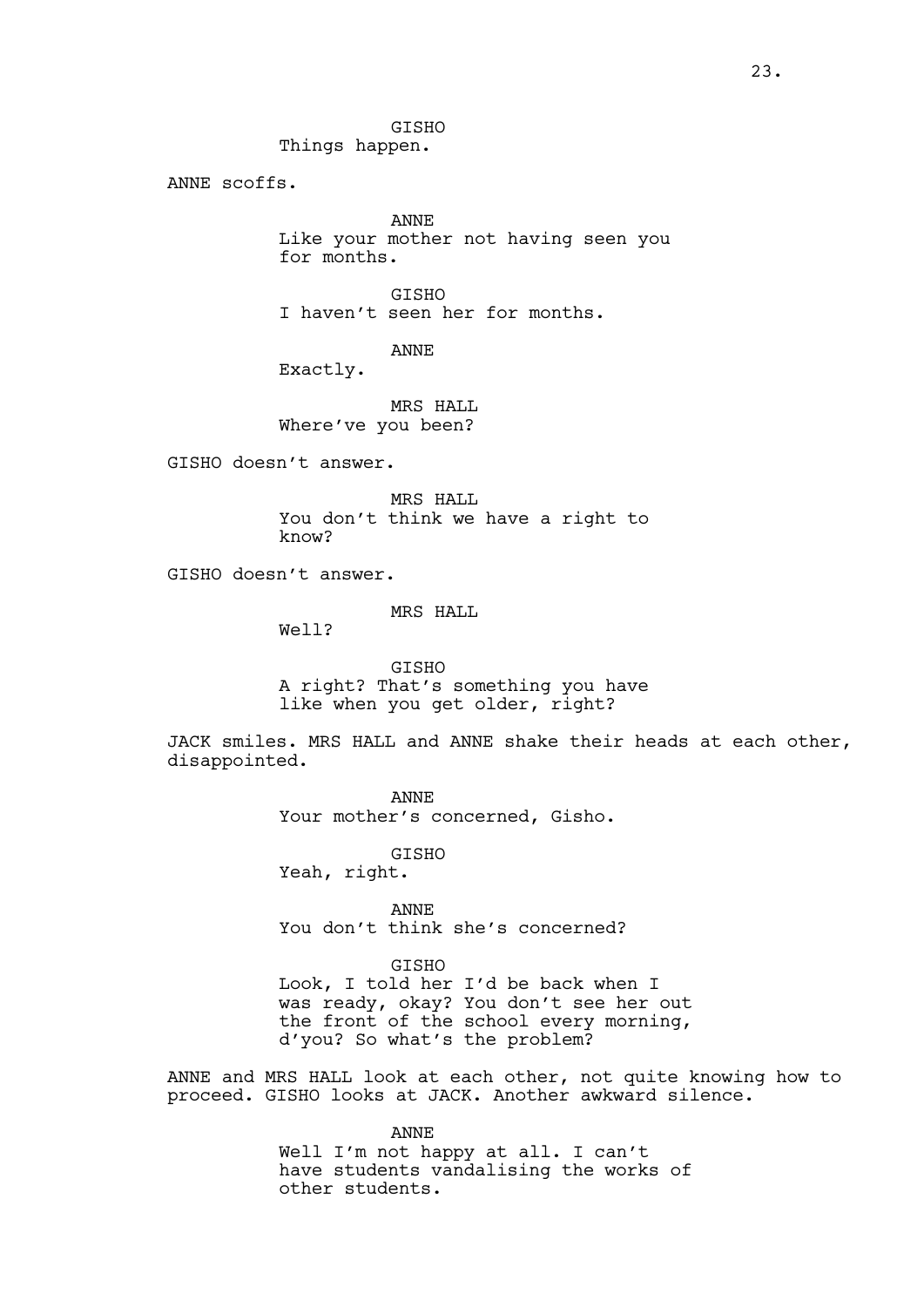GISHO
Things happen.

ANNE scoffs.

ANNE
Like your mother not having seen you for months.

GISHO
I haven't seen her for months.

ANNE
Exactly.

MRS HALL
Where've you been?

GISHO doesn't answer.

MRS HALL
You don't think we have a right to know?

GISHO doesn't answer.

MRS HALL
Well?

GISHO
A right? That's something you have like when you get older, right?

JACK smiles. MRS HALL and ANNE shake their heads at each other, disappointed.

ANNE
Your mother's concerned, Gisho.

GISHO
Yeah, right.

ANNE
You don't think she's concerned?

GISHO
Look, I told her I'd be back when I was ready, okay? You don't see her out the front of the school every morning, d'you? So what's the problem?

ANNE and MRS HALL look at each other, not quite knowing how to proceed. GISHO looks at JACK. Another awkward silence.

ANNE
Well I'm not happy at all. I can't have students vandalising the works of other students.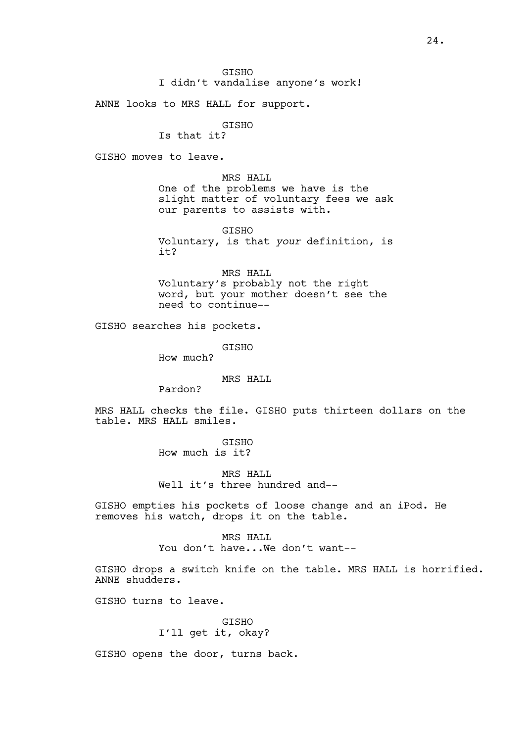GISHO
I didn't vandalise anyone's work!

ANNE looks to MRS HALL for support.

GISHO
Is that it?

GISHO moves to leave.

MRS HALL
One of the problems we have is the slight matter of voluntary fees we ask our parents to assists with.

GISHO
Voluntary, is that *your* definition, is it?

MRS HALL
Voluntary's probably not the right word, but your mother doesn't see the need to continue--

GISHO searches his pockets.

GISHO
How much?

MRS HALL
Pardon?

MRS HALL checks the file. GISHO puts thirteen dollars on the table. MRS HALL smiles.

GISHO
How much is it?

MRS HALL
Well it's three hundred and--

GISHO empties his pockets of loose change and an iPod. He removes his watch, drops it on the table.

MRS HALL
You don't have...We don't want--

GISHO drops a switch knife on the table. MRS HALL is horrified. ANNE shudders.

GISHO turns to leave.

GISHO
I'll get it, okay?

GISHO opens the door, turns back.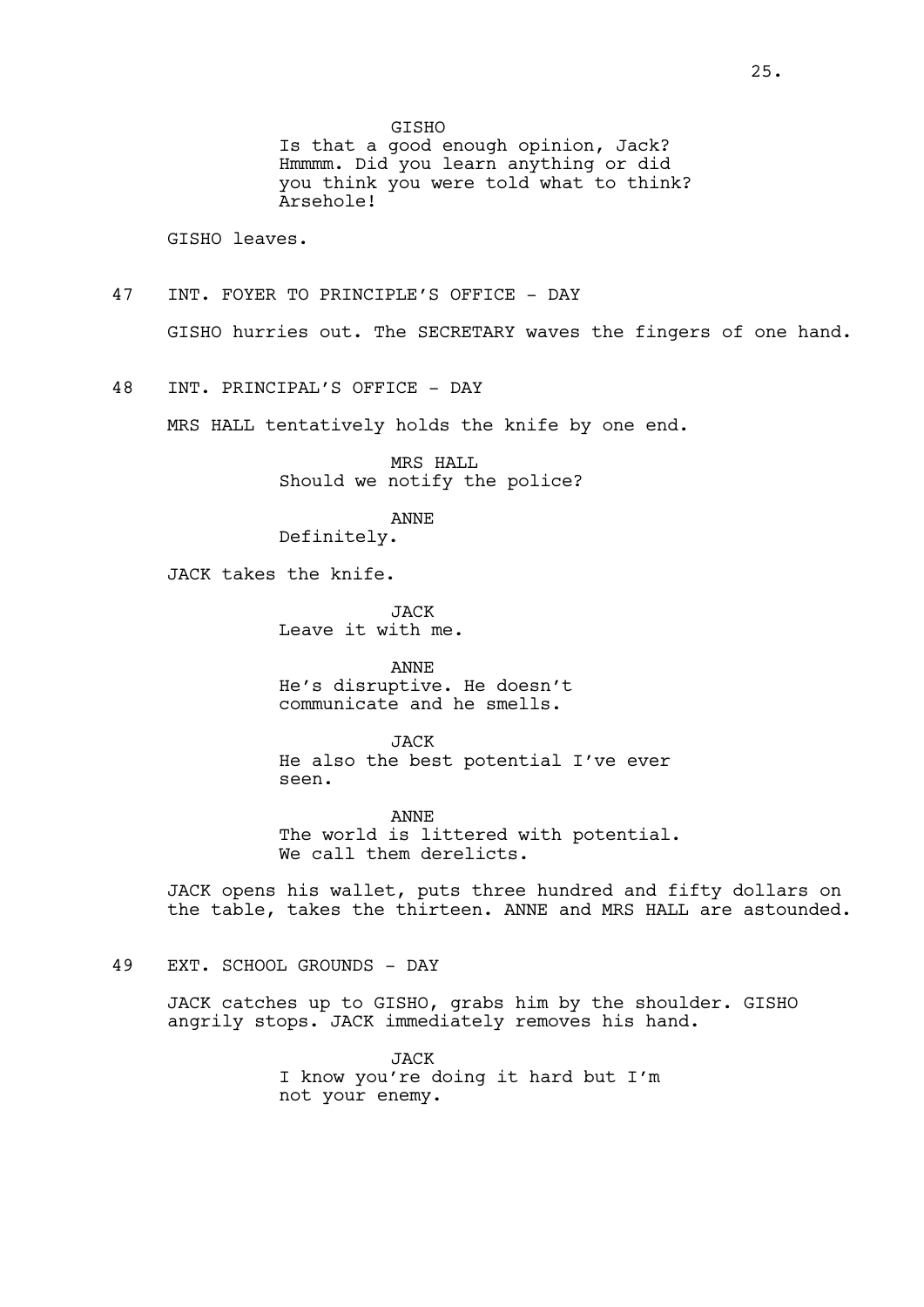GISHO

Is that a good enough opinion, Jack? Hmmmm. Did you learn anything or did you think you were told what to think? Arsehole!

GISHO leaves.

47 INT. FOYER TO PRINCIPLE'S OFFICE - DAY

GISHO hurries out. The SECRETARY waves the fingers of one hand.

48 INT. PRINCIPAL'S OFFICE - DAY

MRS HALL tentatively holds the knife by one end.

MRS HALL

Should we notify the police?

ANNE

Definitely.

JACK takes the knife.

JACK

Leave it with me.

ANNE

He's disruptive. He doesn't communicate and he smells.

JACK

He also the best potential I've ever seen.

ANNE

The world is littered with potential. We call them derelicts.

JACK opens his wallet, puts three hundred and fifty dollars on the table, takes the thirteen. ANNE and MRS HALL are astounded.

49 EXT. SCHOOL GROUNDS - DAY

JACK catches up to GISHO, grabs him by the shoulder. GISHO angrily stops. JACK immediately removes his hand.

JACK

I know you're doing it hard but I'm not your enemy.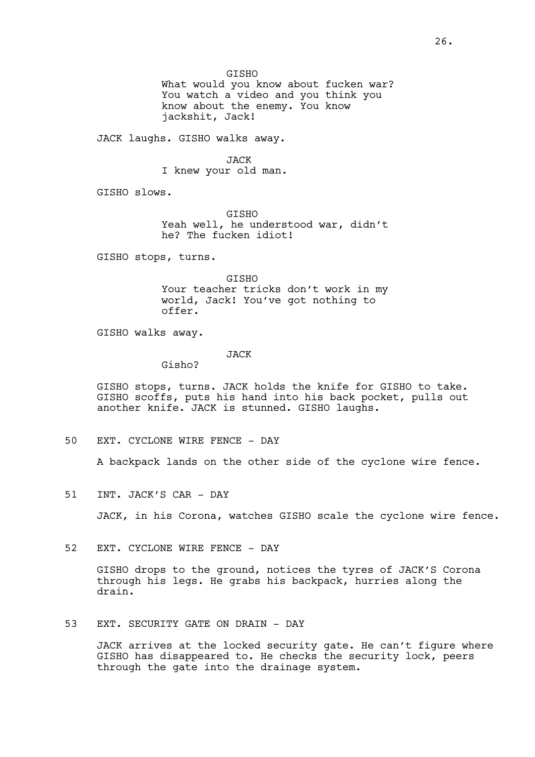GISHO
What would you know about fucken war? You watch a video and you think you know about the enemy. You know jackshit, Jack!

JACK laughs. GISHO walks away.

JACK
I knew your old man.

GISHO slows.

GISHO
Yeah well, he understood war, didn't he? The fucken idiot!

GISHO stops, turns.

GISHO
Your teacher tricks don't work in my world, Jack! You've got nothing to offer.

GISHO walks away.

JACK
Gisho?

GISHO stops, turns. JACK holds the knife for GISHO to take. GISHO scoffs, puts his hand into his back pocket, pulls out another knife. JACK is stunned. GISHO laughs.

50 EXT. CYCLONE WIRE FENCE - DAY

A backpack lands on the other side of the cyclone wire fence.

51 INT. JACK'S CAR - DAY

JACK, in his Corona, watches GISHO scale the cyclone wire fence.

52 EXT. CYCLONE WIRE FENCE - DAY

GISHO drops to the ground, notices the tyres of JACK'S Corona through his legs. He grabs his backpack, hurries along the drain.

53 EXT. SECURITY GATE ON DRAIN - DAY

JACK arrives at the locked security gate. He can't figure where GISHO has disappeared to. He checks the security lock, peers through the gate into the drainage system.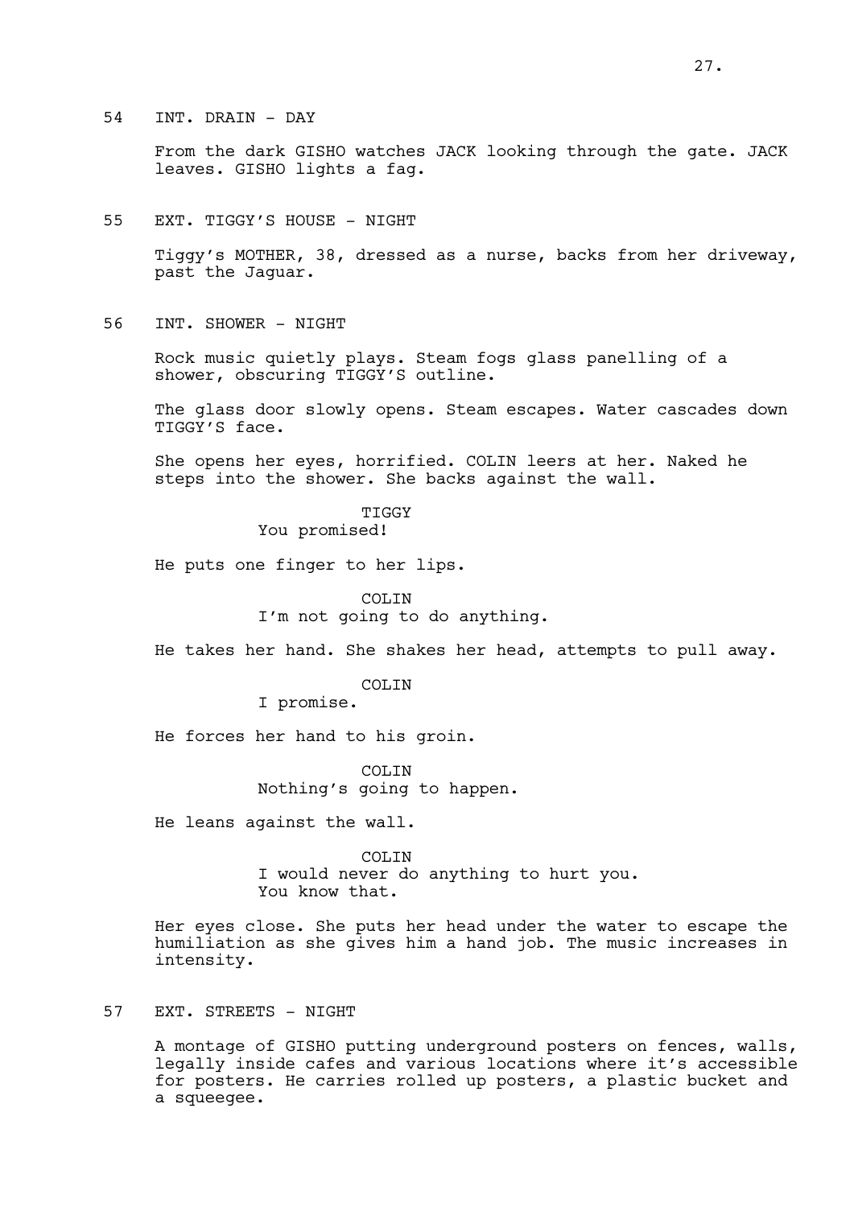54 INT. DRAIN - DAY

From the dark GISHO watches JACK looking through the gate. JACK leaves. GISHO lights a fag.

55 EXT. TIGGY'S HOUSE - NIGHT

Tiggy's MOTHER, 38, dressed as a nurse, backs from her driveway, past the Jaguar.

56 INT. SHOWER - NIGHT

Rock music quietly plays. Steam fogs glass panelling of a shower, obscuring TIGGY'S outline.

The glass door slowly opens. Steam escapes. Water cascades down TIGGY'S face.

She opens her eyes, horrified. COLIN leers at her. Naked he steps into the shower. She backs against the wall.

TIGGY
You promised!

He puts one finger to her lips.

COLIN
I'm not going to do anything.

He takes her hand. She shakes her head, attempts to pull away.

COLIN
I promise.

He forces her hand to his groin.

COLIN
Nothing's going to happen.

He leans against the wall.

COLIN
I would never do anything to hurt you.
You know that.

Her eyes close. She puts her head under the water to escape the humiliation as she gives him a hand job. The music increases in intensity.

57 EXT. STREETS - NIGHT

A montage of GISHO putting underground posters on fences, walls, legally inside cafes and various locations where it's accessible for posters. He carries rolled up posters, a plastic bucket and a squeegee.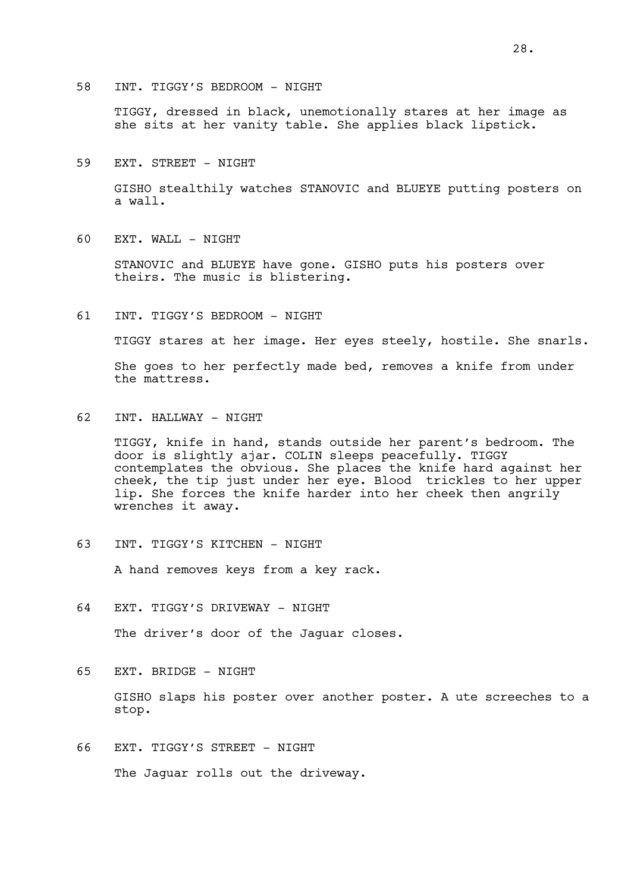58 INT. TIGGY'S BEDROOM - NIGHT

TIGGY, dressed in black, unemotionally stares at her image as she sits at her vanity table. She applies black lipstick.

59 EXT. STREET - NIGHT

GISHO stealthily watches STANOVIC and BLUEYE putting posters on a wall.

60 EXT. WALL - NIGHT

STANOVIC and BLUEYE have gone. GISHO puts his posters over theirs. The music is blistering.

61 INT. TIGGY'S BEDROOM - NIGHT

TIGGY stares at her image. Her eyes steely, hostile. She snarls.

She goes to her perfectly made bed, removes a knife from under the mattress.

62 INT. HALLWAY - NIGHT

TIGGY, knife in hand, stands outside her parent's bedroom. The door is slightly ajar. COLIN sleeps peacefully. TIGGY contemplates the obvious. She places the knife hard against her cheek, the tip just under her eye. Blood trickles to her upper lip. She forces the knife harder into her cheek then angrily wrenches it away.

63 INT. TIGGY'S KITCHEN - NIGHT

A hand removes keys from a key rack.

64 EXT. TIGGY'S DRIVEWAY - NIGHT

The driver's door of the Jaguar closes.

65 EXT. BRIDGE - NIGHT

GISHO slaps his poster over another poster. A ute screeches to a stop.

66 EXT. TIGGY'S STREET - NIGHT

The Jaguar rolls out the driveway.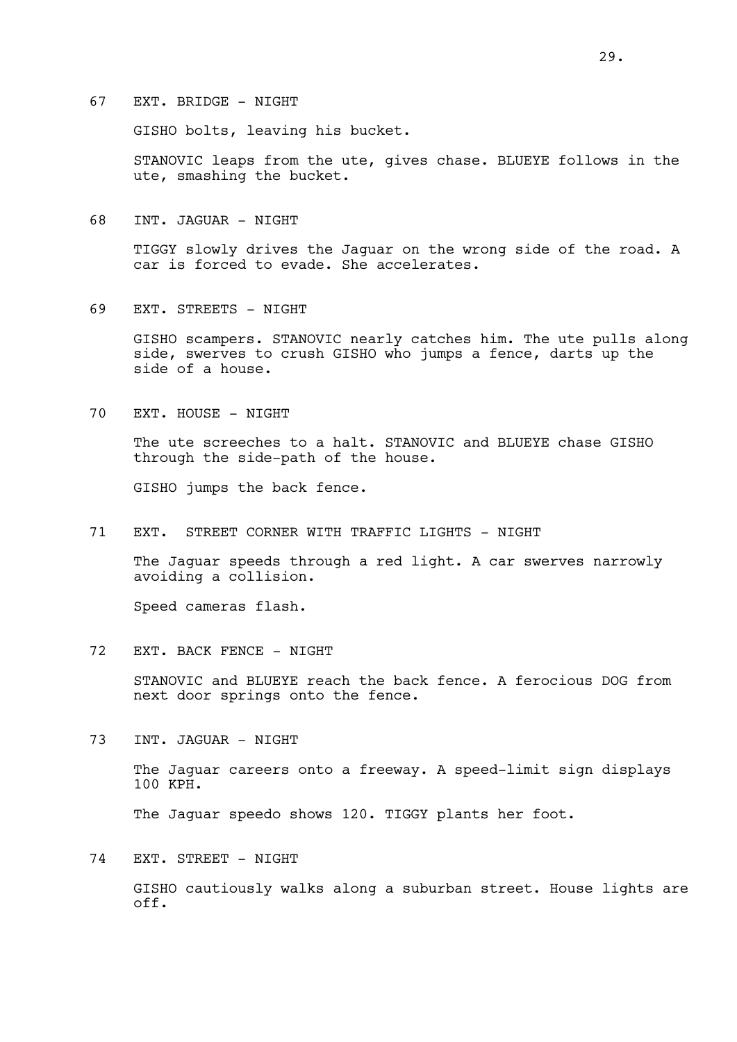67 EXT. BRIDGE - NIGHT

GISHO bolts, leaving his bucket.

STANOVIC leaps from the ute, gives chase. BLUEYE follows in the ute, smashing the bucket.

68 INT. JAGUAR - NIGHT

TIGGY slowly drives the Jaguar on the wrong side of the road. A car is forced to evade. She accelerates.

69 EXT. STREETS - NIGHT

GISHO scampers. STANOVIC nearly catches him. The ute pulls along side, swerves to crush GISHO who jumps a fence, darts up the side of a house.

70 EXT. HOUSE - NIGHT

The ute screeches to a halt. STANOVIC and BLUEYE chase GISHO through the side-path of the house.

GISHO jumps the back fence.

71 EXT. STREET CORNER WITH TRAFFIC LIGHTS - NIGHT

The Jaguar speeds through a red light. A car swerves narrowly avoiding a collision.

Speed cameras flash.

72 EXT. BACK FENCE - NIGHT

STANOVIC and BLUEYE reach the back fence. A ferocious DOG from next door springs onto the fence.

73 INT. JAGUAR - NIGHT

The Jaguar careers onto a freeway. A speed-limit sign displays 100 KPH.

The Jaguar speedo shows 120. TIGGY plants her foot.

74 EXT. STREET - NIGHT

GISHO cautiously walks along a suburban street. House lights are off.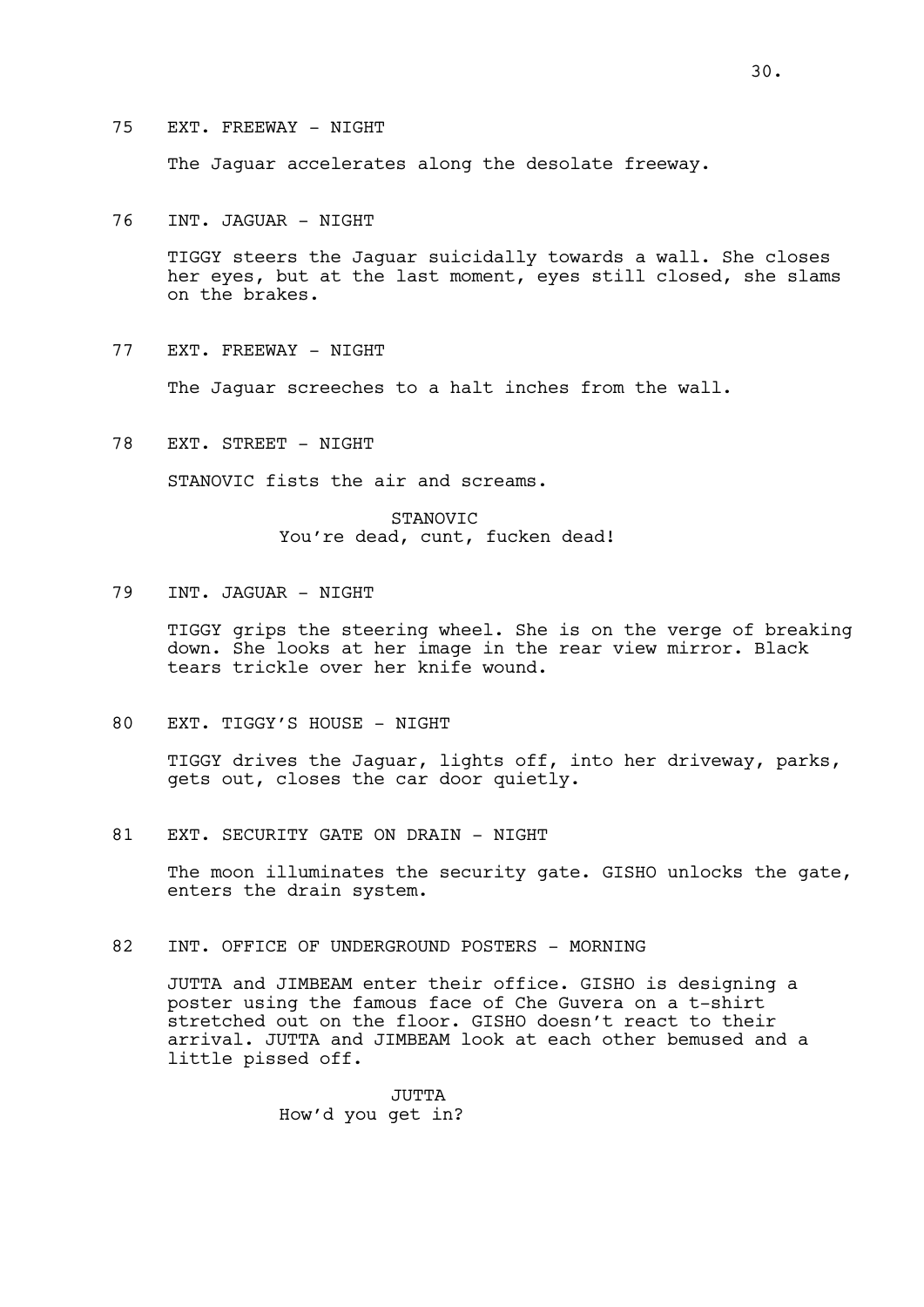75 EXT. FREEWAY - NIGHT

The Jaguar accelerates along the desolate freeway.

76 INT. JAGUAR - NIGHT

TIGGY steers the Jaguar suicidally towards a wall. She closes her eyes, but at the last moment, eyes still closed, she slams on the brakes.

77 EXT. FREEWAY - NIGHT

The Jaguar screeches to a halt inches from the wall.

78 EXT. STREET - NIGHT

STANOVIC fists the air and screams.

STANOVIC
You're dead, cunt, fucken dead!

79 INT. JAGUAR - NIGHT

TIGGY grips the steering wheel. She is on the verge of breaking down. She looks at her image in the rear view mirror. Black tears trickle over her knife wound.

80 EXT. TIGGY'S HOUSE - NIGHT

TIGGY drives the Jaguar, lights off, into her driveway, parks, gets out, closes the car door quietly.

81 EXT. SECURITY GATE ON DRAIN - NIGHT

The moon illuminates the security gate. GISHO unlocks the gate, enters the drain system.

82 INT. OFFICE OF UNDERGROUND POSTERS - MORNING

JUTTA and JIMBEAM enter their office. GISHO is designing a poster using the famous face of Che Guvera on a t-shirt stretched out on the floor. GISHO doesn't react to their arrival. JUTTA and JIMBEAM look at each other bemused and a little pissed off.

JUTTA
How'd you get in?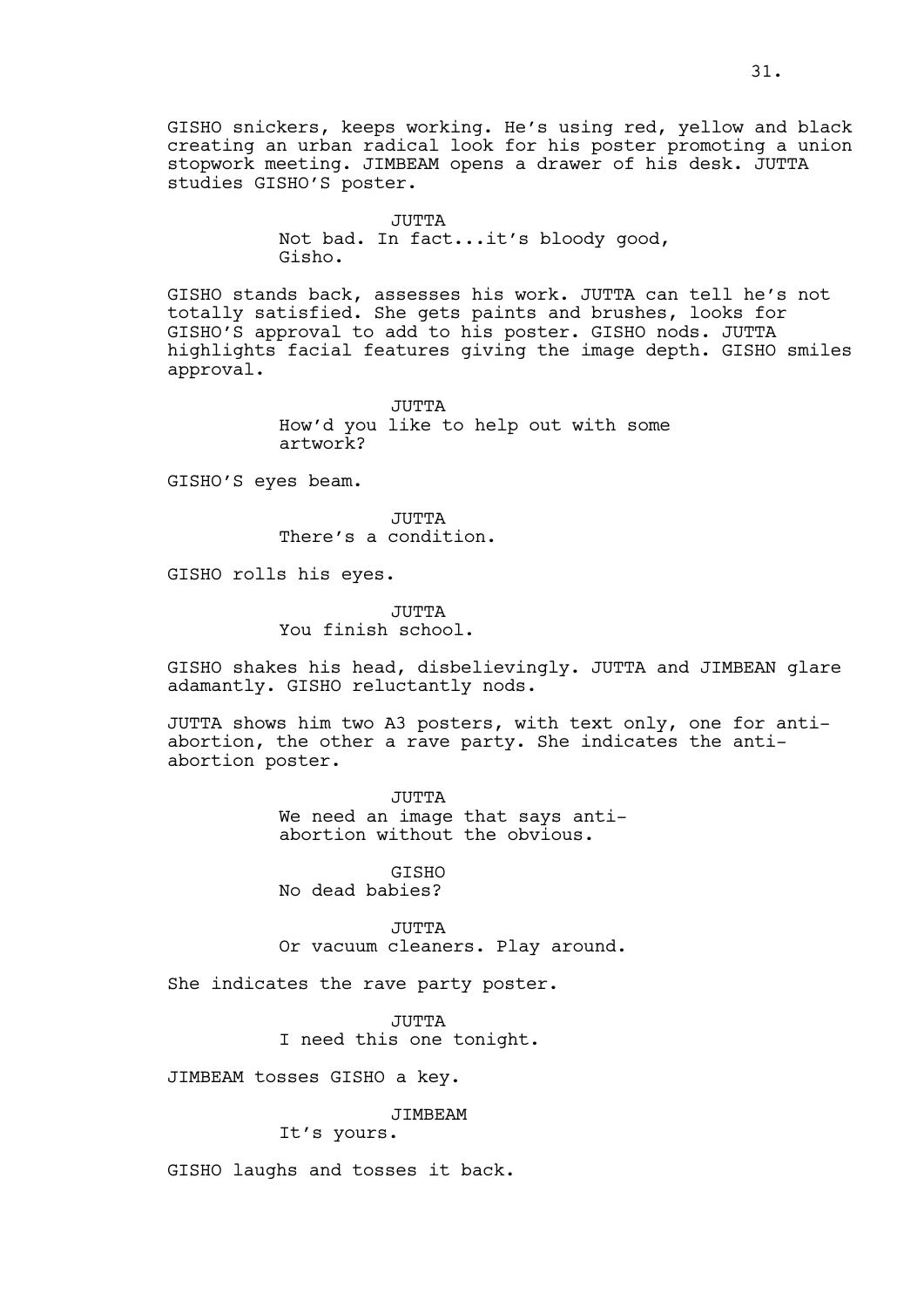GISHO snickers, keeps working. He's using red, yellow and black creating an urban radical look for his poster promoting a union stopwork meeting. JIMBEAM opens a drawer of his desk. JUTTA studies GISHO'S poster.

JUTTA
Not bad. In fact...it's bloody good, Gisho.

GISHO stands back, assesses his work. JUTTA can tell he's not totally satisfied. She gets paints and brushes, looks for GISHO'S approval to add to his poster. GISHO nods. JUTTA highlights facial features giving the image depth. GISHO smiles approval.

JUTTA
How'd you like to help out with some artwork?

GISHO'S eyes beam.

JUTTA
There's a condition.

GISHO rolls his eyes.

JUTTA
You finish school.

GISHO shakes his head, disbelievingly. JUTTA and JIMBEAN glare adamantly. GISHO reluctantly nods.

JUTTA shows him two A3 posters, with text only, one for anti-abortion, the other a rave party. She indicates the anti-abortion poster.

JUTTA
We need an image that says anti-abortion without the obvious.

GISHO
No dead babies?

JUTTA
Or vacuum cleaners. Play around.

She indicates the rave party poster.

JUTTA
I need this one tonight.

JIMBEAM tosses GISHO a key.

JIMBEAM
It's yours.

GISHO laughs and tosses it back.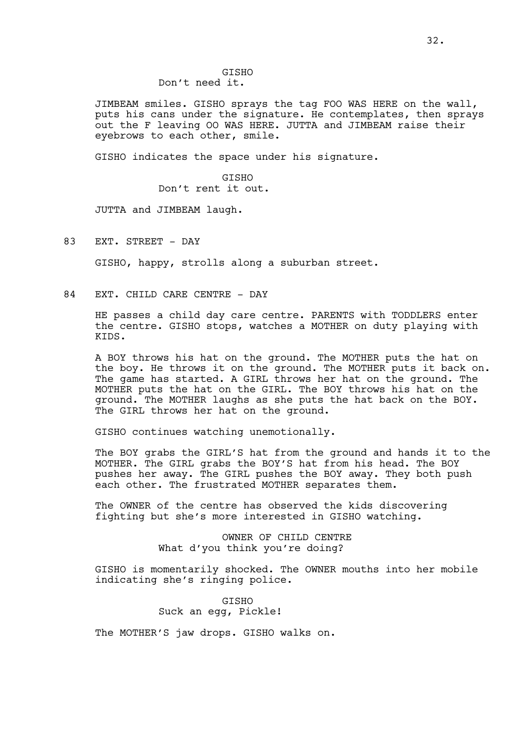GISHO
Don't need it.

JIMBEAM smiles. GISHO sprays the tag FOO WAS HERE on the wall, puts his cans under the signature. He contemplates, then sprays out the F leaving OO WAS HERE. JUTTA and JIMBEAM raise their eyebrows to each other, smile.

GISHO indicates the space under his signature.

GISHO
Don't rent it out.

JUTTA and JIMBEAM laugh.

83 EXT. STREET - DAY

GISHO, happy, strolls along a suburban street.

84 EXT. CHILD CARE CENTRE - DAY

HE passes a child day care centre. PARENTS with TODDLERS enter the centre. GISHO stops, watches a MOTHER on duty playing with KIDS.

A BOY throws his hat on the ground. The MOTHER puts the hat on the boy. He throws it on the ground. The MOTHER puts it back on. The game has started. A GIRL throws her hat on the ground. The MOTHER puts the hat on the GIRL. The BOY throws his hat on the ground. The MOTHER laughs as she puts the hat back on the BOY. The GIRL throws her hat on the ground.

GISHO continues watching unemotionally.

The BOY grabs the GIRL'S hat from the ground and hands it to the MOTHER. The GIRL grabs the BOY'S hat from his head. The BOY pushes her away. The GIRL pushes the BOY away. They both push each other. The frustrated MOTHER separates them.

The OWNER of the centre has observed the kids discovering fighting but she's more interested in GISHO watching.

OWNER OF CHILD CENTRE
What d'you think you're doing?

GISHO is momentarily shocked. The OWNER mouths into her mobile indicating she's ringing police.

GISHO
Suck an egg, Pickle!

The MOTHER'S jaw drops. GISHO walks on.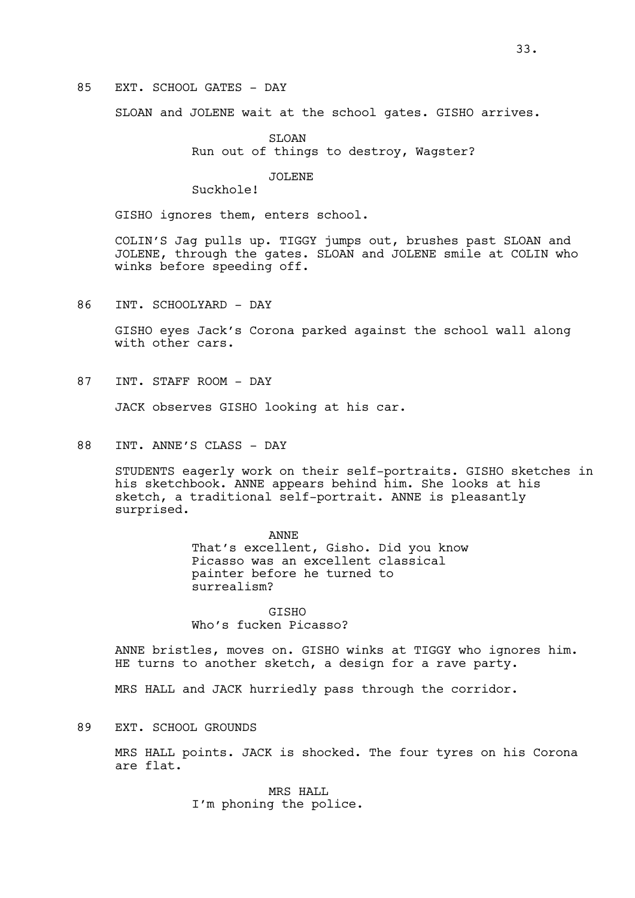85 EXT. SCHOOL GATES - DAY

SLOAN and JOLENE wait at the school gates. GISHO arrives.

SLOAN
Run out of things to destroy, Wagster?

JOLENE
Suckhole!

GISHO ignores them, enters school.

COLIN'S Jag pulls up. TIGGY jumps out, brushes past SLOAN and JOLENE, through the gates. SLOAN and JOLENE smile at COLIN who winks before speeding off.

86 INT. SCHOOLYARD - DAY

GISHO eyes Jack's Corona parked against the school wall along with other cars.

87 INT. STAFF ROOM - DAY

JACK observes GISHO looking at his car.

88 INT. ANNE'S CLASS - DAY

STUDENTS eagerly work on their self-portraits. GISHO sketches in his sketchbook. ANNE appears behind him. She looks at his sketch, a traditional self-portrait. ANNE is pleasantly surprised.

ANNE
That's excellent, Gisho. Did you know Picasso was an excellent classical painter before he turned to surrealism?

GISHO
Who's fucken Picasso?

ANNE bristles, moves on. GISHO winks at TIGGY who ignores him. HE turns to another sketch, a design for a rave party.

MRS HALL and JACK hurriedly pass through the corridor.

89 EXT. SCHOOL GROUNDS

MRS HALL points. JACK is shocked. The four tyres on his Corona are flat.

MRS HALL
I'm phoning the police.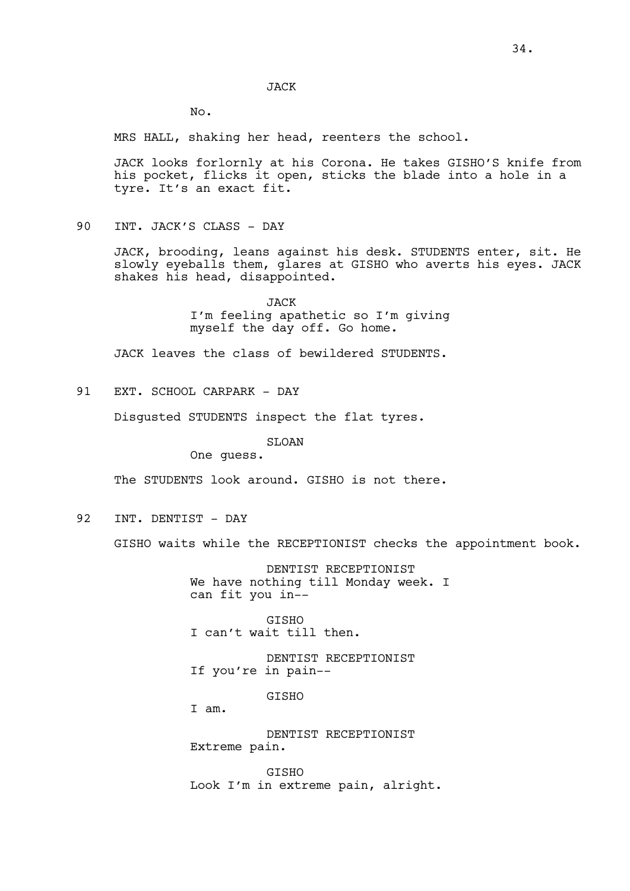JACK

No.

MRS HALL, shaking her head, reenters the school.

JACK looks forlornly at his Corona. He takes GISHO'S knife from his pocket, flicks it open, sticks the blade into a hole in a tyre. It's an exact fit.

90 INT. JACK'S CLASS - DAY

JACK, brooding, leans against his desk. STUDENTS enter, sit. He slowly eyeballs them, glares at GISHO who averts his eyes. JACK shakes his head, disappointed.

JACK

I'm feeling apathetic so I'm giving myself the day off. Go home.

JACK leaves the class of bewildered STUDENTS.

91 EXT. SCHOOL CARPARK - DAY

Disgusted STUDENTS inspect the flat tyres.

SLOAN

One guess.

The STUDENTS look around. GISHO is not there.

92 INT. DENTIST - DAY

GISHO waits while the RECEPTIONIST checks the appointment book.

DENTIST RECEPTIONIST

We have nothing till Monday week. I can fit you in--

GISHO

I can't wait till then.

DENTIST RECEPTIONIST

If you're in pain--

GISHO

I am.

DENTIST RECEPTIONIST

Extreme pain.

GISHO

Look I'm in extreme pain, alright.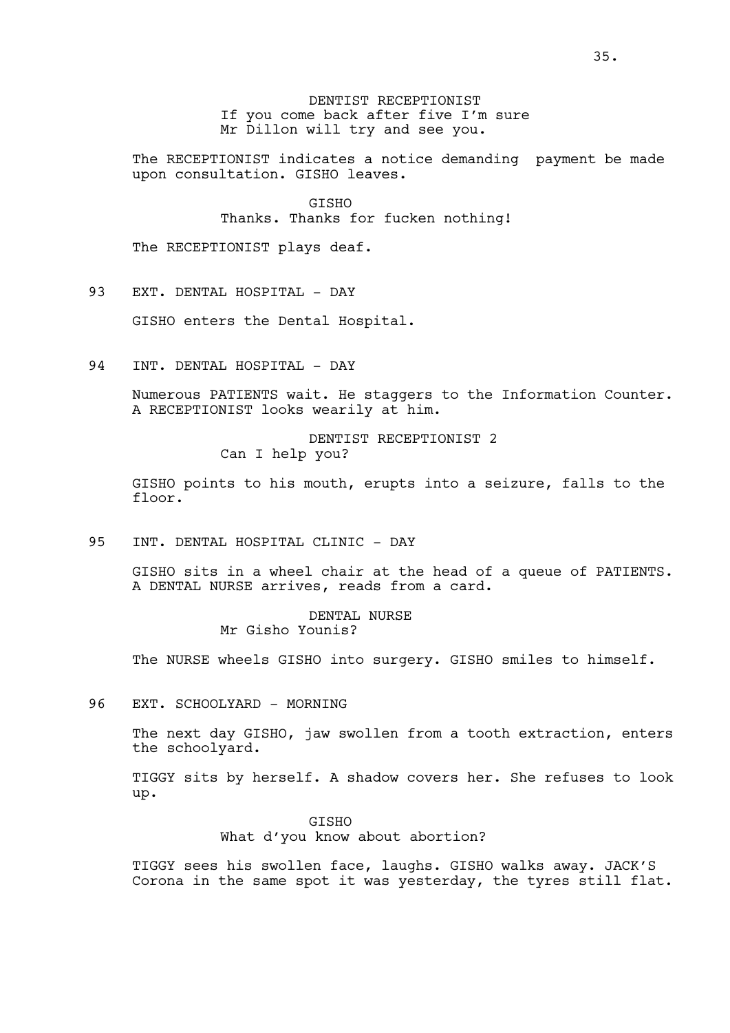DENTIST RECEPTIONIST
If you come back after five I'm sure Mr Dillon will try and see you.

The RECEPTIONIST indicates a notice demanding payment be made upon consultation. GISHO leaves.

GISHO
Thanks. Thanks for fucken nothing!

The RECEPTIONIST plays deaf.

93 EXT. DENTAL HOSPITAL - DAY

GISHO enters the Dental Hospital.

94 INT. DENTAL HOSPITAL - DAY

Numerous PATIENTS wait. He staggers to the Information Counter. A RECEPTIONIST looks wearily at him.

DENTIST RECEPTIONIST 2
Can I help you?

GISHO points to his mouth, erupts into a seizure, falls to the floor.

95 INT. DENTAL HOSPITAL CLINIC - DAY

GISHO sits in a wheel chair at the head of a queue of PATIENTS. A DENTAL NURSE arrives, reads from a card.

DENTAL NURSE
Mr Gisho Younis?

The NURSE wheels GISHO into surgery. GISHO smiles to himself.

96 EXT. SCHOOLYARD - MORNING

The next day GISHO, jaw swollen from a tooth extraction, enters the schoolyard.

TIGGY sits by herself. A shadow covers her. She refuses to look up.

GISHO
What d'you know about abortion?

TIGGY sees his swollen face, laughs. GISHO walks away. JACK'S Corona in the same spot it was yesterday, the tyres still flat.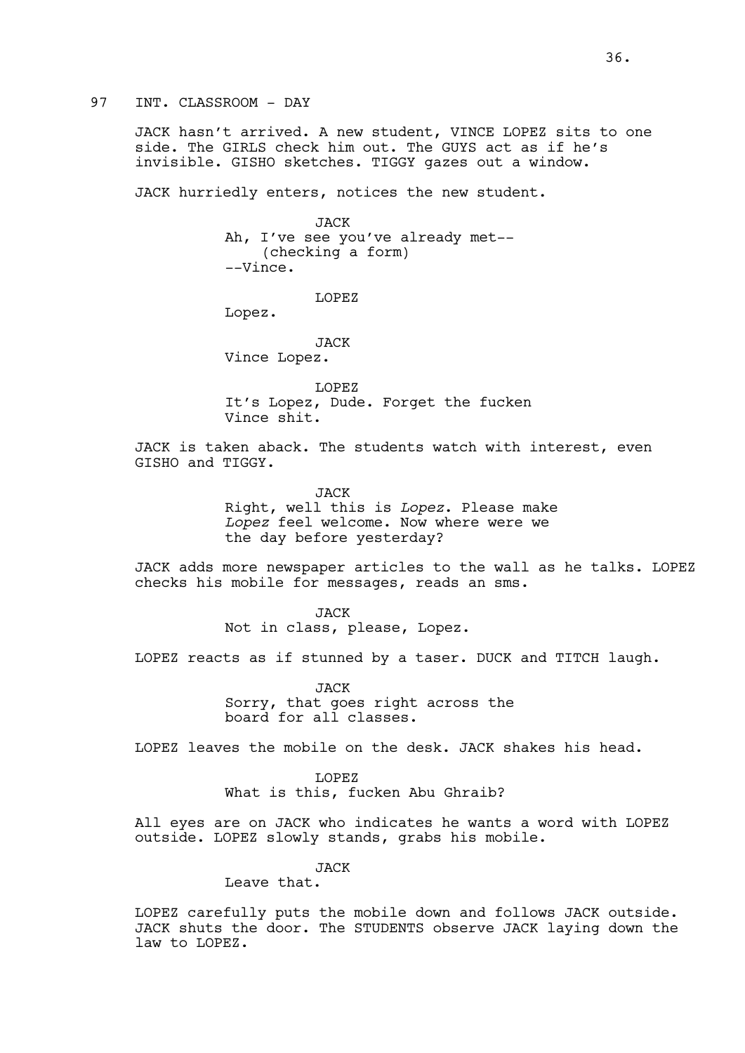97 INT. CLASSROOM - DAY

JACK hasn't arrived. A new student, VINCE LOPEZ sits to one side. The GIRLS check him out. The GUYS act as if he's invisible. GISHO sketches. TIGGY gazes out a window.

JACK hurriedly enters, notices the new student.

JACK
Ah, I've see you've already met--
(checking a form)
--Vince.

LOPEZ
Lopez.

JACK
Vince Lopez.

LOPEZ
It's Lopez, Dude. Forget the fucken Vince shit.

JACK is taken aback. The students watch with interest, even GISHO and TIGGY.

JACK
Right, well this is *Lopez*. Please make *Lopez* feel welcome. Now where were we the day before yesterday?

JACK adds more newspaper articles to the wall as he talks. LOPEZ checks his mobile for messages, reads an sms.

JACK
Not in class, please, Lopez.

LOPEZ reacts as if stunned by a taser. DUCK and TITCH laugh.

JACK
Sorry, that goes right across the board for all classes.

LOPEZ leaves the mobile on the desk. JACK shakes his head.

LOPEZ
What is this, fucken Abu Ghraib?

All eyes are on JACK who indicates he wants a word with LOPEZ outside. LOPEZ slowly stands, grabs his mobile.

JACK
Leave that.

LOPEZ carefully puts the mobile down and follows JACK outside. JACK shuts the door. The STUDENTS observe JACK laying down the law to LOPEZ.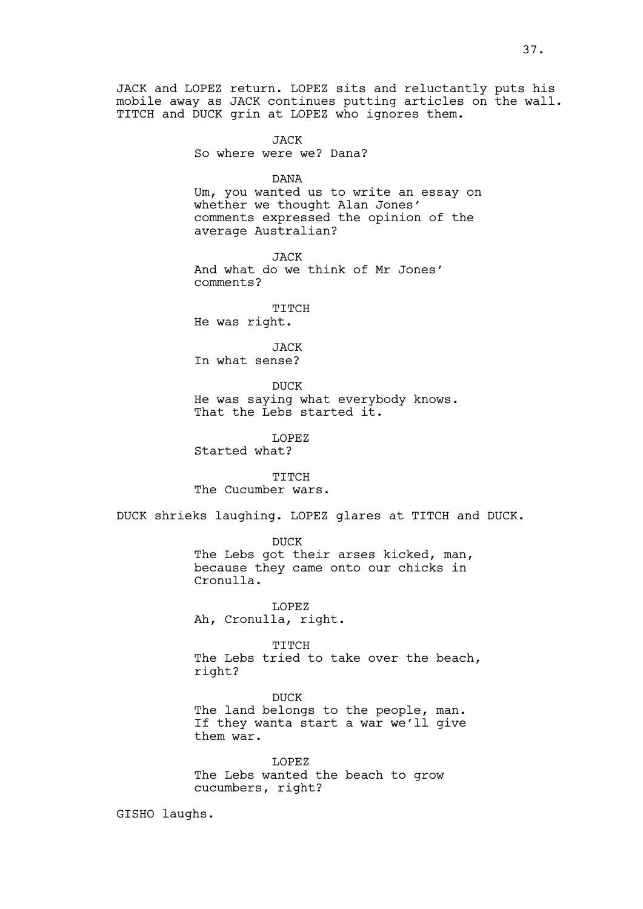JACK and LOPEZ return. LOPEZ sits and reluctantly puts his mobile away as JACK continues putting articles on the wall. TITCH and DUCK grin at LOPEZ who ignores them.

JACK
So where were we? Dana?

DANA
Um, you wanted us to write an essay on whether we thought Alan Jones' comments expressed the opinion of the average Australian?

JACK
And what do we think of Mr Jones' comments?

TITCH
He was right.

JACK
In what sense?

DUCK
He was saying what everybody knows. That the Lebs started it.

LOPEZ
Started what?

TITCH
The Cucumber wars.

DUCK shrieks laughing. LOPEZ glares at TITCH and DUCK.

DUCK
The Lebs got their arses kicked, man, because they came onto our chicks in Cronulla.

LOPEZ
Ah, Cronulla, right.

TITCH
The Lebs tried to take over the beach, right?

DUCK
The land belongs to the people, man. If they wanta start a war we'll give them war.

LOPEZ
The Lebs wanted the beach to grow cucumbers, right?

GISHO laughs.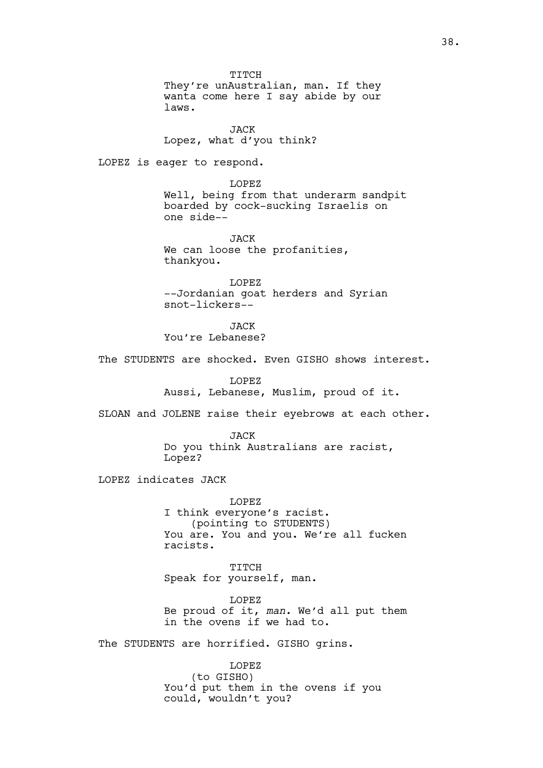TITCH
They're unAustralian, man. If they wanta come here I say abide by our laws.

JACK
Lopez, what d'you think?

LOPEZ is eager to respond.

LOPEZ
Well, being from that underarm sandpit boarded by cock-sucking Israelis on one side--

JACK
We can loose the profanities, thankyou.

LOPEZ
--Jordanian goat herders and Syrian snot-lickers--

JACK
You're Lebanese?

The STUDENTS are shocked. Even GISHO shows interest.

LOPEZ
Aussi, Lebanese, Muslim, proud of it.

SLOAN and JOLENE raise their eyebrows at each other.

JACK
Do you think Australians are racist, Lopez?

LOPEZ indicates JACK

LOPEZ
I think everyone's racist.
(pointing to STUDENTS)
You are. You and you. We're all fucken racists.

TITCH
Speak for yourself, man.

LOPEZ
Be proud of it, *man*. We'd all put them in the ovens if we had to.

The STUDENTS are horrified. GISHO grins.

LOPEZ
(to GISHO)
You'd put them in the ovens if you could, wouldn't you?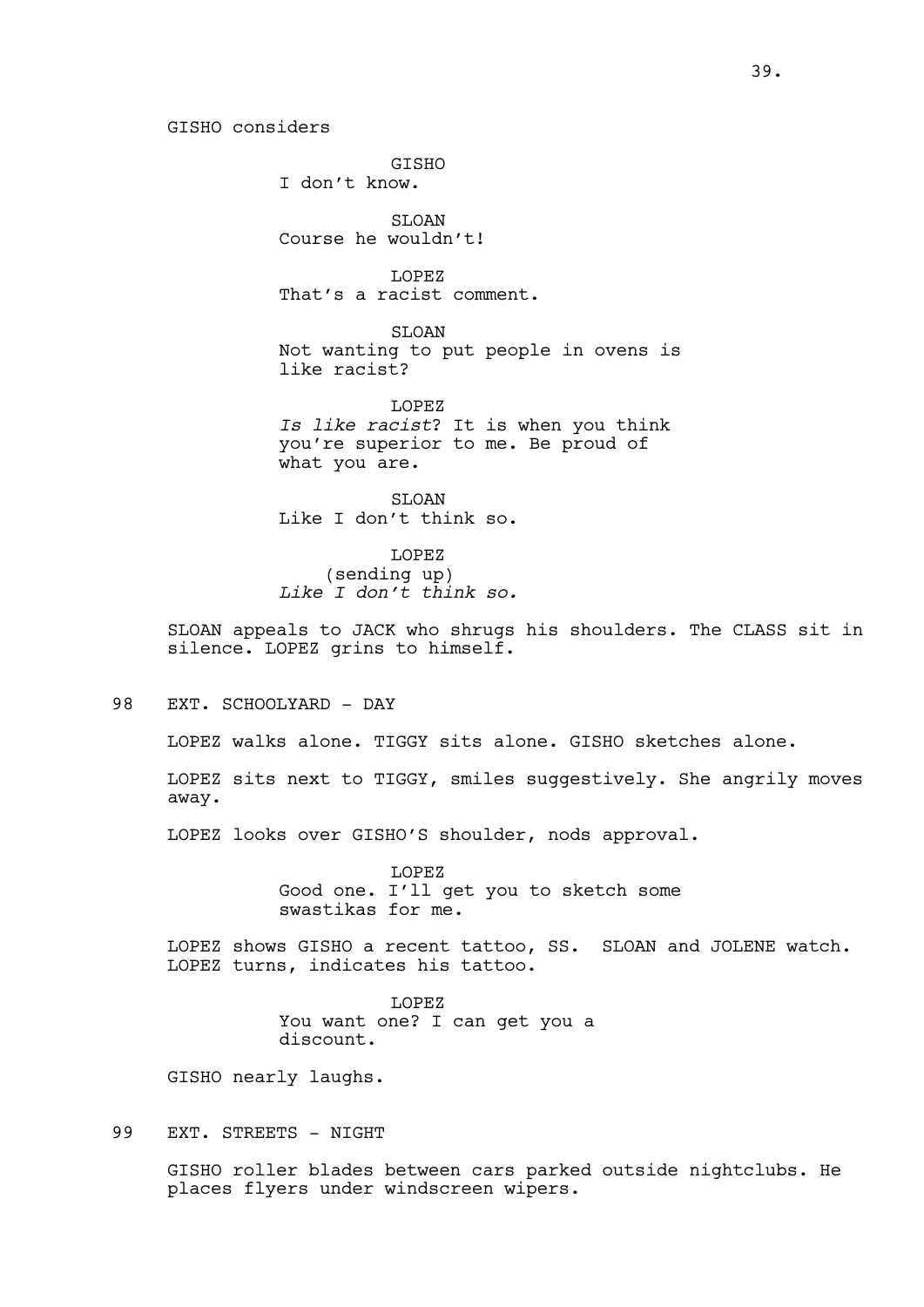GISHO considers

GISHO
I don't know.

SLOAN
Course he wouldn't!

LOPEZ
That's a racist comment.

SLOAN
Not wanting to put people in ovens is like racist?

LOPEZ
*Is like racist*? It is when you think you're superior to me. Be proud of what you are.

SLOAN
Like I don't think so.

LOPEZ
(sending up)
*Like I don't think so.*

SLOAN appeals to JACK who shrugs his shoulders. The CLASS sit in silence. LOPEZ grins to himself.

98 EXT. SCHOOLYARD - DAY

LOPEZ walks alone. TIGGY sits alone. GISHO sketches alone.

LOPEZ sits next to TIGGY, smiles suggestively. She angrily moves away.

LOPEZ looks over GISHO'S shoulder, nods approval.

LOPEZ
Good one. I'll get you to sketch some swastikas for me.

LOPEZ shows GISHO a recent tattoo, SS. SLOAN and JOLENE watch. LOPEZ turns, indicates his tattoo.

LOPEZ
You want one? I can get you a discount.

GISHO nearly laughs.

99 EXT. STREETS - NIGHT

GISHO roller blades between cars parked outside nightclubs. He places flyers under windscreen wipers.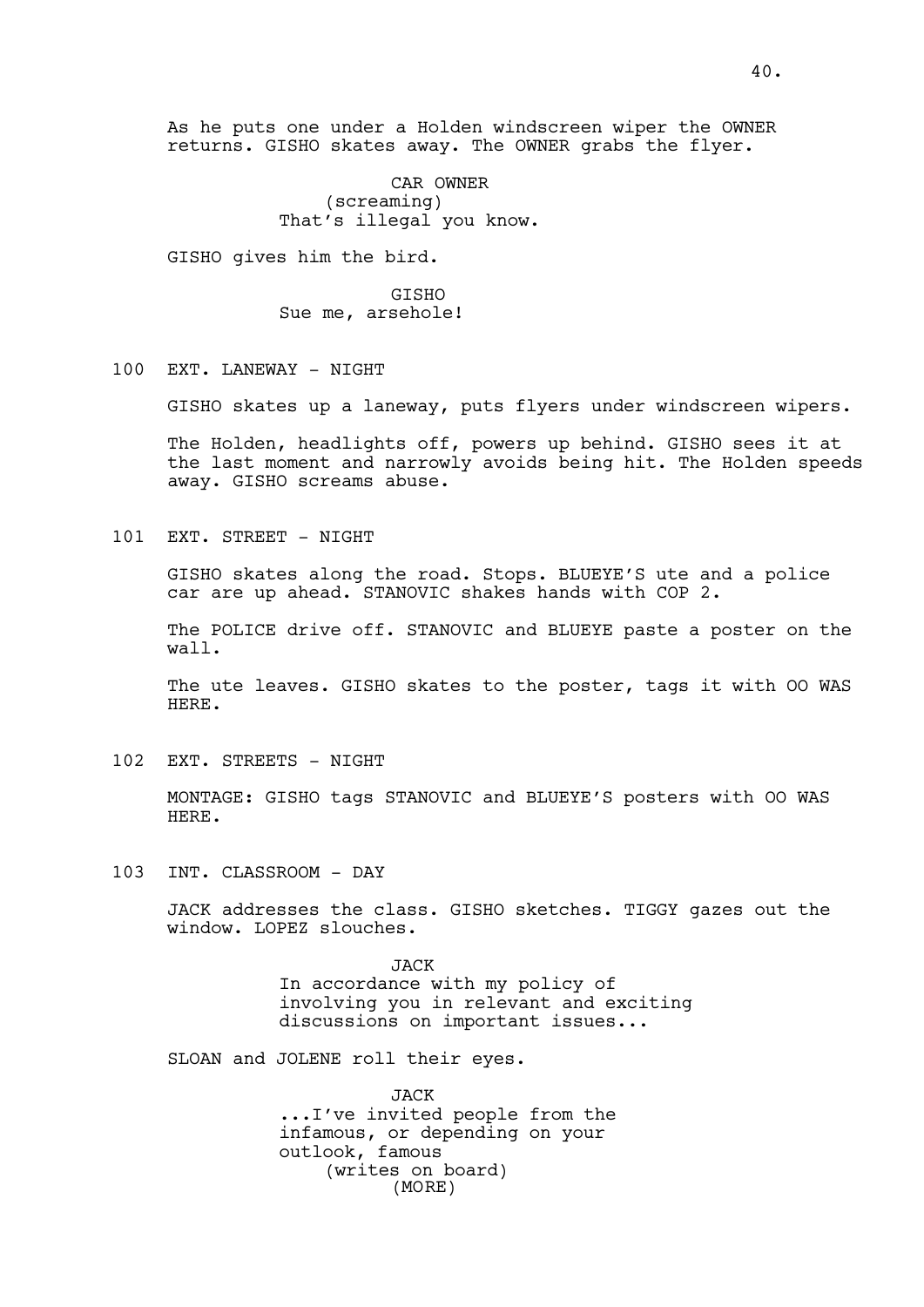As he puts one under a Holden windscreen wiper the OWNER returns. GISHO skates away. The OWNER grabs the flyer.

CAR OWNER
(screaming)
That's illegal you know.

GISHO gives him the bird.

GISHO
Sue me, arsehole!

100 EXT. LANEWAY - NIGHT

GISHO skates up a laneway, puts flyers under windscreen wipers.

The Holden, headlights off, powers up behind. GISHO sees it at the last moment and narrowly avoids being hit. The Holden speeds away. GISHO screams abuse.

101 EXT. STREET - NIGHT

GISHO skates along the road. Stops. BLUEYE'S ute and a police car are up ahead. STANOVIC shakes hands with COP 2.

The POLICE drive off. STANOVIC and BLUEYE paste a poster on the wall.

The ute leaves. GISHO skates to the poster, tags it with OO WAS HERE.

102 EXT. STREETS - NIGHT

MONTAGE: GISHO tags STANOVIC and BLUEYE'S posters with OO WAS HERE.

103 INT. CLASSROOM - DAY

JACK addresses the class. GISHO sketches. TIGGY gazes out the window. LOPEZ slouches.

JACK
In accordance with my policy of involving you in relevant and exciting discussions on important issues...

SLOAN and JOLENE roll their eyes.

JACK
...I've invited people from the infamous, or depending on your outlook, famous
(writes on board)
(MORE)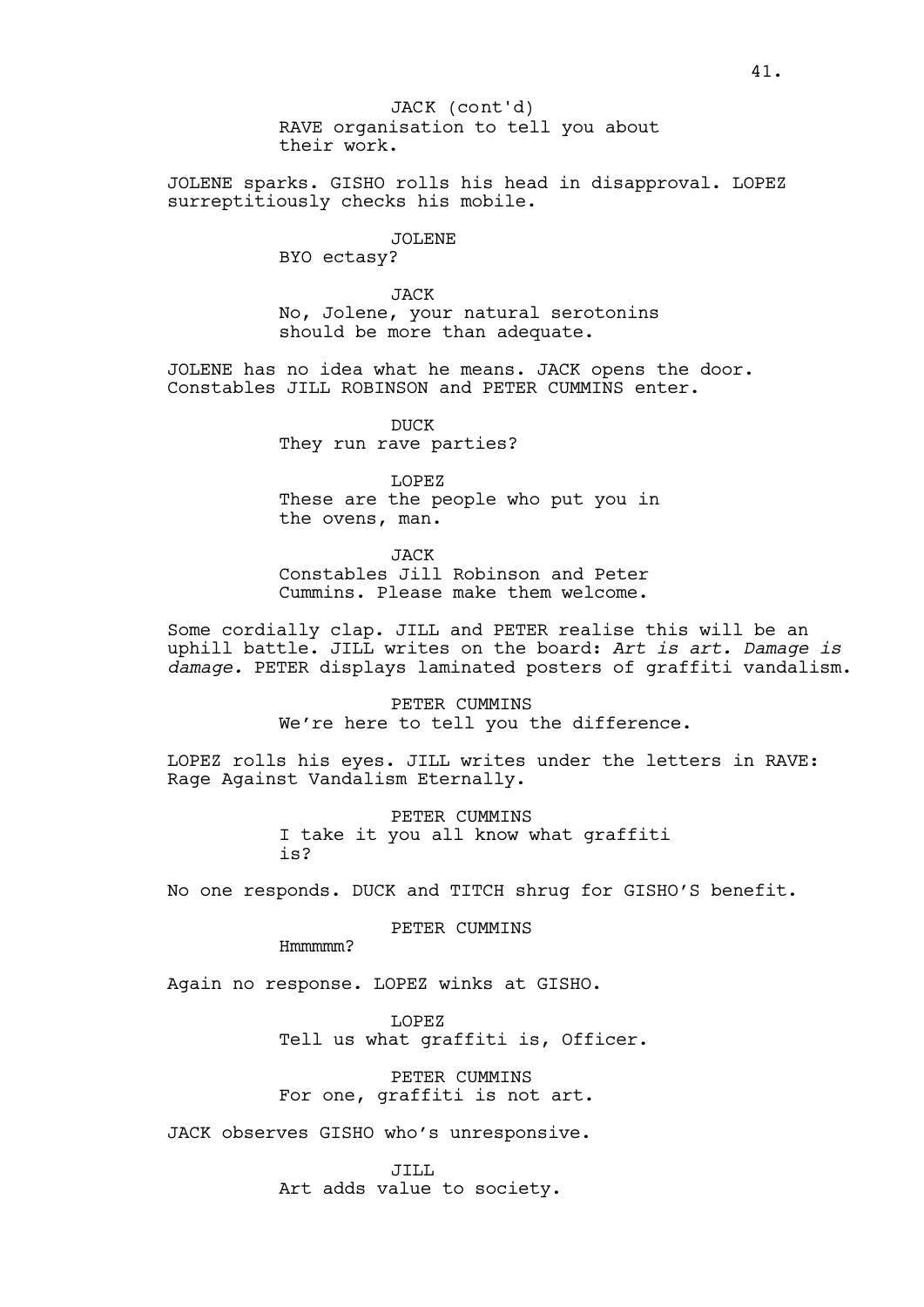JACK (cont'd)
RAVE organisation to tell you about their work.

JOLENE sparks. GISHO rolls his head in disapproval. LOPEZ surreptitiously checks his mobile.

JOLENE
BYO ectasy?

JACK
No, Jolene, your natural serotonins should be more than adequate.

JOLENE has no idea what he means. JACK opens the door. Constables JILL ROBINSON and PETER CUMMINS enter.

DUCK
They run rave parties?

LOPEZ
These are the people who put you in the ovens, man.

JACK
Constables Jill Robinson and Peter Cummins. Please make them welcome.

Some cordially clap. JILL and PETER realise this will be an uphill battle. JILL writes on the board: *Art is art. Damage is damage.* PETER displays laminated posters of graffiti vandalism.

PETER CUMMINS
We're here to tell you the difference.

LOPEZ rolls his eyes. JILL writes under the letters in RAVE: Rage Against Vandalism Eternally.

PETER CUMMINS
I take it you all know what graffiti is?

No one responds. DUCK and TITCH shrug for GISHO'S benefit.

PETER CUMMINS
Hmmmmm?

Again no response. LOPEZ winks at GISHO.

LOPEZ
Tell us what graffiti is, Officer.

PETER CUMMINS
For one, graffiti is not art.

JACK observes GISHO who's unresponsive.

JILL
Art adds value to society.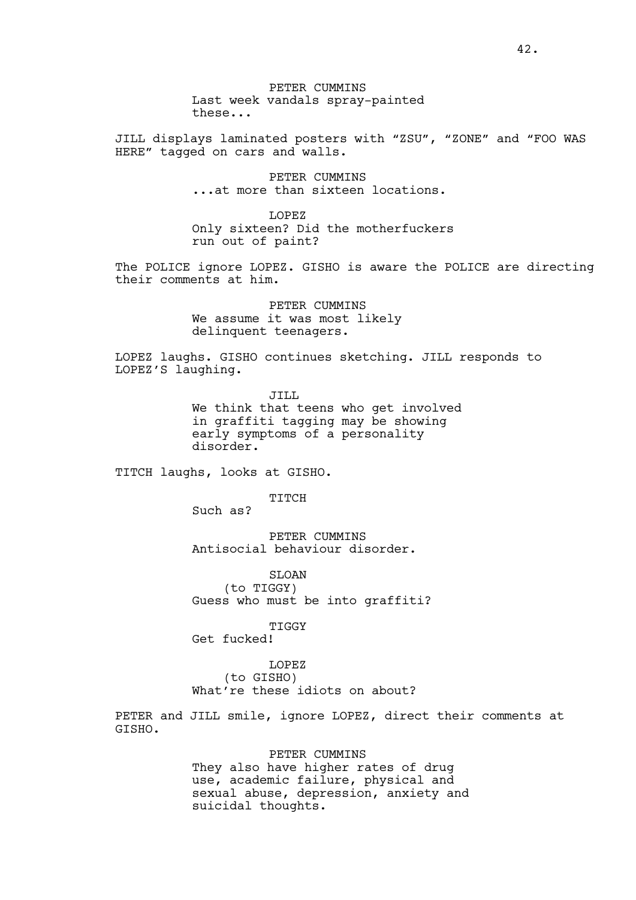PETER CUMMINS
Last week vandals spray-painted these...

JILL displays laminated posters with “ZSU”, “ZONE” and “FOO WAS HERE” tagged on cars and walls.

PETER CUMMINS
...at more than sixteen locations.

LOPEZ
Only sixteen? Did the motherfuckers run out of paint?

The POLICE ignore LOPEZ. GISHO is aware the POLICE are directing their comments at him.

PETER CUMMINS
We assume it was most likely delinquent teenagers.

LOPEZ laughs. GISHO continues sketching. JILL responds to LOPEZ’S laughing.

JILL
We think that teens who get involved in graffiti tagging may be showing early symptoms of a personality disorder.

TITCH laughs, looks at GISHO.

TITCH
Such as?

PETER CUMMINS
Antisocial behaviour disorder.

SLOAN
(to TIGGY)
Guess who must be into graffiti?

TIGGY
Get fucked!

LOPEZ
(to GISHO)
What’re these idiots on about?

PETER and JILL smile, ignore LOPEZ, direct their comments at GISHO.

PETER CUMMINS
They also have higher rates of drug use, academic failure, physical and sexual abuse, depression, anxiety and suicidal thoughts.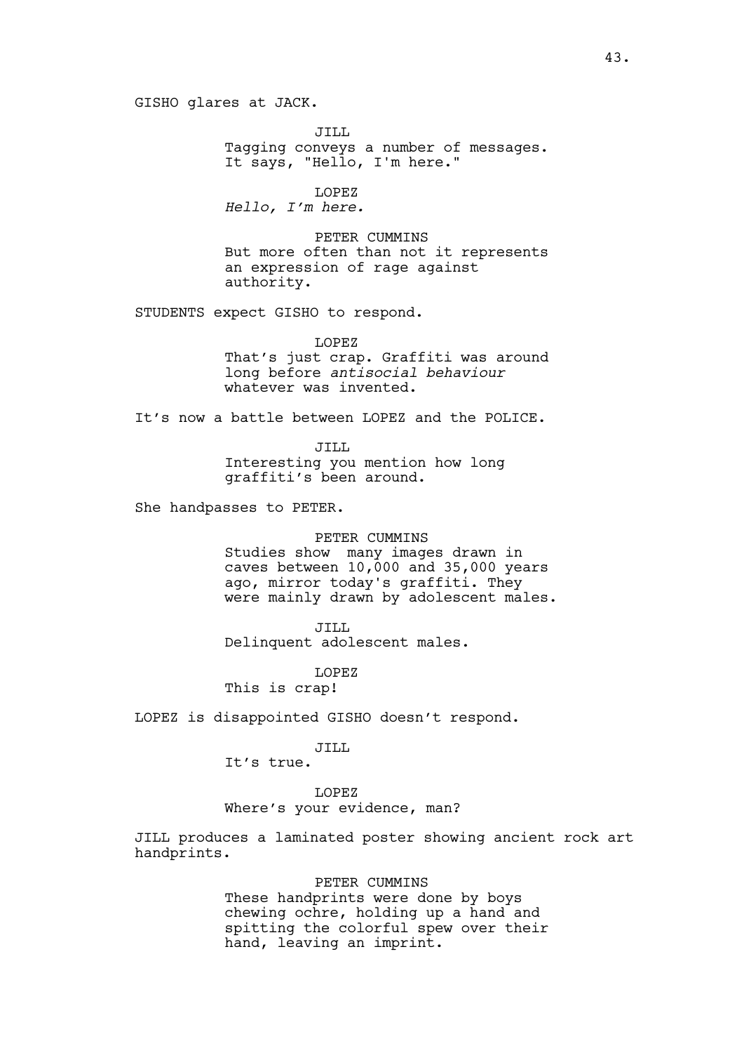GISHO glares at JACK.

JILL
Tagging conveys a number of messages. It says, "Hello, I'm here."

LOPEZ
*Hello, I'm here.*

PETER CUMMINS
But more often than not it represents an expression of rage against authority.

STUDENTS expect GISHO to respond.

LOPEZ
That's just crap. Graffiti was around long before *antisocial behaviour* whatever was invented.

It's now a battle between LOPEZ and the POLICE.

JILL
Interesting you mention how long graffiti's been around.

She handpasses to PETER.

PETER CUMMINS
Studies show  many images drawn in caves between 10,000 and 35,000 years ago, mirror today's graffiti. They were mainly drawn by adolescent males.

JILL
Delinquent adolescent males.

LOPEZ
This is crap!

LOPEZ is disappointed GISHO doesn't respond.

JILL
It's true.

LOPEZ
Where's your evidence, man?

JILL produces a laminated poster showing ancient rock art handprints.

PETER CUMMINS
These handprints were done by boys chewing ochre, holding up a hand and spitting the colorful spew over their hand, leaving an imprint.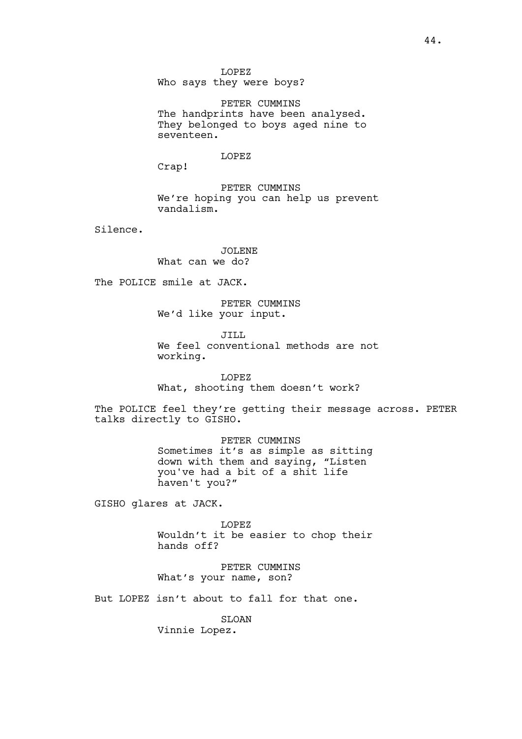LOPEZ
Who says they were boys?

PETER CUMMINS
The handprints have been analysed. They belonged to boys aged nine to seventeen.

LOPEZ
Crap!

PETER CUMMINS
We're hoping you can help us prevent vandalism.

Silence.

JOLENE
What can we do?

The POLICE smile at JACK.

PETER CUMMINS
We'd like your input.

JILL
We feel conventional methods are not working.

LOPEZ
What, shooting them doesn't work?

The POLICE feel they're getting their message across. PETER talks directly to GISHO.

PETER CUMMINS
Sometimes it's as simple as sitting down with them and saying, "Listen you've had a bit of a shit life haven't you?"

GISHO glares at JACK.

LOPEZ
Wouldn't it be easier to chop their hands off?

PETER CUMMINS
What's your name, son?

But LOPEZ isn't about to fall for that one.

SLOAN
Vinnie Lopez.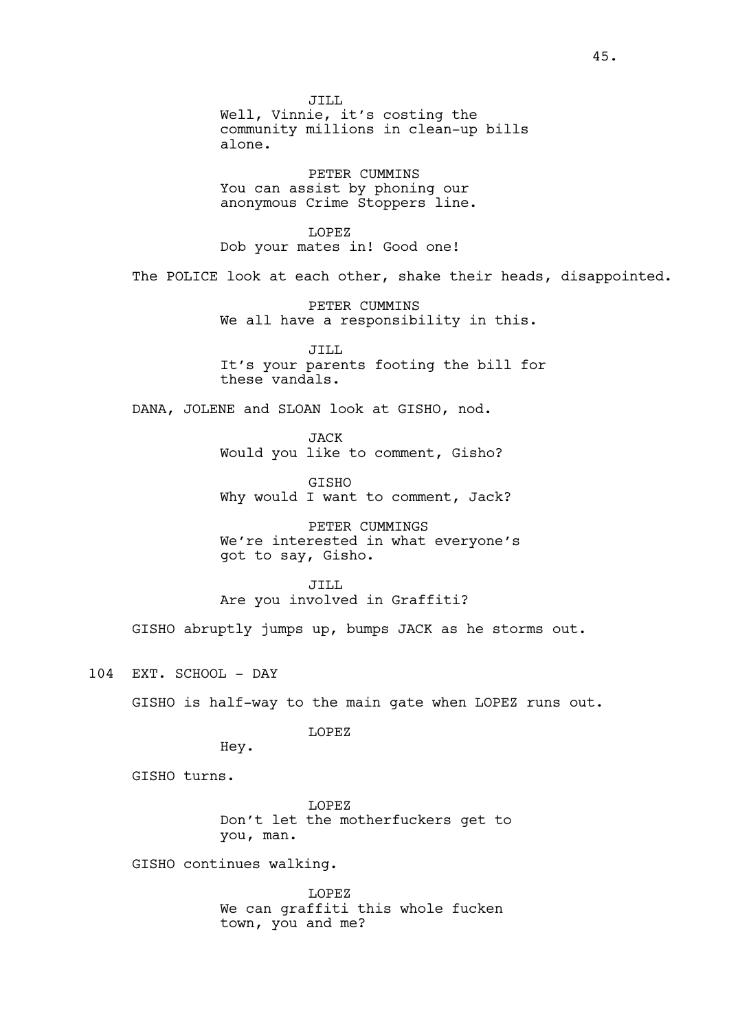JILL
Well, Vinnie, it's costing the community millions in clean-up bills alone.

PETER CUMMINS
You can assist by phoning our anonymous Crime Stoppers line.

LOPEZ
Dob your mates in! Good one!

The POLICE look at each other, shake their heads, disappointed.

PETER CUMMINS
We all have a responsibility in this.

JILL
It's your parents footing the bill for these vandals.

DANA, JOLENE and SLOAN look at GISHO, nod.

JACK
Would you like to comment, Gisho?

GISHO
Why would I want to comment, Jack?

PETER CUMMINGS
We're interested in what everyone's got to say, Gisho.

JILL
Are you involved in Graffiti?

GISHO abruptly jumps up, bumps JACK as he storms out.

104 EXT. SCHOOL - DAY

GISHO is half-way to the main gate when LOPEZ runs out.

LOPEZ
Hey.

GISHO turns.

LOPEZ
Don't let the motherfuckers get to you, man.

GISHO continues walking.

LOPEZ
We can graffiti this whole fucken town, you and me?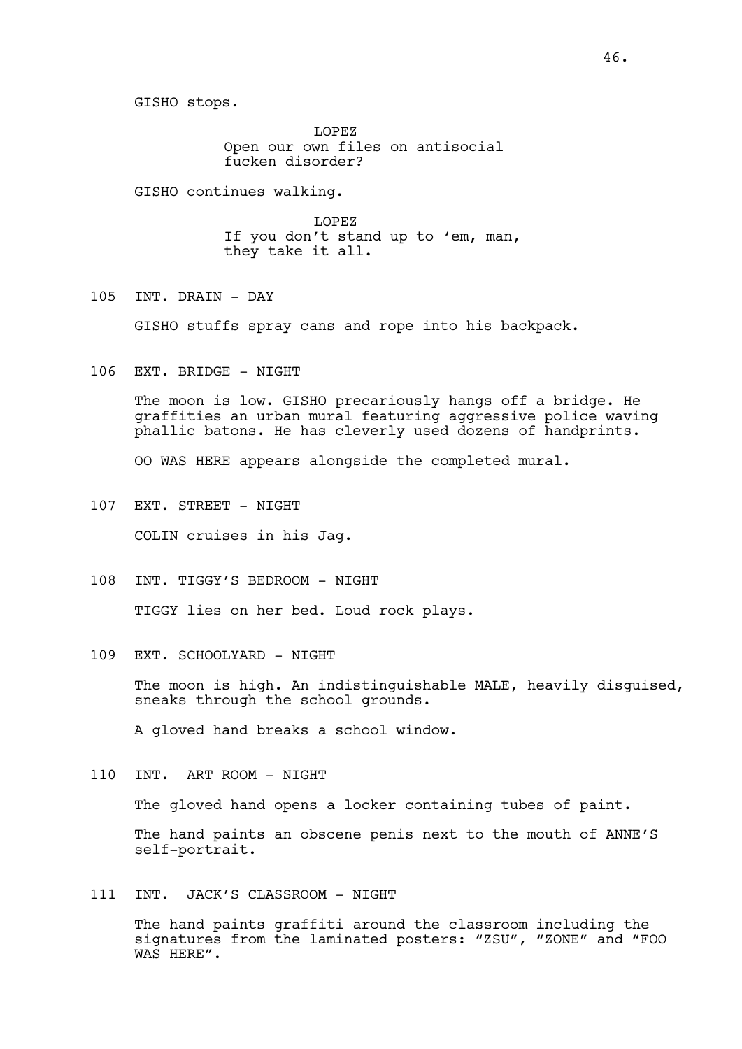GISHO stops.

LOPEZ
Open our own files on antisocial fucken disorder?

GISHO continues walking.

LOPEZ
If you don't stand up to 'em, man, they take it all.

105 INT. DRAIN - DAY

GISHO stuffs spray cans and rope into his backpack.

106 EXT. BRIDGE - NIGHT

The moon is low. GISHO precariously hangs off a bridge. He graffities an urban mural featuring aggressive police waving phallic batons. He has cleverly used dozens of handprints.

OO WAS HERE appears alongside the completed mural.

107 EXT. STREET - NIGHT

COLIN cruises in his Jag.

108 INT. TIGGY'S BEDROOM - NIGHT

TIGGY lies on her bed. Loud rock plays.

109 EXT. SCHOOLYARD - NIGHT

The moon is high. An indistinguishable MALE, heavily disguised, sneaks through the school grounds.

A gloved hand breaks a school window.

110 INT. ART ROOM - NIGHT

The gloved hand opens a locker containing tubes of paint.

The hand paints an obscene penis next to the mouth of ANNE'S self-portrait.

111 INT. JACK'S CLASSROOM - NIGHT

The hand paints graffiti around the classroom including the signatures from the laminated posters: "ZSU", "ZONE" and "FOO WAS HERE".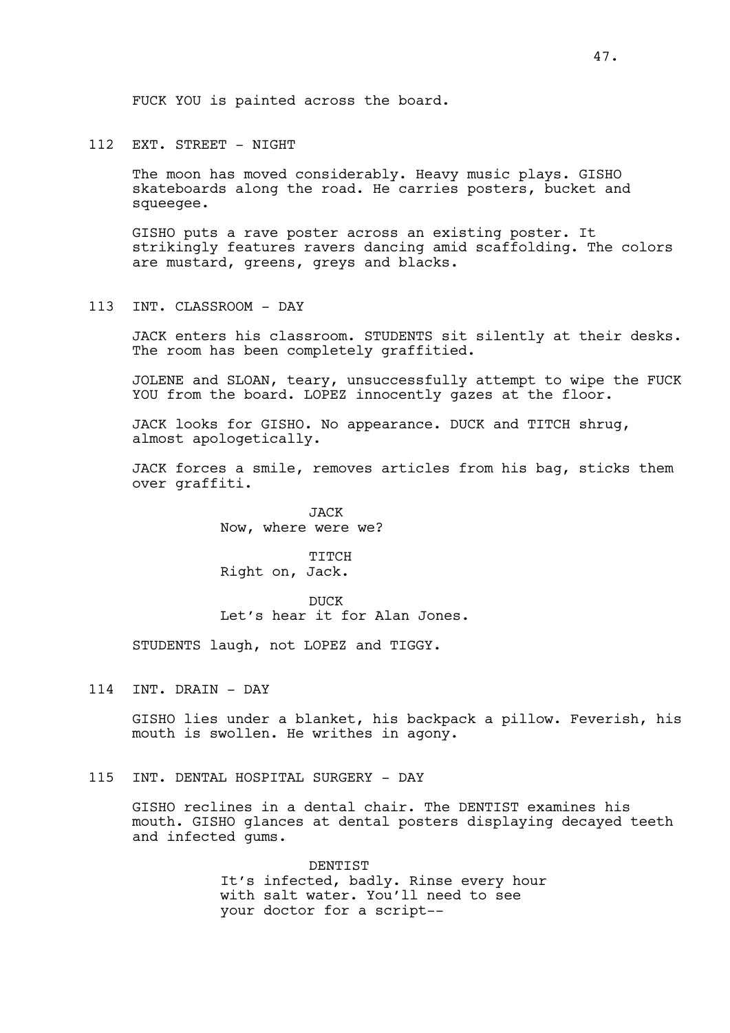FUCK YOU is painted across the board.

112 EXT. STREET - NIGHT

The moon has moved considerably. Heavy music plays. GISHO skateboards along the road. He carries posters, bucket and squeegee.

GISHO puts a rave poster across an existing poster. It strikingly features ravers dancing amid scaffolding. The colors are mustard, greens, greys and blacks.

113 INT. CLASSROOM - DAY

JACK enters his classroom. STUDENTS sit silently at their desks. The room has been completely graffitied.

JOLENE and SLOAN, teary, unsuccessfully attempt to wipe the FUCK YOU from the board. LOPEZ innocently gazes at the floor.

JACK looks for GISHO. No appearance. DUCK and TITCH shrug, almost apologetically.

JACK forces a smile, removes articles from his bag, sticks them over graffiti.

JACK
Now, where were we?

TITCH
Right on, Jack.

DUCK
Let's hear it for Alan Jones.

STUDENTS laugh, not LOPEZ and TIGGY.

114 INT. DRAIN - DAY

GISHO lies under a blanket, his backpack a pillow. Feverish, his mouth is swollen. He writhes in agony.

115 INT. DENTAL HOSPITAL SURGERY - DAY

GISHO reclines in a dental chair. The DENTIST examines his mouth. GISHO glances at dental posters displaying decayed teeth and infected gums.

DENTIST
It's infected, badly. Rinse every hour with salt water. You'll need to see your doctor for a script--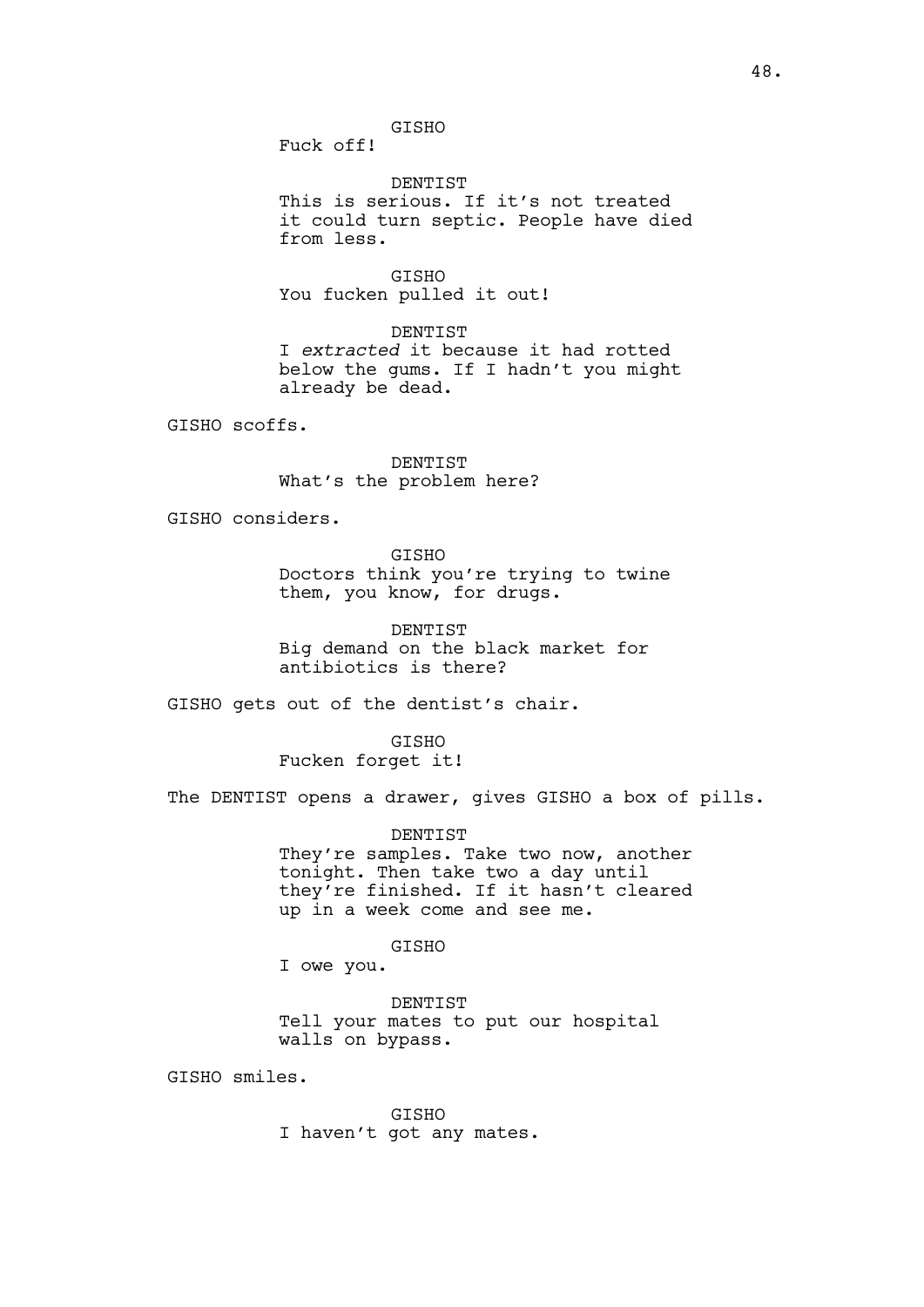GISHO

Fuck off!

DENTIST

This is serious. If it's not treated it could turn septic. People have died from less.

GISHO

You fucken pulled it out!

DENTIST

I *extracted* it because it had rotted below the gums. If I hadn't you might already be dead.

GISHO scoffs.

DENTIST

What's the problem here?

GISHO considers.

GISHO

Doctors think you're trying to twine them, you know, for drugs.

DENTIST

Big demand on the black market for antibiotics is there?

GISHO gets out of the dentist's chair.

GISHO

Fucken forget it!

The DENTIST opens a drawer, gives GISHO a box of pills.

DENTIST

They're samples. Take two now, another tonight. Then take two a day until they're finished. If it hasn't cleared up in a week come and see me.

GISHO

I owe you.

DENTIST

Tell your mates to put our hospital walls on bypass.

GISHO smiles.

GISHO

I haven't got any mates.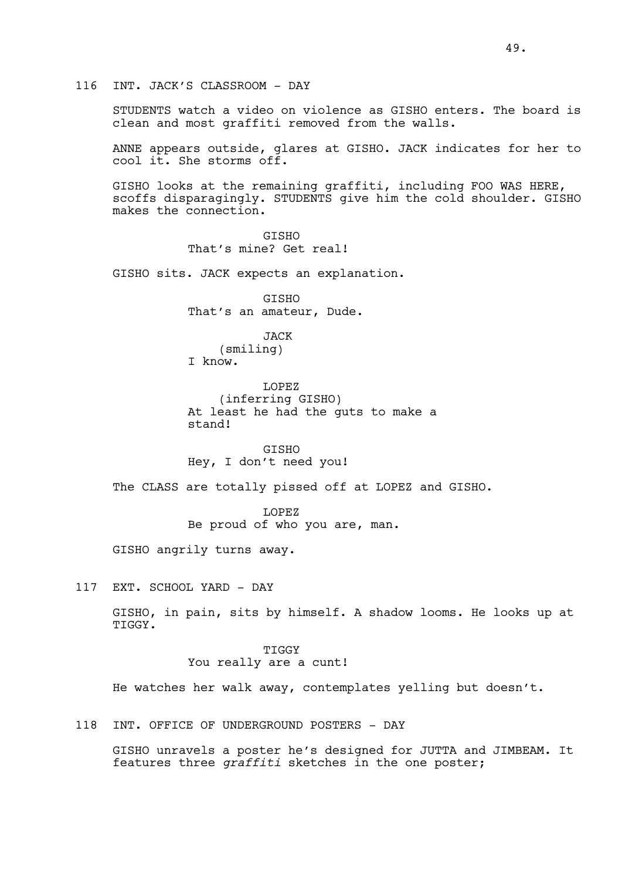116 INT. JACK'S CLASSROOM - DAY

STUDENTS watch a video on violence as GISHO enters. The board is clean and most graffiti removed from the walls.

ANNE appears outside, glares at GISHO. JACK indicates for her to cool it. She storms off.

GISHO looks at the remaining graffiti, including FOO WAS HERE, scoffs disparagingly. STUDENTS give him the cold shoulder. GISHO makes the connection.

GISHO
That's mine? Get real!

GISHO sits. JACK expects an explanation.

GISHO
That's an amateur, Dude.

JACK
(smiling)
I know.

LOPEZ
(inferring GISHO)
At least he had the guts to make a stand!

GISHO
Hey, I don't need you!

The CLASS are totally pissed off at LOPEZ and GISHO.

LOPEZ
Be proud of who you are, man.

GISHO angrily turns away.

117 EXT. SCHOOL YARD - DAY

GISHO, in pain, sits by himself. A shadow looms. He looks up at TIGGY.

TIGGY
You really are a cunt!

He watches her walk away, contemplates yelling but doesn't.

118 INT. OFFICE OF UNDERGROUND POSTERS - DAY

GISHO unravels a poster he's designed for JUTTA and JIMBEAM. It features three *graffiti* sketches in the one poster;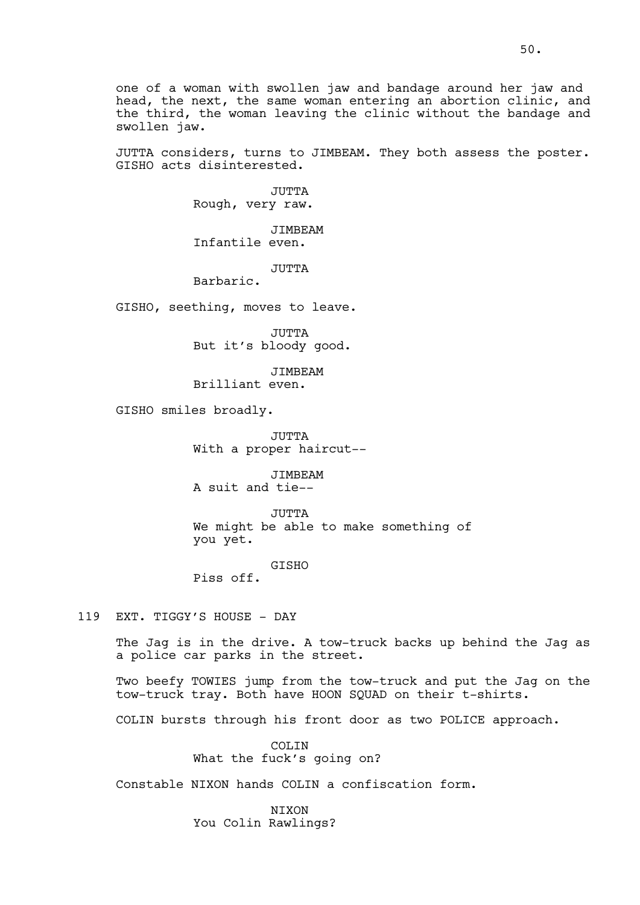one of a woman with swollen jaw and bandage around her jaw and head, the next, the same woman entering an abortion clinic, and the third, the woman leaving the clinic without the bandage and swollen jaw.

JUTTA considers, turns to JIMBEAM. They both assess the poster. GISHO acts disinterested.

JUTTA
Rough, very raw.

JIMBEAM
Infantile even.

JUTTA
Barbaric.

GISHO, seething, moves to leave.

JUTTA
But it's bloody good.

JIMBEAM
Brilliant even.

GISHO smiles broadly.

JUTTA
With a proper haircut--

JIMBEAM
A suit and tie--

JUTTA
We might be able to make something of you yet.

GISHO
Piss off.

119 EXT. TIGGY'S HOUSE - DAY

The Jag is in the drive. A tow-truck backs up behind the Jag as a police car parks in the street.

Two beefy TOWIES jump from the tow-truck and put the Jag on the tow-truck tray. Both have HOON SQUAD on their t-shirts.

COLIN bursts through his front door as two POLICE approach.

COLIN
What the fuck's going on?

Constable NIXON hands COLIN a confiscation form.

NIXON
You Colin Rawlings?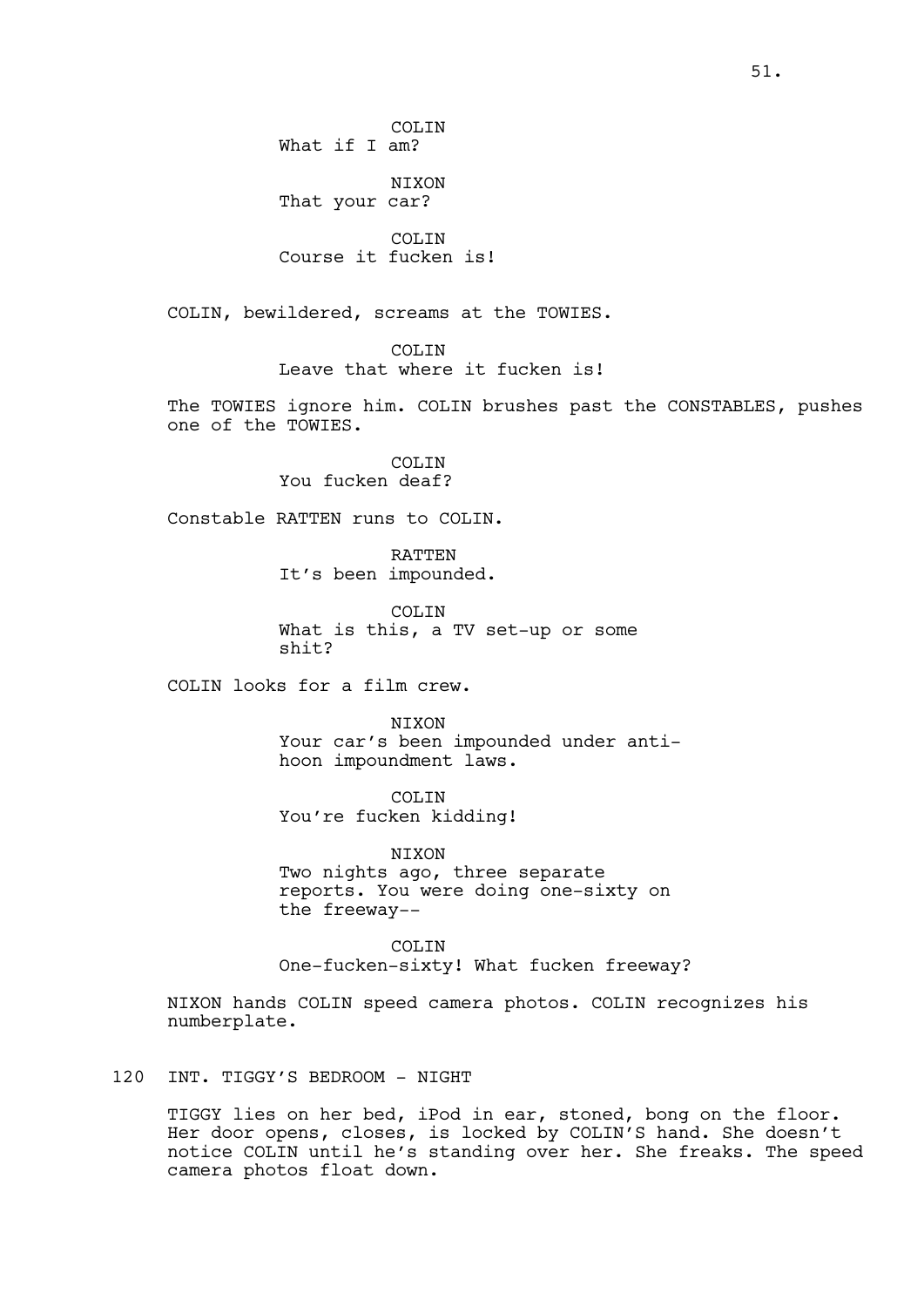COLIN
What if I am?

NIXON
That your car?

COLIN
Course it fucken is!

COLIN, bewildered, screams at the TOWIES.

COLIN
Leave that where it fucken is!

The TOWIES ignore him. COLIN brushes past the CONSTABLES, pushes one of the TOWIES.

COLIN
You fucken deaf?

Constable RATTEN runs to COLIN.

RATTEN
It's been impounded.

COLIN
What is this, a TV set-up or some shit?

COLIN looks for a film crew.

NIXON
Your car's been impounded under anti-hoon impoundment laws.

COLIN
You're fucken kidding!

NIXON
Two nights ago, three separate reports. You were doing one-sixty on the freeway--

COLIN
One-fucken-sixty! What fucken freeway?

NIXON hands COLIN speed camera photos. COLIN recognizes his numberplate.

120 INT. TIGGY'S BEDROOM - NIGHT

TIGGY lies on her bed, iPod in ear, stoned, bong on the floor. Her door opens, closes, is locked by COLIN'S hand. She doesn't notice COLIN until he's standing over her. She freaks. The speed camera photos float down.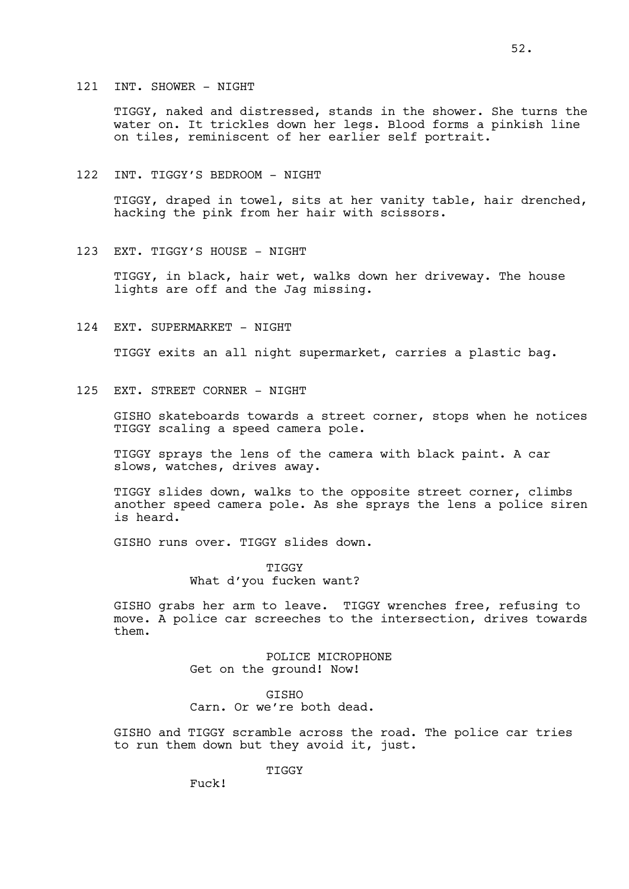121 INT. SHOWER - NIGHT

TIGGY, naked and distressed, stands in the shower. She turns the water on. It trickles down her legs. Blood forms a pinkish line on tiles, reminiscent of her earlier self portrait.

122 INT. TIGGY'S BEDROOM - NIGHT

TIGGY, draped in towel, sits at her vanity table, hair drenched, hacking the pink from her hair with scissors.

123 EXT. TIGGY'S HOUSE - NIGHT

TIGGY, in black, hair wet, walks down her driveway. The house lights are off and the Jag missing.

124 EXT. SUPERMARKET - NIGHT

TIGGY exits an all night supermarket, carries a plastic bag.

125 EXT. STREET CORNER - NIGHT

GISHO skateboards towards a street corner, stops when he notices TIGGY scaling a speed camera pole.

TIGGY sprays the lens of the camera with black paint. A car slows, watches, drives away.

TIGGY slides down, walks to the opposite street corner, climbs another speed camera pole. As she sprays the lens a police siren is heard.

GISHO runs over. TIGGY slides down.

TIGGY
What d'you fucken want?

GISHO grabs her arm to leave. TIGGY wrenches free, refusing to move. A police car screeches to the intersection, drives towards them.

POLICE MICROPHONE
Get on the ground! Now!

GISHO
Carn. Or we're both dead.

GISHO and TIGGY scramble across the road. The police car tries to run them down but they avoid it, just.

TIGGY
Fuck!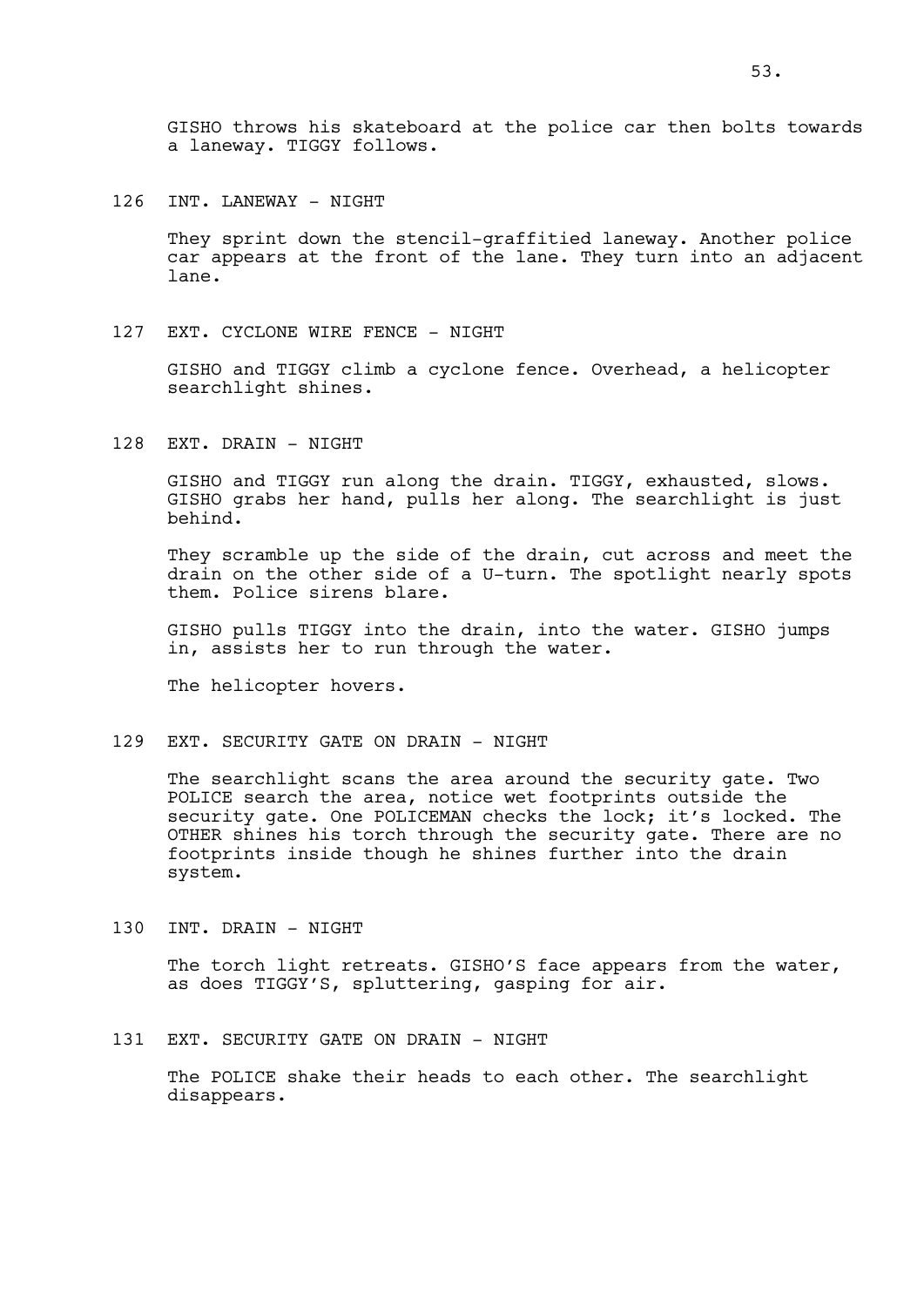GISHO throws his skateboard at the police car then bolts towards a laneway. TIGGY follows.

126 INT. LANEWAY - NIGHT

They sprint down the stencil-graffitied laneway. Another police car appears at the front of the lane. They turn into an adjacent lane.

127 EXT. CYCLONE WIRE FENCE - NIGHT

GISHO and TIGGY climb a cyclone fence. Overhead, a helicopter searchlight shines.

128 EXT. DRAIN - NIGHT

GISHO and TIGGY run along the drain. TIGGY, exhausted, slows. GISHO grabs her hand, pulls her along. The searchlight is just behind.

They scramble up the side of the drain, cut across and meet the drain on the other side of a U-turn. The spotlight nearly spots them. Police sirens blare.

GISHO pulls TIGGY into the drain, into the water. GISHO jumps in, assists her to run through the water.

The helicopter hovers.

129 EXT. SECURITY GATE ON DRAIN - NIGHT

The searchlight scans the area around the security gate. Two POLICE search the area, notice wet footprints outside the security gate. One POLICEMAN checks the lock; it's locked. The OTHER shines his torch through the security gate. There are no footprints inside though he shines further into the drain system.

130 INT. DRAIN - NIGHT

The torch light retreats. GISHO'S face appears from the water, as does TIGGY'S, spluttering, gasping for air.

131 EXT. SECURITY GATE ON DRAIN - NIGHT

The POLICE shake their heads to each other. The searchlight disappears.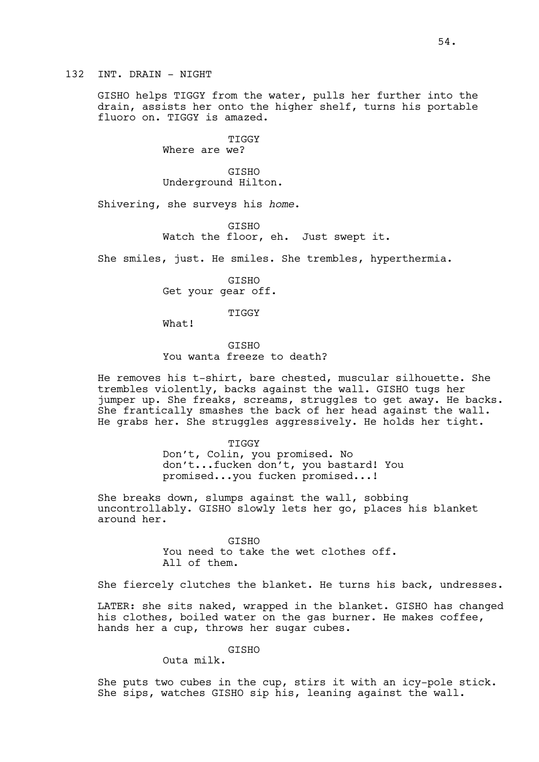132 INT. DRAIN - NIGHT

GISHO helps TIGGY from the water, pulls her further into the drain, assists her onto the higher shelf, turns his portable fluoro on. TIGGY is amazed.

TIGGY
Where are we?

GISHO
Underground Hilton.

Shivering, she surveys his *home*.

GISHO
Watch the floor, eh. Just swept it.

She smiles, just. He smiles. She trembles, hyperthermia.

GISHO
Get your gear off.

TIGGY
What!

GISHO
You wanta freeze to death?

He removes his t-shirt, bare chested, muscular silhouette. She trembles violently, backs against the wall. GISHO tugs her jumper up. She freaks, screams, struggles to get away. He backs. She frantically smashes the back of her head against the wall. He grabs her. She struggles aggressively. He holds her tight.

TIGGY
Don't, Colin, you promised. No don't...fucken don't, you bastard! You promised...you fucken promised...!

She breaks down, slumps against the wall, sobbing uncontrollably. GISHO slowly lets her go, places his blanket around her.

GISHO
You need to take the wet clothes off.
All of them.

She fiercely clutches the blanket. He turns his back, undresses.

LATER: she sits naked, wrapped in the blanket. GISHO has changed his clothes, boiled water on the gas burner. He makes coffee, hands her a cup, throws her sugar cubes.

GISHO
Outa milk.

She puts two cubes in the cup, stirs it with an icy-pole stick. She sips, watches GISHO sip his, leaning against the wall.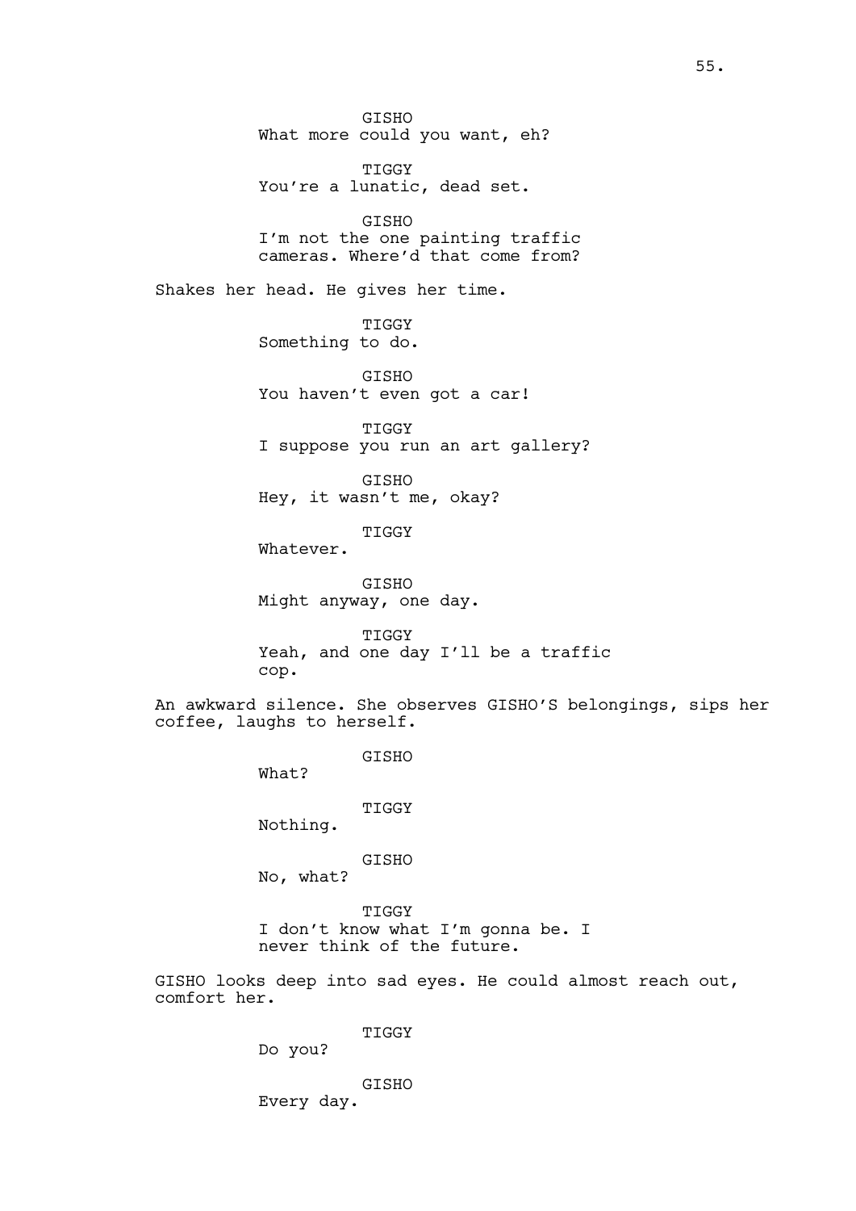GISHO
What more could you want, eh?

TIGGY
You're a lunatic, dead set.

GISHO
I'm not the one painting traffic cameras. Where'd that come from?

Shakes her head. He gives her time.

TIGGY
Something to do.

GISHO
You haven't even got a car!

TIGGY
I suppose you run an art gallery?

GISHO
Hey, it wasn't me, okay?

TIGGY
Whatever.

GISHO
Might anyway, one day.

TIGGY
Yeah, and one day I'll be a traffic cop.

An awkward silence. She observes GISHO'S belongings, sips her coffee, laughs to herself.

GISHO
What?

TIGGY
Nothing.

GISHO
No, what?

TIGGY
I don't know what I'm gonna be. I never think of the future.

GISHO looks deep into sad eyes. He could almost reach out, comfort her.

TIGGY
Do you?

GISHO
Every day.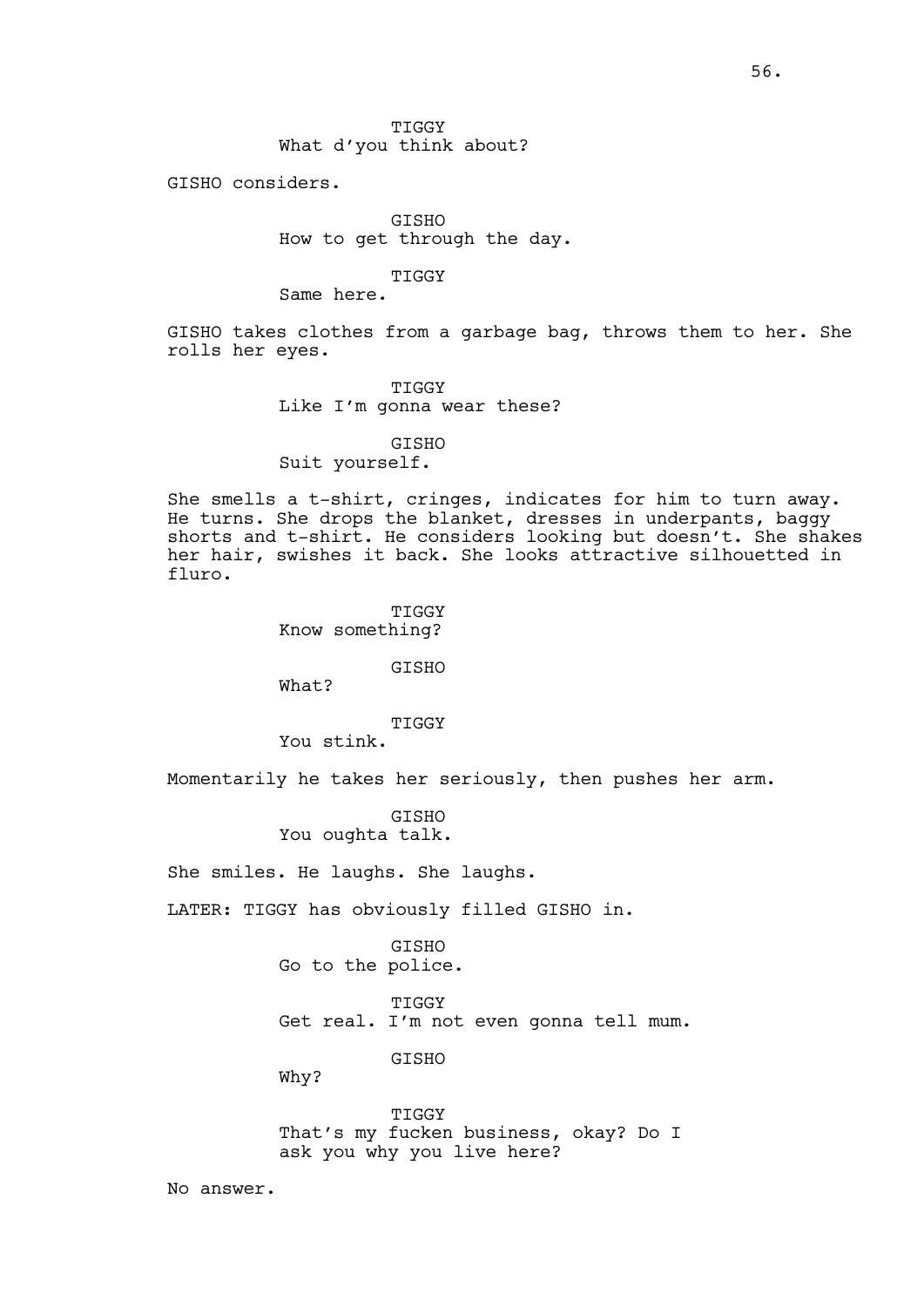TIGGY
What d'you think about?

GISHO considers.

GISHO
How to get through the day.

TIGGY
Same here.

GISHO takes clothes from a garbage bag, throws them to her. She rolls her eyes.

TIGGY
Like I'm gonna wear these?

GISHO
Suit yourself.

She smells a t-shirt, cringes, indicates for him to turn away. He turns. She drops the blanket, dresses in underpants, baggy shorts and t-shirt. He considers looking but doesn't. She shakes her hair, swishes it back. She looks attractive silhouetted in fluro.

TIGGY
Know something?

GISHO
What?

TIGGY
You stink.

Momentarily he takes her seriously, then pushes her arm.

GISHO
You oughta talk.

She smiles. He laughs. She laughs.

LATER: TIGGY has obviously filled GISHO in.

GISHO
Go to the police.

TIGGY
Get real. I'm not even gonna tell mum.

GISHO
Why?

TIGGY
That's my fucken business, okay? Do I ask you why you live here?

No answer.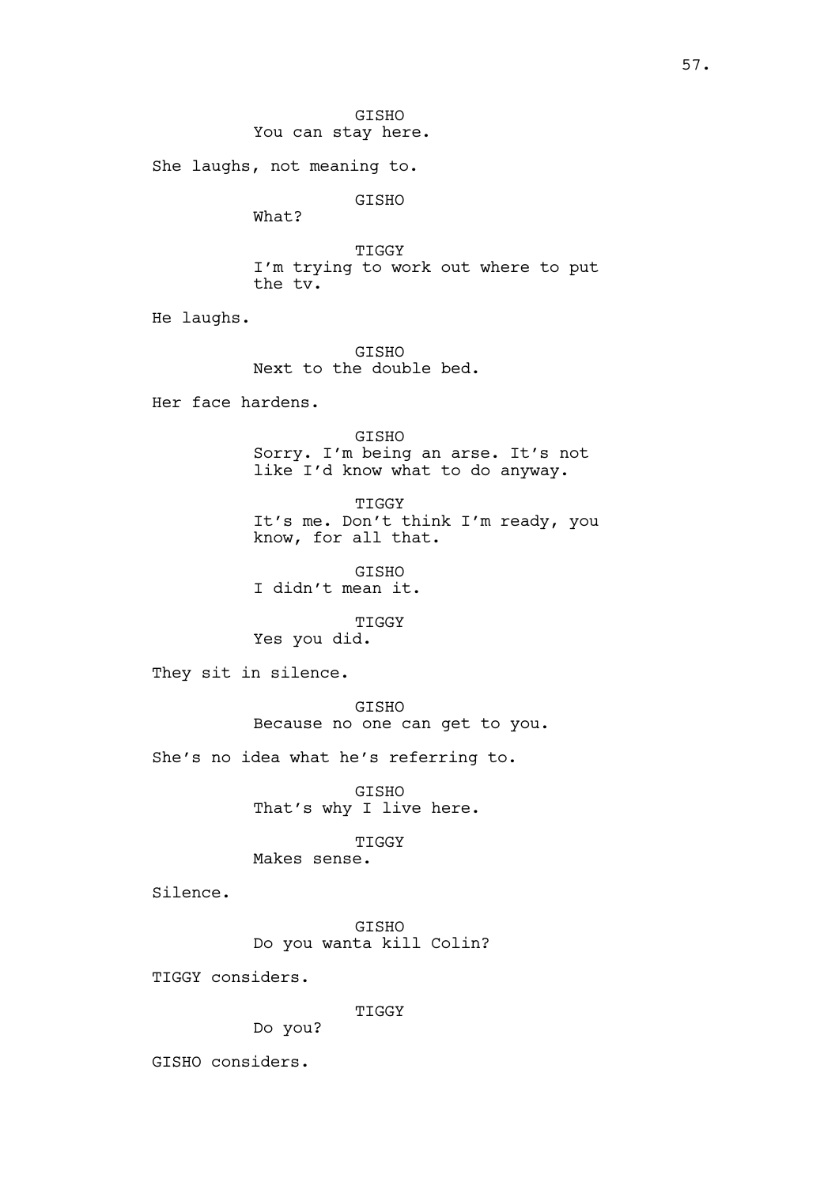GISHO
You can stay here.

She laughs, not meaning to.

GISHO
What?

TIGGY
I'm trying to work out where to put the tv.

He laughs.

GISHO
Next to the double bed.

Her face hardens.

GISHO
Sorry. I'm being an arse. It's not like I'd know what to do anyway.

TIGGY
It's me. Don't think I'm ready, you know, for all that.

GISHO
I didn't mean it.

TIGGY
Yes you did.

They sit in silence.

GISHO
Because no one can get to you.

She's no idea what he's referring to.

GISHO
That's why I live here.

TIGGY
Makes sense.

Silence.

GISHO
Do you wanta kill Colin?

TIGGY considers.

TIGGY
Do you?

GISHO considers.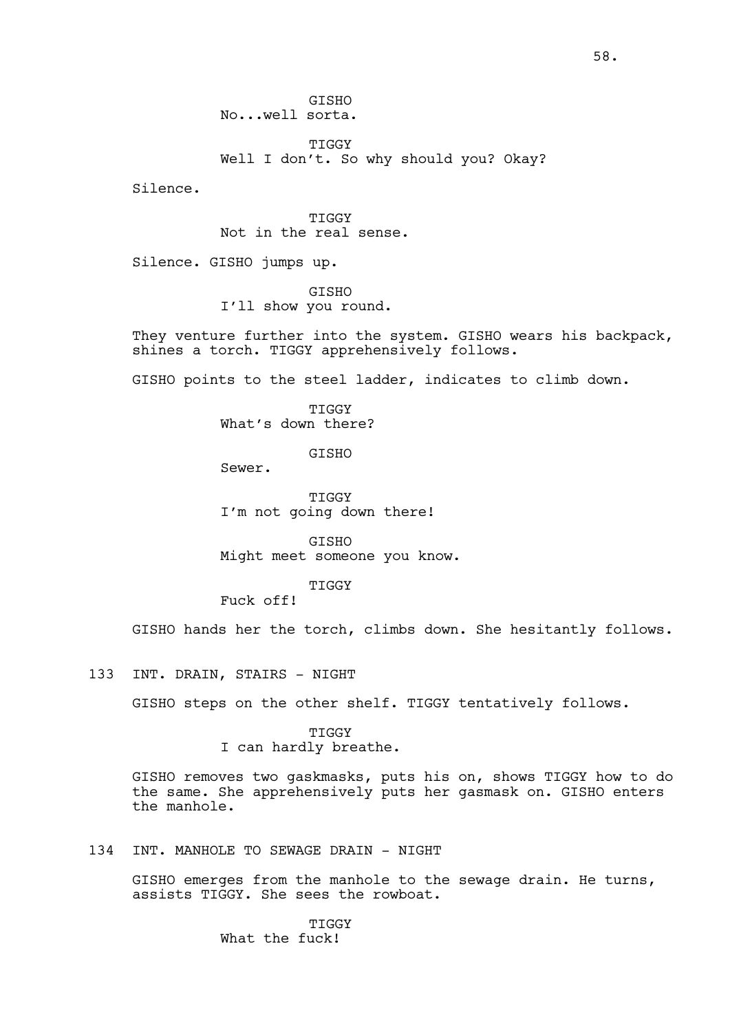GISHO
No...well sorta.

TIGGY
Well I don't. So why should you? Okay?

Silence.

TIGGY
Not in the real sense.

Silence. GISHO jumps up.

GISHO
I'll show you round.

They venture further into the system. GISHO wears his backpack, shines a torch. TIGGY apprehensively follows.

GISHO points to the steel ladder, indicates to climb down.

TIGGY
What's down there?

GISHO
Sewer.

TIGGY
I'm not going down there!

GISHO
Might meet someone you know.

TIGGY
Fuck off!

GISHO hands her the torch, climbs down. She hesitantly follows.

133 INT. DRAIN, STAIRS - NIGHT

GISHO steps on the other shelf. TIGGY tentatively follows.

TIGGY
I can hardly breathe.

GISHO removes two gaskmasks, puts his on, shows TIGGY how to do the same. She apprehensively puts her gasmask on. GISHO enters the manhole.

134 INT. MANHOLE TO SEWAGE DRAIN - NIGHT

GISHO emerges from the manhole to the sewage drain. He turns, assists TIGGY. She sees the rowboat.

TIGGY
What the fuck!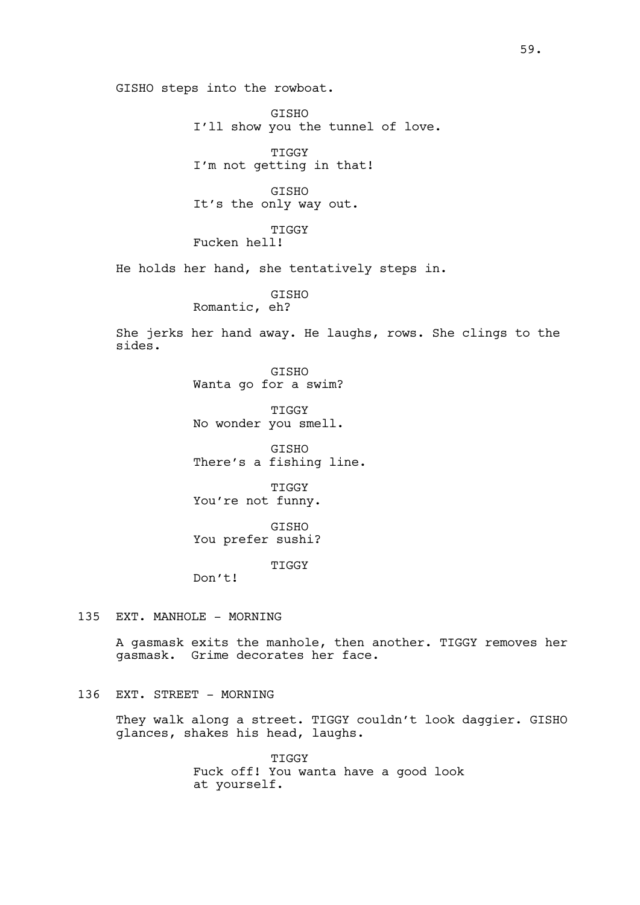GISHO steps into the rowboat.

GISHO
I'll show you the tunnel of love.

TIGGY
I'm not getting in that!

GISHO
It's the only way out.

TIGGY
Fucken hell!

He holds her hand, she tentatively steps in.

GISHO
Romantic, eh?

She jerks her hand away. He laughs, rows. She clings to the sides.

GISHO
Wanta go for a swim?

TIGGY
No wonder you smell.

GISHO
There's a fishing line.

TIGGY
You're not funny.

GISHO
You prefer sushi?

TIGGY
Don't!

135 EXT. MANHOLE - MORNING

A gasmask exits the manhole, then another. TIGGY removes her gasmask. Grime decorates her face.

136 EXT. STREET - MORNING

They walk along a street. TIGGY couldn't look daggier. GISHO glances, shakes his head, laughs.

TIGGY
Fuck off! You wanta have a good look at yourself.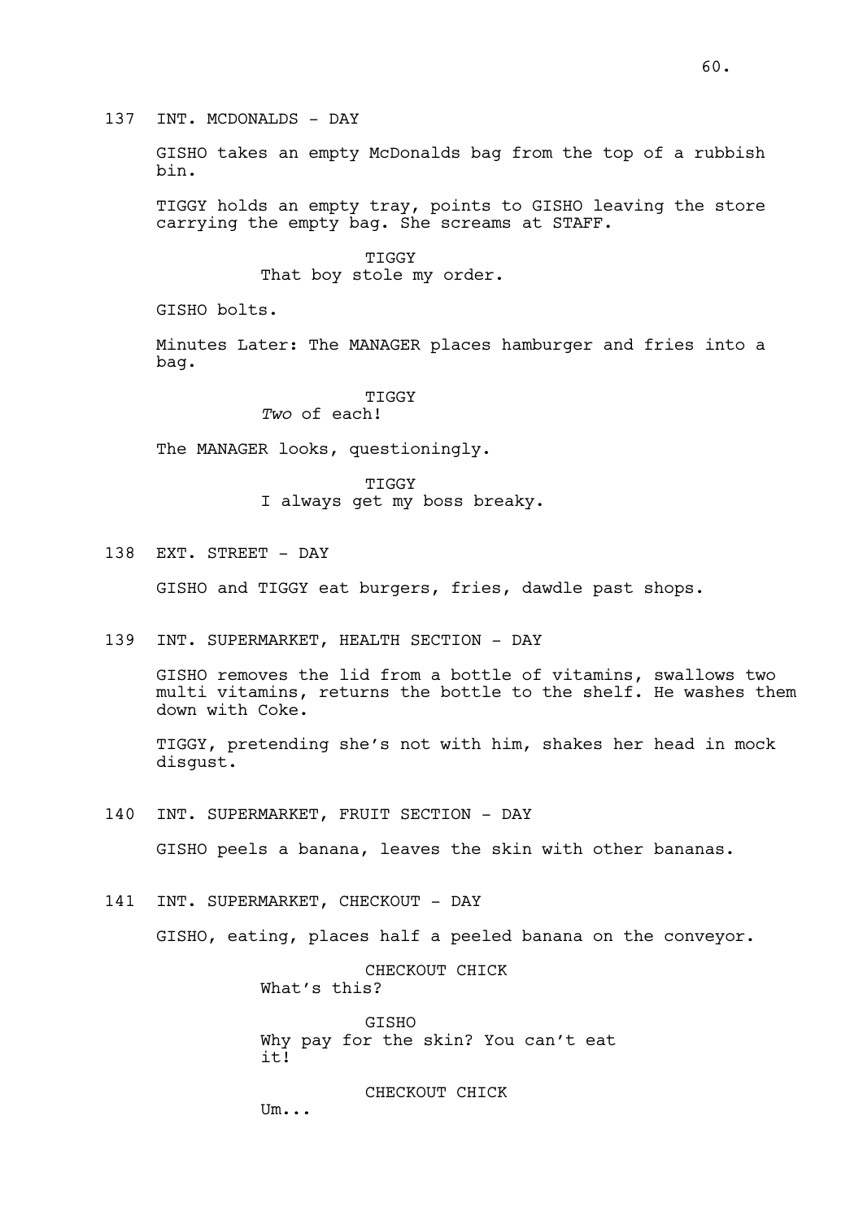137 INT. MCDONALDS - DAY

GISHO takes an empty McDonalds bag from the top of a rubbish bin.

TIGGY holds an empty tray, points to GISHO leaving the store carrying the empty bag. She screams at STAFF.

TIGGY
That boy stole my order.

GISHO bolts.

Minutes Later: The MANAGER places hamburger and fries into a bag.

TIGGY
*Two* of each!

The MANAGER looks, questioningly.

TIGGY
I always get my boss breaky.

138 EXT. STREET - DAY

GISHO and TIGGY eat burgers, fries, dawdle past shops.

139 INT. SUPERMARKET, HEALTH SECTION - DAY

GISHO removes the lid from a bottle of vitamins, swallows two multi vitamins, returns the bottle to the shelf. He washes them down with Coke.

TIGGY, pretending she's not with him, shakes her head in mock disgust.

140 INT. SUPERMARKET, FRUIT SECTION - DAY

GISHO peels a banana, leaves the skin with other bananas.

141 INT. SUPERMARKET, CHECKOUT - DAY

GISHO, eating, places half a peeled banana on the conveyor.

CHECKOUT CHICK
What's this?

GISHO
Why pay for the skin? You can't eat it!

CHECKOUT CHICK
Um...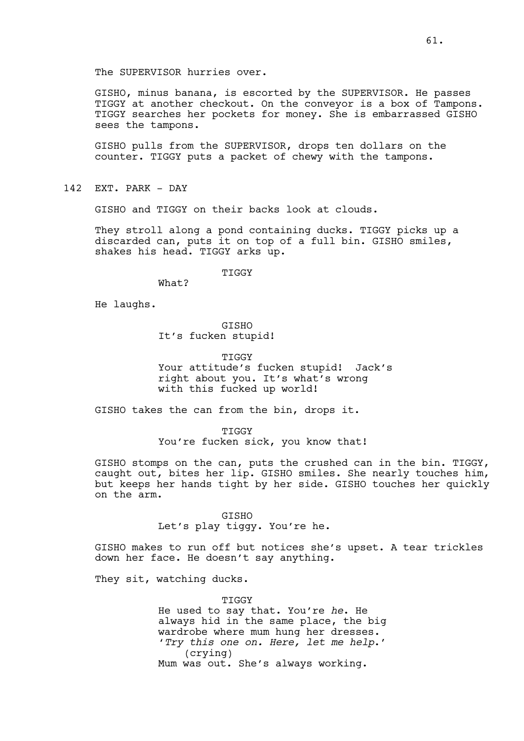The SUPERVISOR hurries over.

GISHO, minus banana, is escorted by the SUPERVISOR. He passes TIGGY at another checkout. On the conveyor is a box of Tampons. TIGGY searches her pockets for money. She is embarrassed GISHO sees the tampons.

GISHO pulls from the SUPERVISOR, drops ten dollars on the counter. TIGGY puts a packet of chewy with the tampons.

142 EXT. PARK - DAY

GISHO and TIGGY on their backs look at clouds.

They stroll along a pond containing ducks. TIGGY picks up a discarded can, puts it on top of a full bin. GISHO smiles, shakes his head. TIGGY arks up.

TIGGY
What?

He laughs.

GISHO
It's fucken stupid!

TIGGY
Your attitude's fucken stupid! Jack's right about you. It's what's wrong with this fucked up world!

GISHO takes the can from the bin, drops it.

TIGGY
You're fucken sick, you know that!

GISHO stomps on the can, puts the crushed can in the bin. TIGGY, caught out, bites her lip. GISHO smiles. She nearly touches him, but keeps her hands tight by her side. GISHO touches her quickly on the arm.

GISHO
Let's play tiggy. You're he.

GISHO makes to run off but notices she's upset. A tear trickles down her face. He doesn't say anything.

They sit, watching ducks.

TIGGY
He used to say that. You're *he*. He always hid in the same place, the big wardrobe where mum hung her dresses. '*Try this one on. Here, let me help*.'
(crying)
Mum was out. She's always working.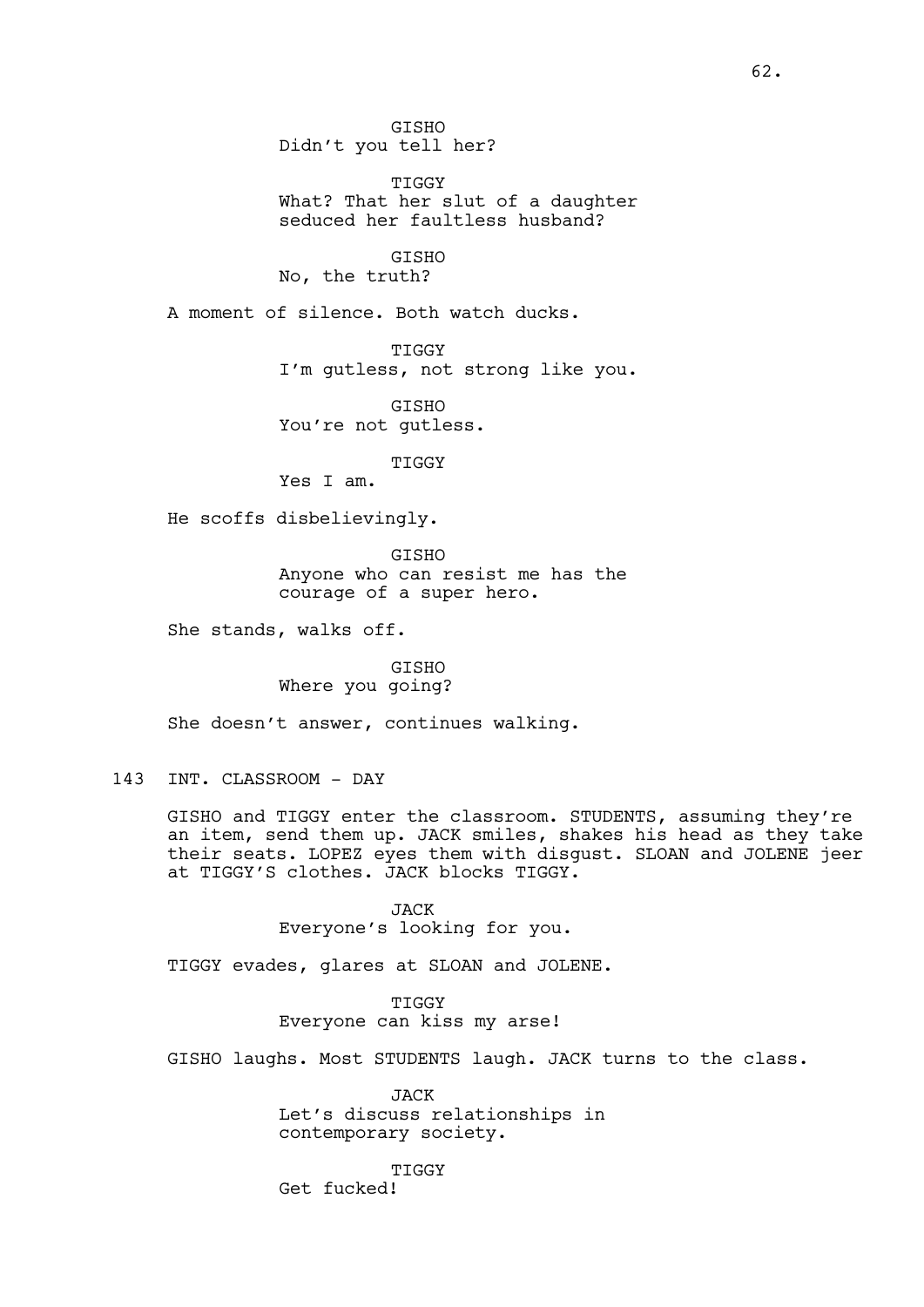GISHO
Didn't you tell her?

TIGGY
What? That her slut of a daughter seduced her faultless husband?

GISHO
No, the truth?

A moment of silence. Both watch ducks.

TIGGY
I'm gutless, not strong like you.

GISHO
You're not gutless.

TIGGY
Yes I am.

He scoffs disbelievingly.

GISHO
Anyone who can resist me has the courage of a super hero.

She stands, walks off.

GISHO
Where you going?

She doesn't answer, continues walking.

143 INT. CLASSROOM - DAY

GISHO and TIGGY enter the classroom. STUDENTS, assuming they're an item, send them up. JACK smiles, shakes his head as they take their seats. LOPEZ eyes them with disgust. SLOAN and JOLENE jeer at TIGGY'S clothes. JACK blocks TIGGY.

JACK
Everyone's looking for you.

TIGGY evades, glares at SLOAN and JOLENE.

TIGGY
Everyone can kiss my arse!

GISHO laughs. Most STUDENTS laugh. JACK turns to the class.

JACK
Let's discuss relationships in contemporary society.

TIGGY
Get fucked!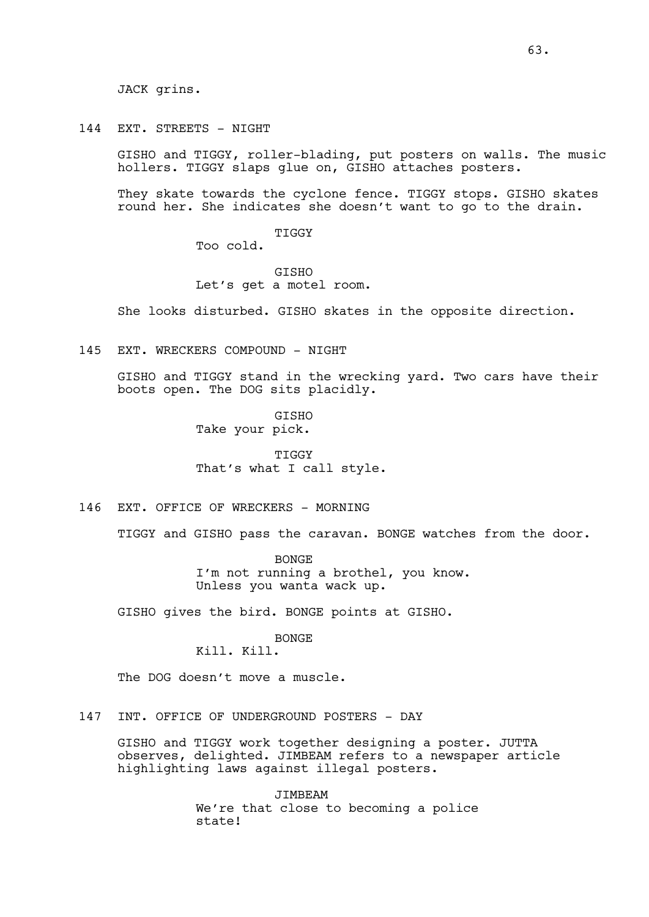JACK grins.

144 EXT. STREETS - NIGHT

GISHO and TIGGY, roller-blading, put posters on walls. The music hollers. TIGGY slaps glue on, GISHO attaches posters.

They skate towards the cyclone fence. TIGGY stops. GISHO skates round her. She indicates she doesn't want to go to the drain.

TIGGY
Too cold.

GISHO
Let's get a motel room.

She looks disturbed. GISHO skates in the opposite direction.

145 EXT. WRECKERS COMPOUND - NIGHT

GISHO and TIGGY stand in the wrecking yard. Two cars have their boots open. The DOG sits placidly.

GISHO
Take your pick.

TIGGY
That's what I call style.

146 EXT. OFFICE OF WRECKERS - MORNING

TIGGY and GISHO pass the caravan. BONGE watches from the door.

BONGE
I'm not running a brothel, you know.
Unless you wanta wack up.

GISHO gives the bird. BONGE points at GISHO.

BONGE
Kill. Kill.

The DOG doesn't move a muscle.

147 INT. OFFICE OF UNDERGROUND POSTERS - DAY

GISHO and TIGGY work together designing a poster. JUTTA observes, delighted. JIMBEAM refers to a newspaper article highlighting laws against illegal posters.

JIMBEAM
We're that close to becoming a police
state!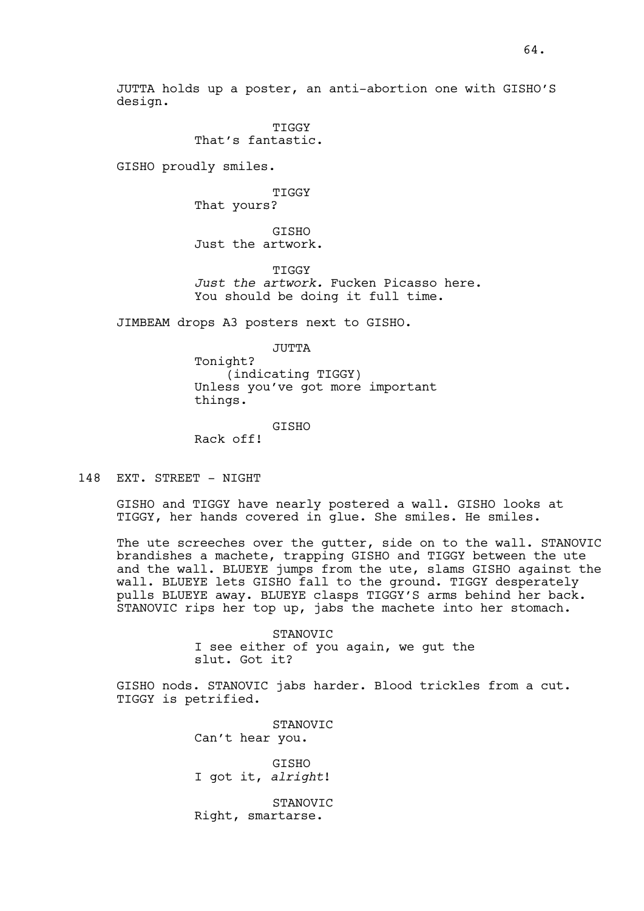JUTTA holds up a poster, an anti-abortion one with GISHO'S design.

TIGGY
That's fantastic.

GISHO proudly smiles.

TIGGY
That yours?

GISHO
Just the artwork.

TIGGY
*Just the artwork.* Fucken Picasso here. You should be doing it full time.

JIMBEAM drops A3 posters next to GISHO.

JUTTA
Tonight?
(indicating TIGGY)
Unless you've got more important things.

GISHO
Rack off!

148 EXT. STREET - NIGHT

GISHO and TIGGY have nearly postered a wall. GISHO looks at TIGGY, her hands covered in glue. She smiles. He smiles.

The ute screeches over the gutter, side on to the wall. STANOVIC brandishes a machete, trapping GISHO and TIGGY between the ute and the wall. BLUEYE jumps from the ute, slams GISHO against the wall. BLUEYE lets GISHO fall to the ground. TIGGY desperately pulls BLUEYE away. BLUEYE clasps TIGGY'S arms behind her back. STANOVIC rips her top up, jabs the machete into her stomach.

STANOVIC
I see either of you again, we gut the slut. Got it?

GISHO nods. STANOVIC jabs harder. Blood trickles from a cut. TIGGY is petrified.

STANOVIC
Can't hear you.

GISHO
I got it, *alright*!

STANOVIC
Right, smartarse.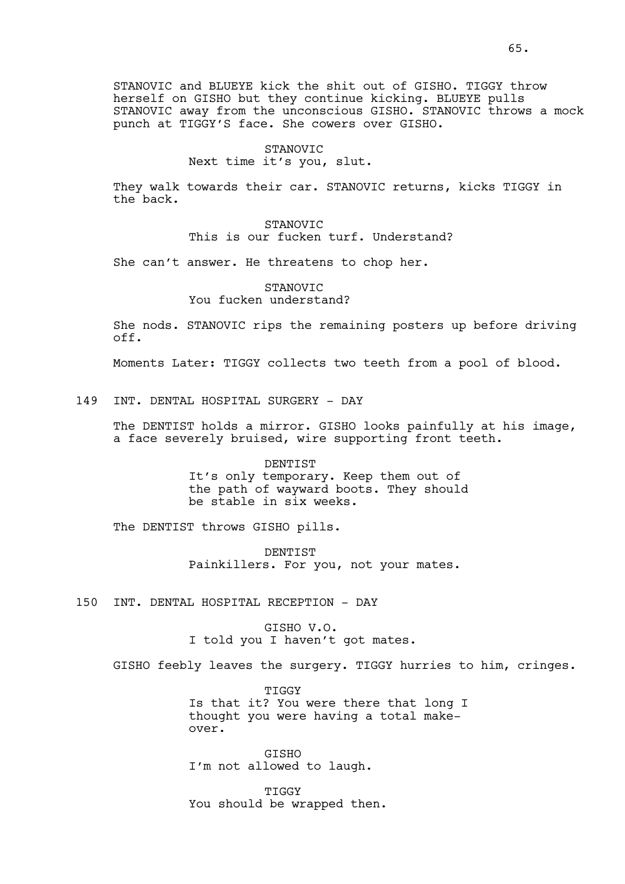STANOVIC and BLUEYE kick the shit out of GISHO. TIGGY throw herself on GISHO but they continue kicking. BLUEYE pulls STANOVIC away from the unconscious GISHO. STANOVIC throws a mock punch at TIGGY'S face. She cowers over GISHO.

STANOVIC
Next time it's you, slut.

They walk towards their car. STANOVIC returns, kicks TIGGY in the back.

STANOVIC
This is our fucken turf. Understand?

She can't answer. He threatens to chop her.

STANOVIC
You fucken understand?

She nods. STANOVIC rips the remaining posters up before driving off.

Moments Later: TIGGY collects two teeth from a pool of blood.

149 INT. DENTAL HOSPITAL SURGERY - DAY

The DENTIST holds a mirror. GISHO looks painfully at his image, a face severely bruised, wire supporting front teeth.

DENTIST
It's only temporary. Keep them out of the path of wayward boots. They should be stable in six weeks.

The DENTIST throws GISHO pills.

DENTIST
Painkillers. For you, not your mates.

150 INT. DENTAL HOSPITAL RECEPTION - DAY

GISHO V.O.
I told you I haven't got mates.

GISHO feebly leaves the surgery. TIGGY hurries to him, cringes.

TIGGY
Is that it? You were there that long I thought you were having a total make-over.

GISHO
I'm not allowed to laugh.

TIGGY
You should be wrapped then.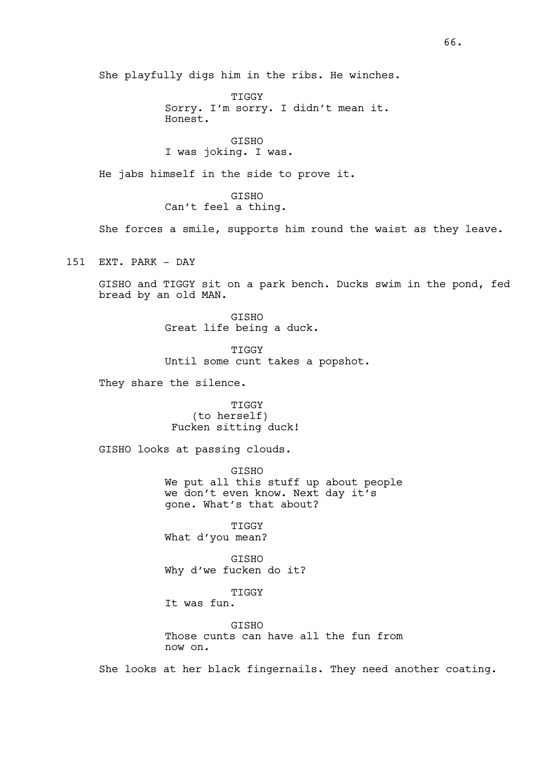She playfully digs him in the ribs. He winches.

TIGGY
Sorry. I'm sorry. I didn't mean it. Honest.

GISHO
I was joking. I was.

He jabs himself in the side to prove it.

GISHO
Can't feel a thing.

She forces a smile, supports him round the waist as they leave.

151 EXT. PARK - DAY

GISHO and TIGGY sit on a park bench. Ducks swim in the pond, fed bread by an old MAN.

GISHO
Great life being a duck.

TIGGY
Until some cunt takes a popshot.

They share the silence.

TIGGY
(to herself)
Fucken sitting duck!

GISHO looks at passing clouds.

GISHO
We put all this stuff up about people we don't even know. Next day it's gone. What's that about?

TIGGY
What d'you mean?

GISHO
Why d'we fucken do it?

TIGGY
It was fun.

GISHO
Those cunts can have all the fun from now on.

She looks at her black fingernails. They need another coating.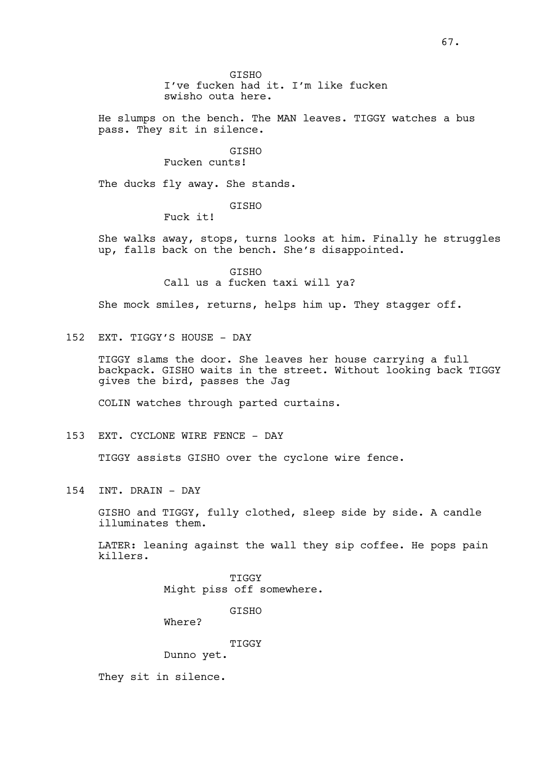GISHO
I've fucken had it. I'm like fucken swisho outa here.

He slumps on the bench. The MAN leaves. TIGGY watches a bus pass. They sit in silence.

GISHO
Fucken cunts!

The ducks fly away. She stands.

GISHO
Fuck it!

She walks away, stops, turns looks at him. Finally he struggles up, falls back on the bench. She's disappointed.

GISHO
Call us a fucken taxi will ya?

She mock smiles, returns, helps him up. They stagger off.

152 EXT. TIGGY'S HOUSE - DAY

TIGGY slams the door. She leaves her house carrying a full backpack. GISHO waits in the street. Without looking back TIGGY gives the bird, passes the Jag

COLIN watches through parted curtains.

153 EXT. CYCLONE WIRE FENCE - DAY

TIGGY assists GISHO over the cyclone wire fence.

154 INT. DRAIN - DAY

GISHO and TIGGY, fully clothed, sleep side by side. A candle illuminates them.

LATER: leaning against the wall they sip coffee. He pops pain killers.

TIGGY
Might piss off somewhere.

GISHO
Where?

TIGGY
Dunno yet.

They sit in silence.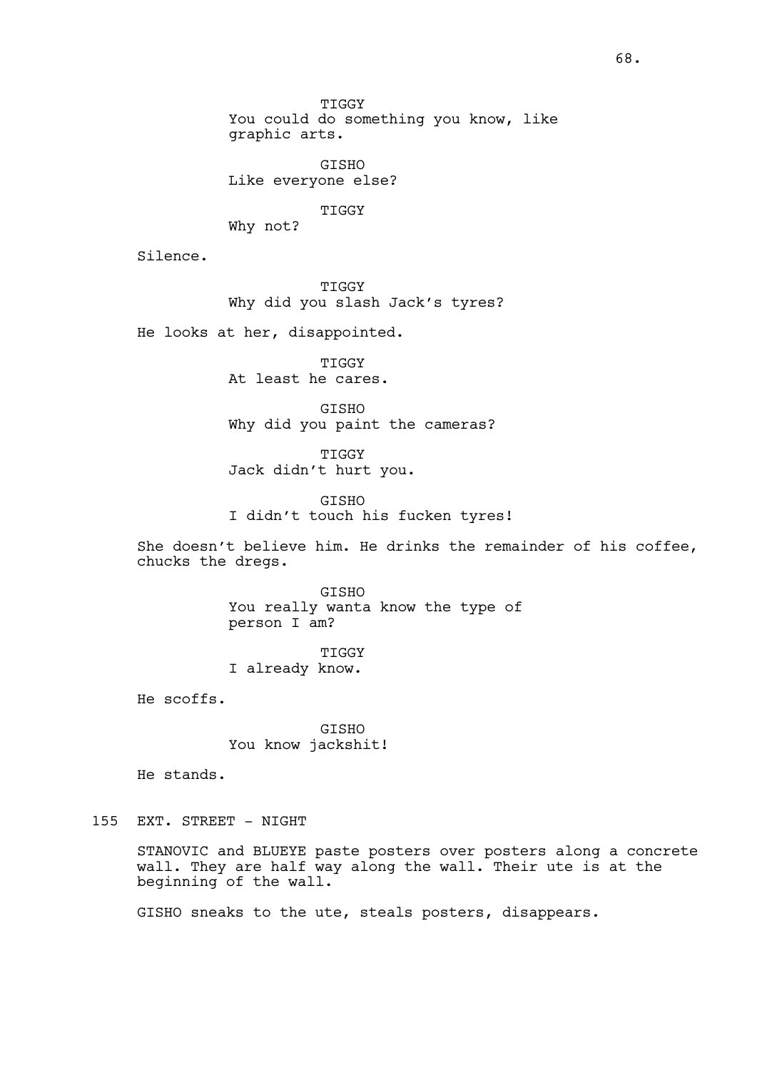TIGGY
You could do something you know, like graphic arts.

GISHO
Like everyone else?

TIGGY
Why not?

Silence.

TIGGY
Why did you slash Jack's tyres?

He looks at her, disappointed.

TIGGY
At least he cares.

GISHO
Why did you paint the cameras?

TIGGY
Jack didn't hurt you.

GISHO
I didn't touch his fucken tyres!

She doesn't believe him. He drinks the remainder of his coffee, chucks the dregs.

GISHO
You really wanta know the type of person I am?

TIGGY
I already know.

He scoffs.

GISHO
You know jackshit!

He stands.

155 EXT. STREET - NIGHT

STANOVIC and BLUEYE paste posters over posters along a concrete wall. They are half way along the wall. Their ute is at the beginning of the wall.

GISHO sneaks to the ute, steals posters, disappears.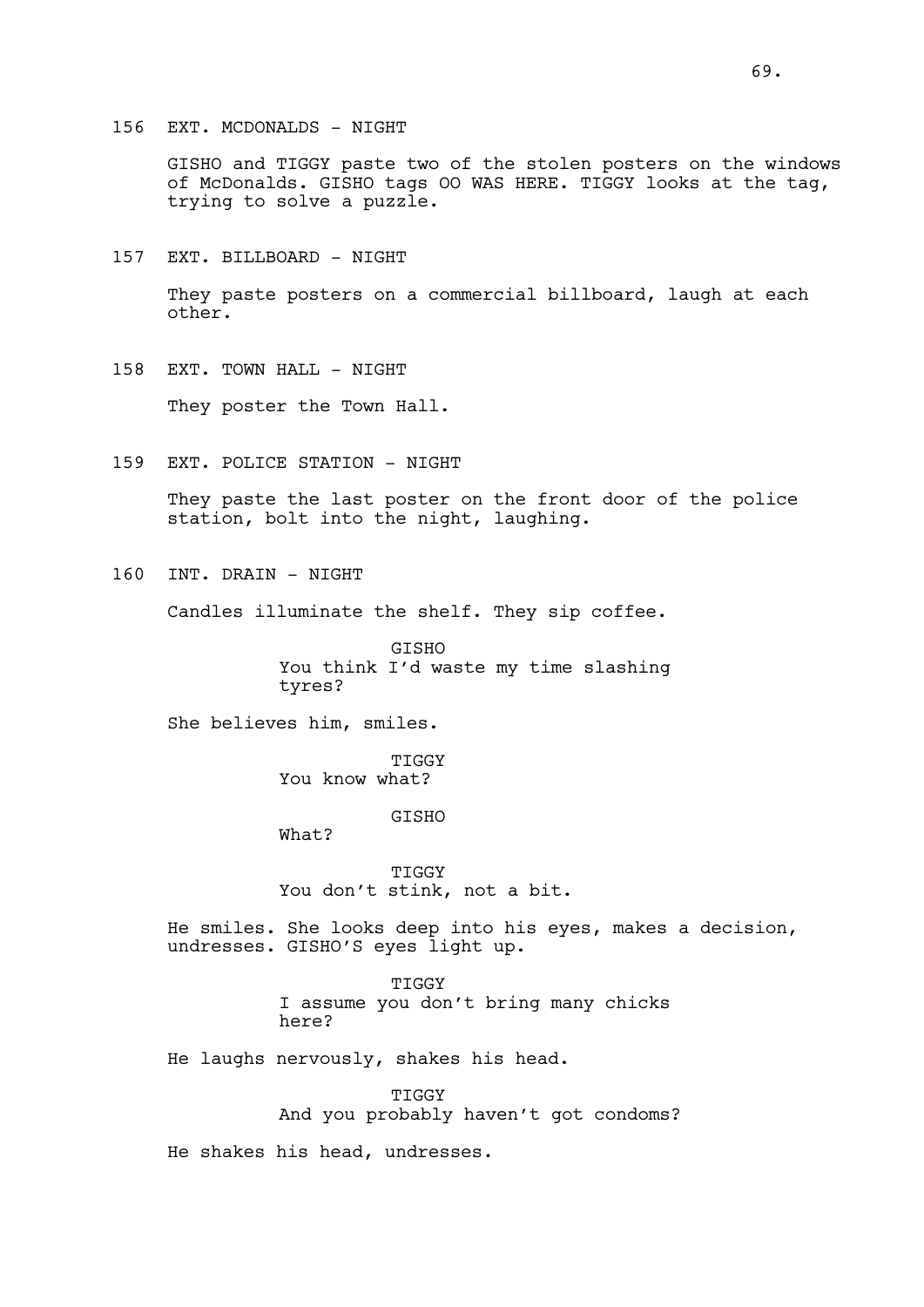156 EXT. MCDONALDS - NIGHT

GISHO and TIGGY paste two of the stolen posters on the windows of McDonalds. GISHO tags OO WAS HERE. TIGGY looks at the tag, trying to solve a puzzle.

157 EXT. BILLBOARD - NIGHT

They paste posters on a commercial billboard, laugh at each other.

158 EXT. TOWN HALL - NIGHT

They poster the Town Hall.

159 EXT. POLICE STATION - NIGHT

They paste the last poster on the front door of the police station, bolt into the night, laughing.

160 INT. DRAIN - NIGHT

Candles illuminate the shelf. They sip coffee.

GISHO
You think I'd waste my time slashing tyres?

She believes him, smiles.

TIGGY
You know what?

GISHO
What?

TIGGY
You don't stink, not a bit.

He smiles. She looks deep into his eyes, makes a decision, undresses. GISHO'S eyes light up.

TIGGY
I assume you don't bring many chicks here?

He laughs nervously, shakes his head.

TIGGY
And you probably haven't got condoms?

He shakes his head, undresses.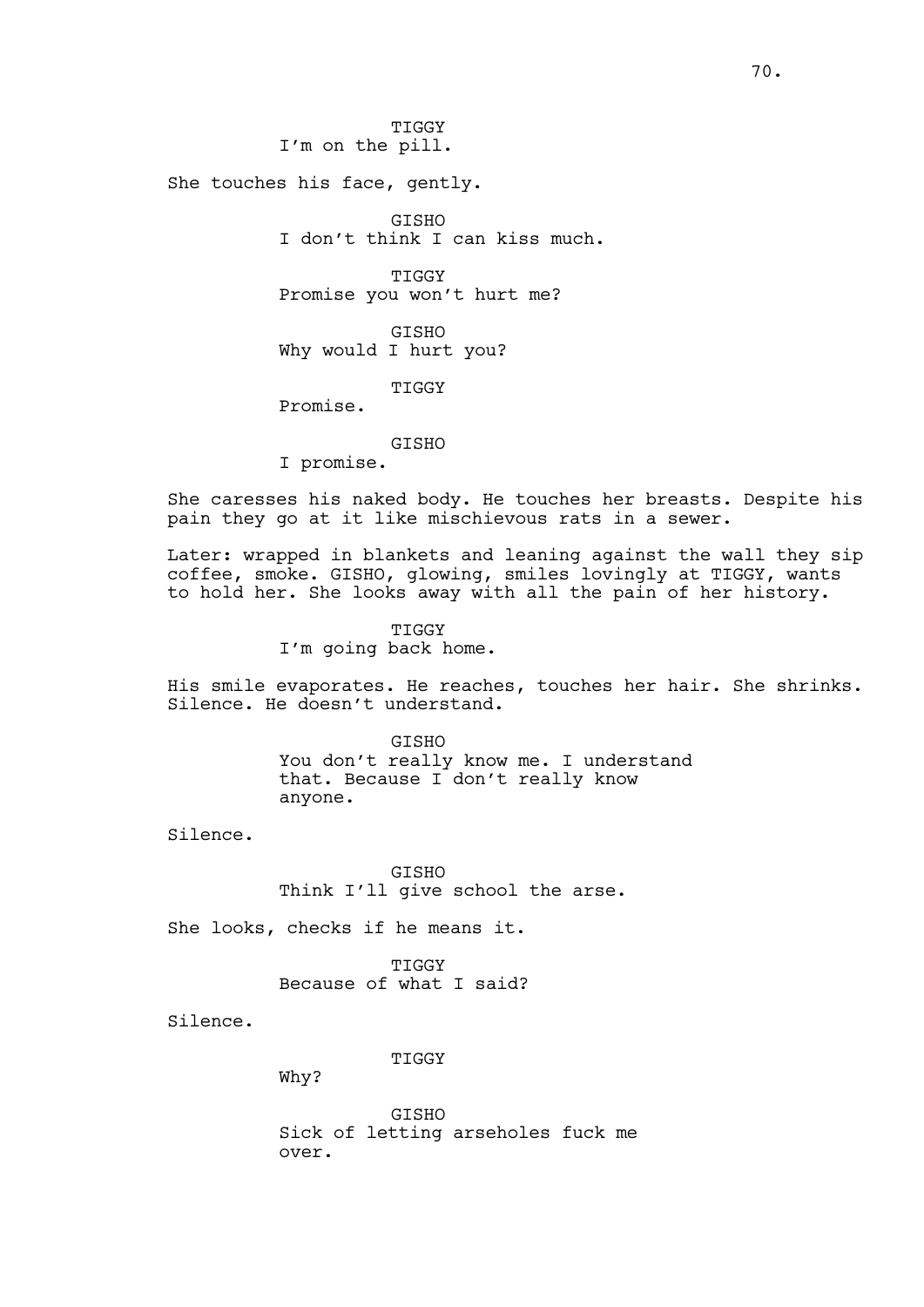TIGGY
I'm on the pill.

She touches his face, gently.

GISHO
I don't think I can kiss much.

TIGGY
Promise you won't hurt me?

GISHO
Why would I hurt you?

TIGGY
Promise.

GISHO
I promise.

She caresses his naked body. He touches her breasts. Despite his pain they go at it like mischievous rats in a sewer.

Later: wrapped in blankets and leaning against the wall they sip coffee, smoke. GISHO, glowing, smiles lovingly at TIGGY, wants to hold her. She looks away with all the pain of her history.

TIGGY
I'm going back home.

His smile evaporates. He reaches, touches her hair. She shrinks. Silence. He doesn't understand.

GISHO
You don't really know me. I understand that. Because I don't really know anyone.

Silence.

GISHO
Think I'll give school the arse.

She looks, checks if he means it.

TIGGY
Because of what I said?

Silence.

TIGGY
Why?

GISHO
Sick of letting arseholes fuck me over.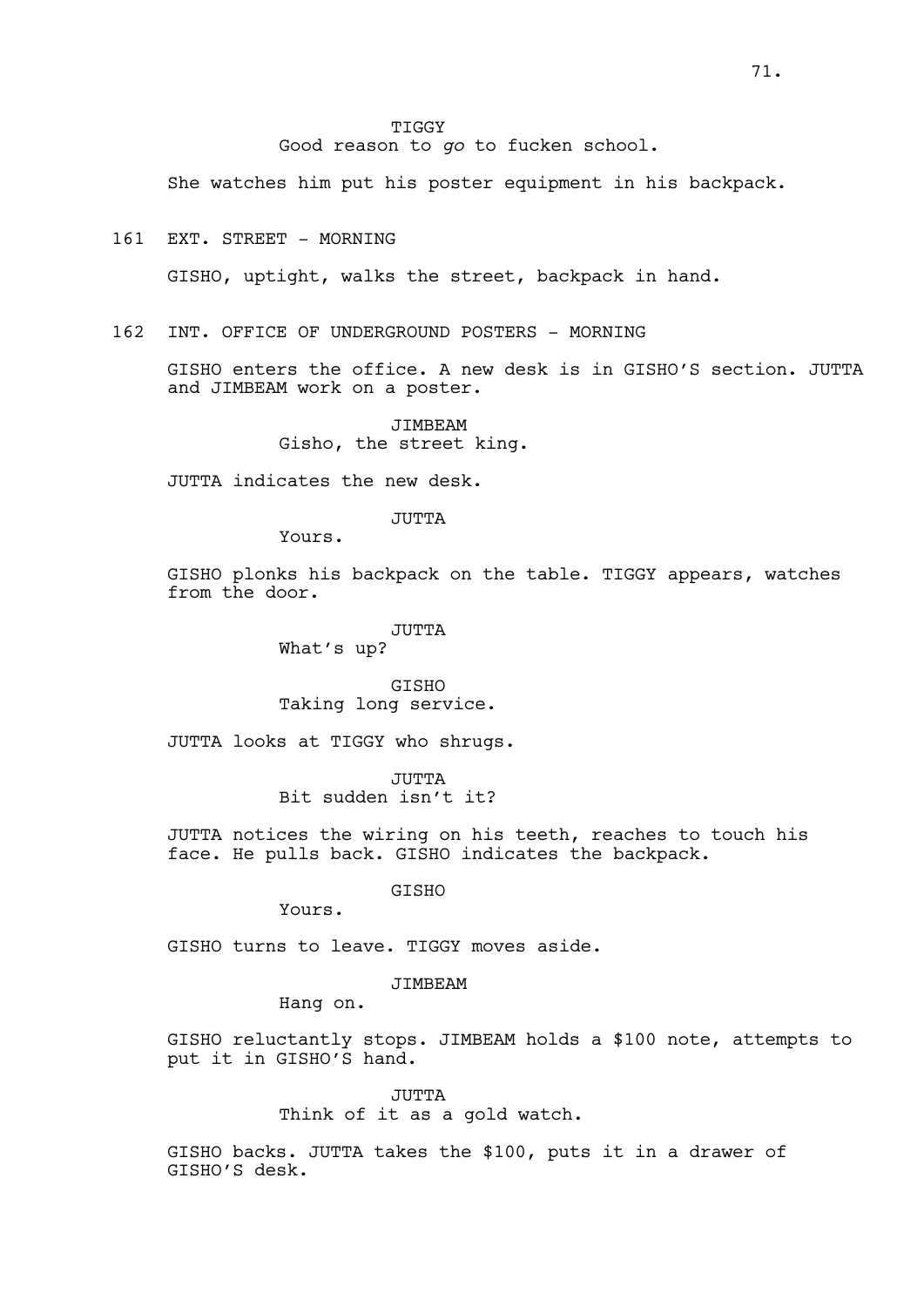TIGGY
Good reason to *go* to fucken school.

She watches him put his poster equipment in his backpack.

161 EXT. STREET - MORNING

GISHO, uptight, walks the street, backpack in hand.

162 INT. OFFICE OF UNDERGROUND POSTERS - MORNING

GISHO enters the office. A new desk is in GISHO'S section. JUTTA and JIMBEAM work on a poster.

JIMBEAM
Gisho, the street king.

JUTTA indicates the new desk.

JUTTA
Yours.

GISHO plonks his backpack on the table. TIGGY appears, watches from the door.

JUTTA
What's up?

GISHO
Taking long service.

JUTTA looks at TIGGY who shrugs.

JUTTA
Bit sudden isn't it?

JUTTA notices the wiring on his teeth, reaches to touch his face. He pulls back. GISHO indicates the backpack.

GISHO
Yours.

GISHO turns to leave. TIGGY moves aside.

JIMBEAM
Hang on.

GISHO reluctantly stops. JIMBEAM holds a $100 note, attempts to put it in GISHO'S hand.

JUTTA
Think of it as a gold watch.

GISHO backs. JUTTA takes the $100, puts it in a drawer of GISHO'S desk.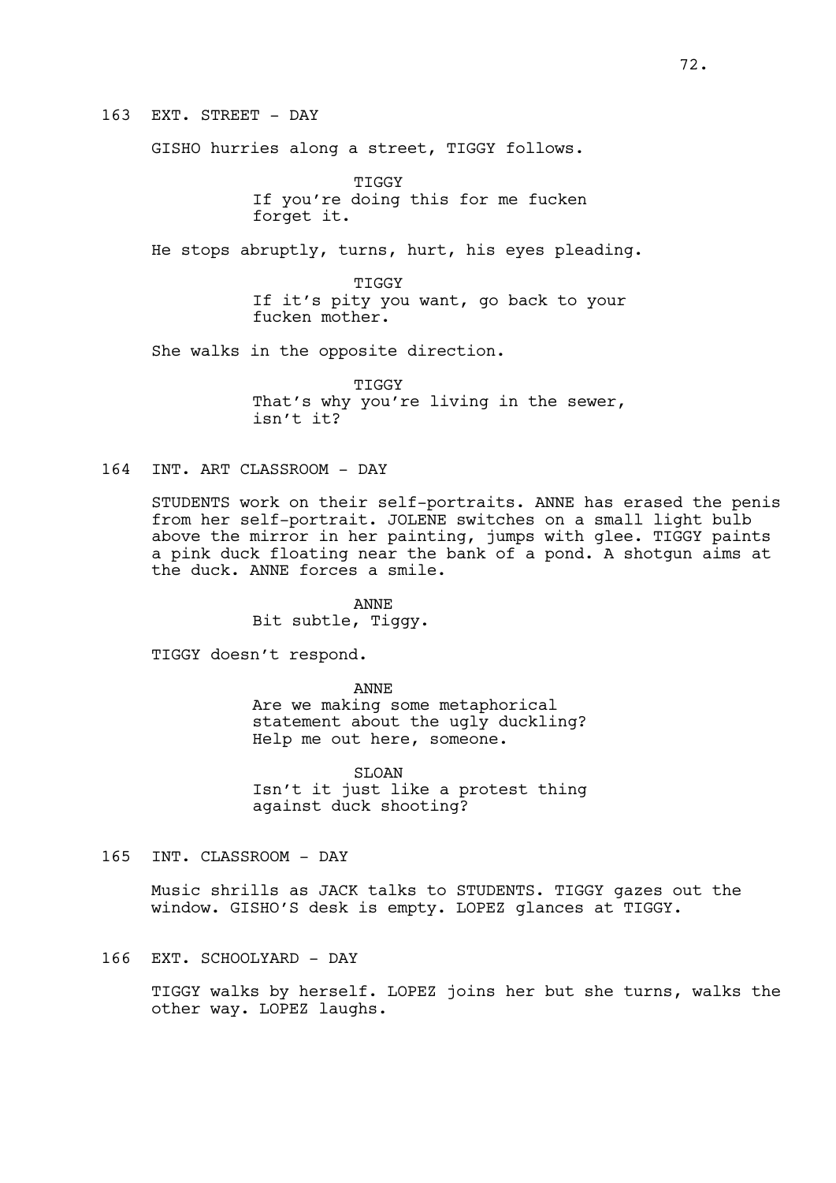163 EXT. STREET - DAY

GISHO hurries along a street, TIGGY follows.

TIGGY
If you're doing this for me fucken forget it.

He stops abruptly, turns, hurt, his eyes pleading.

TIGGY
If it's pity you want, go back to your fucken mother.

She walks in the opposite direction.

TIGGY
That's why you're living in the sewer, isn't it?

164 INT. ART CLASSROOM - DAY

STUDENTS work on their self-portraits. ANNE has erased the penis from her self-portrait. JOLENE switches on a small light bulb above the mirror in her painting, jumps with glee. TIGGY paints a pink duck floating near the bank of a pond. A shotgun aims at the duck. ANNE forces a smile.

ANNE
Bit subtle, Tiggy.

TIGGY doesn't respond.

ANNE
Are we making some metaphorical statement about the ugly duckling? Help me out here, someone.

SLOAN
Isn't it just like a protest thing against duck shooting?

165 INT. CLASSROOM - DAY

Music shrills as JACK talks to STUDENTS. TIGGY gazes out the window. GISHO'S desk is empty. LOPEZ glances at TIGGY.

166 EXT. SCHOOLYARD - DAY

TIGGY walks by herself. LOPEZ joins her but she turns, walks the other way. LOPEZ laughs.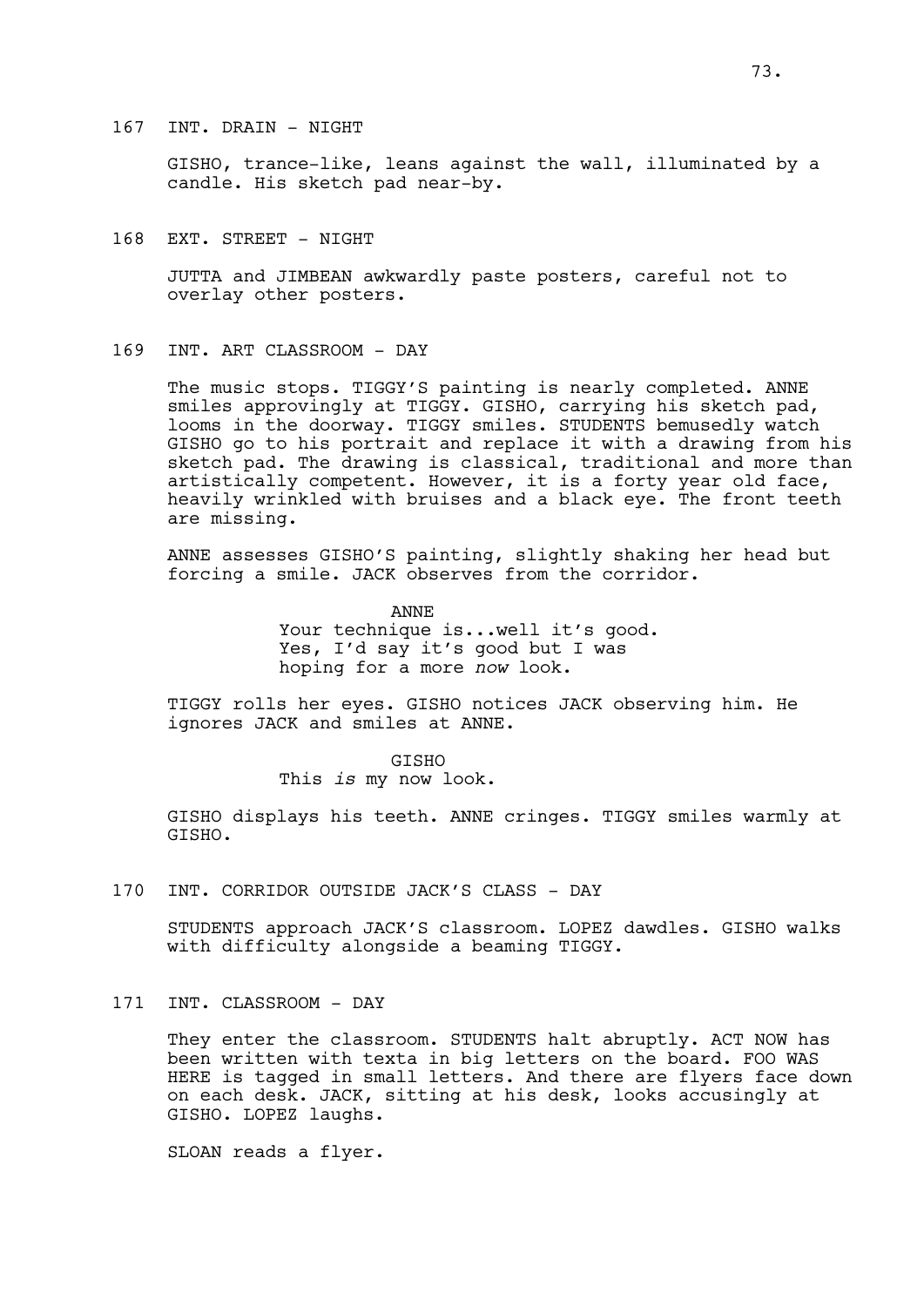167 INT. DRAIN - NIGHT

GISHO, trance-like, leans against the wall, illuminated by a candle. His sketch pad near-by.

168 EXT. STREET - NIGHT

JUTTA and JIMBEAN awkwardly paste posters, careful not to overlay other posters.

169 INT. ART CLASSROOM - DAY

The music stops. TIGGY'S painting is nearly completed. ANNE smiles approvingly at TIGGY. GISHO, carrying his sketch pad, looms in the doorway. TIGGY smiles. STUDENTS bemusedly watch GISHO go to his portrait and replace it with a drawing from his sketch pad. The drawing is classical, traditional and more than artistically competent. However, it is a forty year old face, heavily wrinkled with bruises and a black eye. The front teeth are missing.

ANNE assesses GISHO'S painting, slightly shaking her head but forcing a smile. JACK observes from the corridor.

ANNE
Your technique is...well it's good. Yes, I'd say it's good but I was hoping for a more *now* look.

TIGGY rolls her eyes. GISHO notices JACK observing him. He ignores JACK and smiles at ANNE.

GISHO
This *is* my now look.

GISHO displays his teeth. ANNE cringes. TIGGY smiles warmly at GISHO.

170 INT. CORRIDOR OUTSIDE JACK'S CLASS - DAY

STUDENTS approach JACK'S classroom. LOPEZ dawdles. GISHO walks with difficulty alongside a beaming TIGGY.

171 INT. CLASSROOM - DAY

They enter the classroom. STUDENTS halt abruptly. ACT NOW has been written with texta in big letters on the board. FOO WAS HERE is tagged in small letters. And there are flyers face down on each desk. JACK, sitting at his desk, looks accusingly at GISHO. LOPEZ laughs.

SLOAN reads a flyer.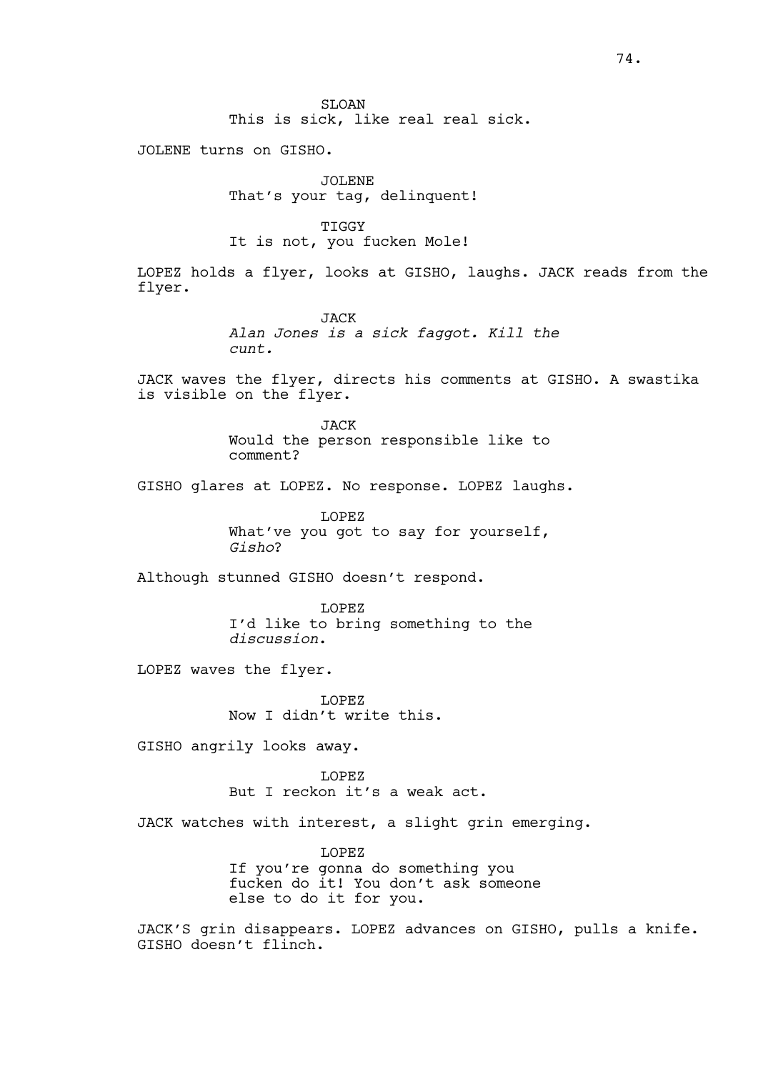SLOAN
This is sick, like real real sick.

JOLENE turns on GISHO.

JOLENE
That's your tag, delinquent!

TIGGY
It is not, you fucken Mole!

LOPEZ holds a flyer, looks at GISHO, laughs. JACK reads from the flyer.

JACK
*Alan Jones is a sick faggot. Kill the cunt.*

JACK waves the flyer, directs his comments at GISHO. A swastika is visible on the flyer.

JACK
Would the person responsible like to comment?

GISHO glares at LOPEZ. No response. LOPEZ laughs.

LOPEZ
What've you got to say for yourself, *Gisho*?

Although stunned GISHO doesn't respond.

LOPEZ
I'd like to bring something to the *discussion*.

LOPEZ waves the flyer.

LOPEZ
Now I didn't write this.

GISHO angrily looks away.

LOPEZ
But I reckon it's a weak act.

JACK watches with interest, a slight grin emerging.

LOPEZ
If you're gonna do something you fucken do it! You don't ask someone else to do it for you.

JACK'S grin disappears. LOPEZ advances on GISHO, pulls a knife. GISHO doesn't flinch.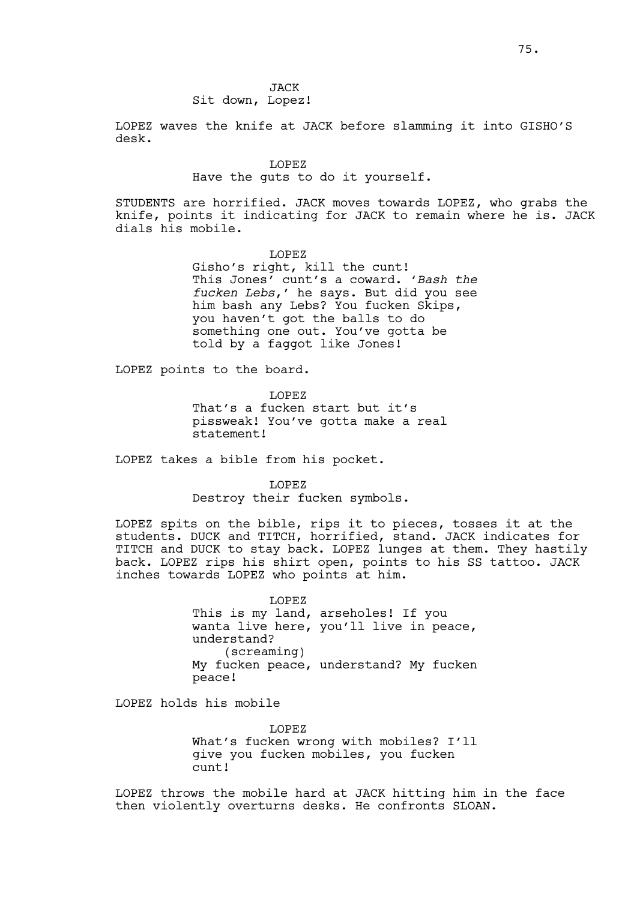JACK
Sit down, Lopez!

LOPEZ waves the knife at JACK before slamming it into GISHO'S desk.

LOPEZ
Have the guts to do it yourself.

STUDENTS are horrified. JACK moves towards LOPEZ, who grabs the knife, points it indicating for JACK to remain where he is. JACK dials his mobile.

LOPEZ
Gisho's right, kill the cunt! This Jones' cunt's a coward. '*Bash the fucken Lebs*,' he says. But did you see him bash any Lebs? You fucken Skips, you haven't got the balls to do something one out. You've gotta be told by a faggot like Jones!

LOPEZ points to the board.

LOPEZ
That's a fucken start but it's pissweak! You've gotta make a real statement!

LOPEZ takes a bible from his pocket.

LOPEZ
Destroy their fucken symbols.

LOPEZ spits on the bible, rips it to pieces, tosses it at the students. DUCK and TITCH, horrified, stand. JACK indicates for TITCH and DUCK to stay back. LOPEZ lunges at them. They hastily back. LOPEZ rips his shirt open, points to his SS tattoo. JACK inches towards LOPEZ who points at him.

LOPEZ
This is my land, arseholes! If you wanta live here, you'll live in peace, understand?
(screaming)
My fucken peace, understand? My fucken peace!

LOPEZ holds his mobile

LOPEZ
What's fucken wrong with mobiles? I'll give you fucken mobiles, you fucken cunt!

LOPEZ throws the mobile hard at JACK hitting him in the face then violently overturns desks. He confronts SLOAN.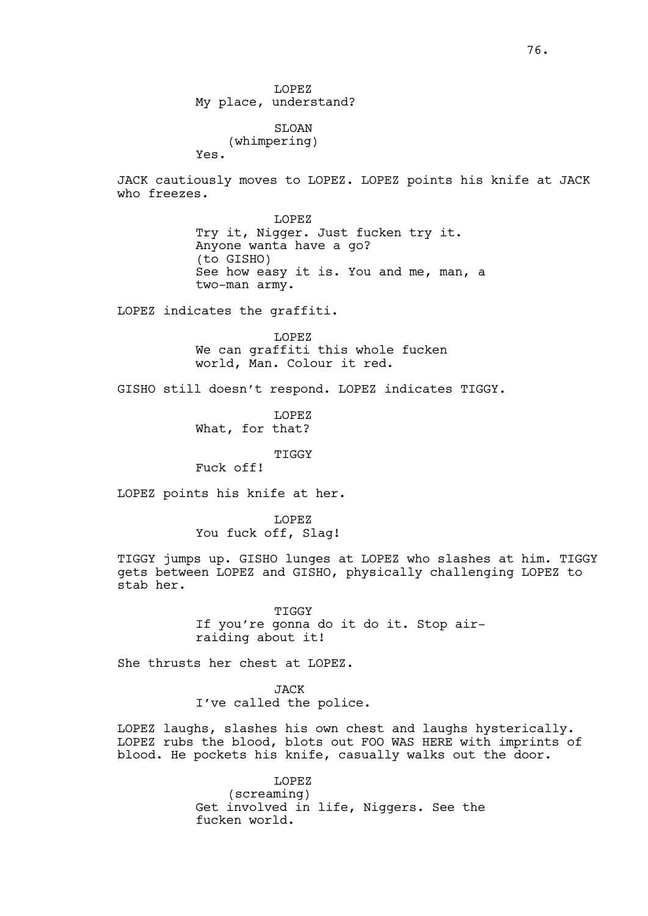LOPEZ
My place, understand?

SLOAN
(whimpering)
Yes.

JACK cautiously moves to LOPEZ. LOPEZ points his knife at JACK who freezes.

LOPEZ
Try it, Nigger. Just fucken try it.
Anyone wanta have a go?
(to GISHO)
See how easy it is. You and me, man, a two-man army.

LOPEZ indicates the graffiti.

LOPEZ
We can graffiti this whole fucken world, Man. Colour it red.

GISHO still doesn't respond. LOPEZ indicates TIGGY.

LOPEZ
What, for that?

TIGGY
Fuck off!

LOPEZ points his knife at her.

LOPEZ
You fuck off, Slag!

TIGGY jumps up. GISHO lunges at LOPEZ who slashes at him. TIGGY gets between LOPEZ and GISHO, physically challenging LOPEZ to stab her.

TIGGY
If you're gonna do it do it. Stop air-raiding about it!

She thrusts her chest at LOPEZ.

JACK
I've called the police.

LOPEZ laughs, slashes his own chest and laughs hysterically. LOPEZ rubs the blood, blots out FOO WAS HERE with imprints of blood. He pockets his knife, casually walks out the door.

LOPEZ
(screaming)
Get involved in life, Niggers. See the fucken world.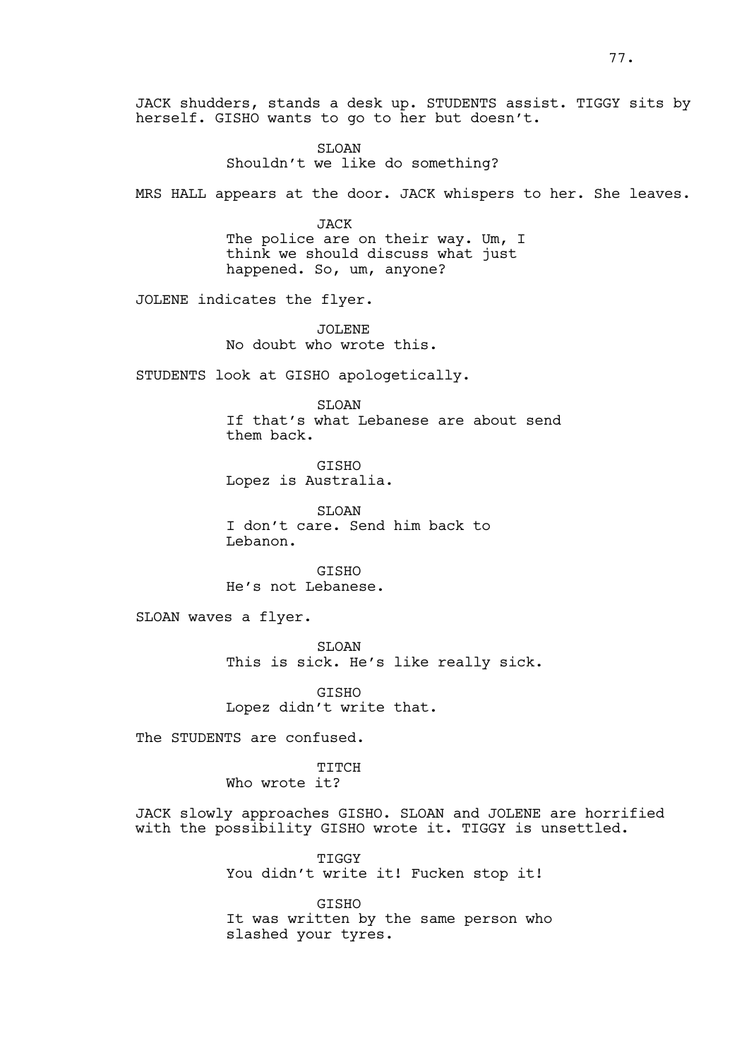JACK shudders, stands a desk up. STUDENTS assist. TIGGY sits by herself. GISHO wants to go to her but doesn't.

SLOAN
Shouldn't we like do something?

MRS HALL appears at the door. JACK whispers to her. She leaves.

JACK
The police are on their way. Um, I think we should discuss what just happened. So, um, anyone?

JOLENE indicates the flyer.

JOLENE
No doubt who wrote this.

STUDENTS look at GISHO apologetically.

SLOAN
If that's what Lebanese are about send them back.

GISHO
Lopez is Australia.

SLOAN
I don't care. Send him back to Lebanon.

GISHO
He's not Lebanese.

SLOAN waves a flyer.

SLOAN
This is sick. He's like really sick.

GISHO
Lopez didn't write that.

The STUDENTS are confused.

TITCH
Who wrote it?

JACK slowly approaches GISHO. SLOAN and JOLENE are horrified with the possibility GISHO wrote it. TIGGY is unsettled.

TIGGY
You didn't write it! Fucken stop it!

GISHO
It was written by the same person who slashed your tyres.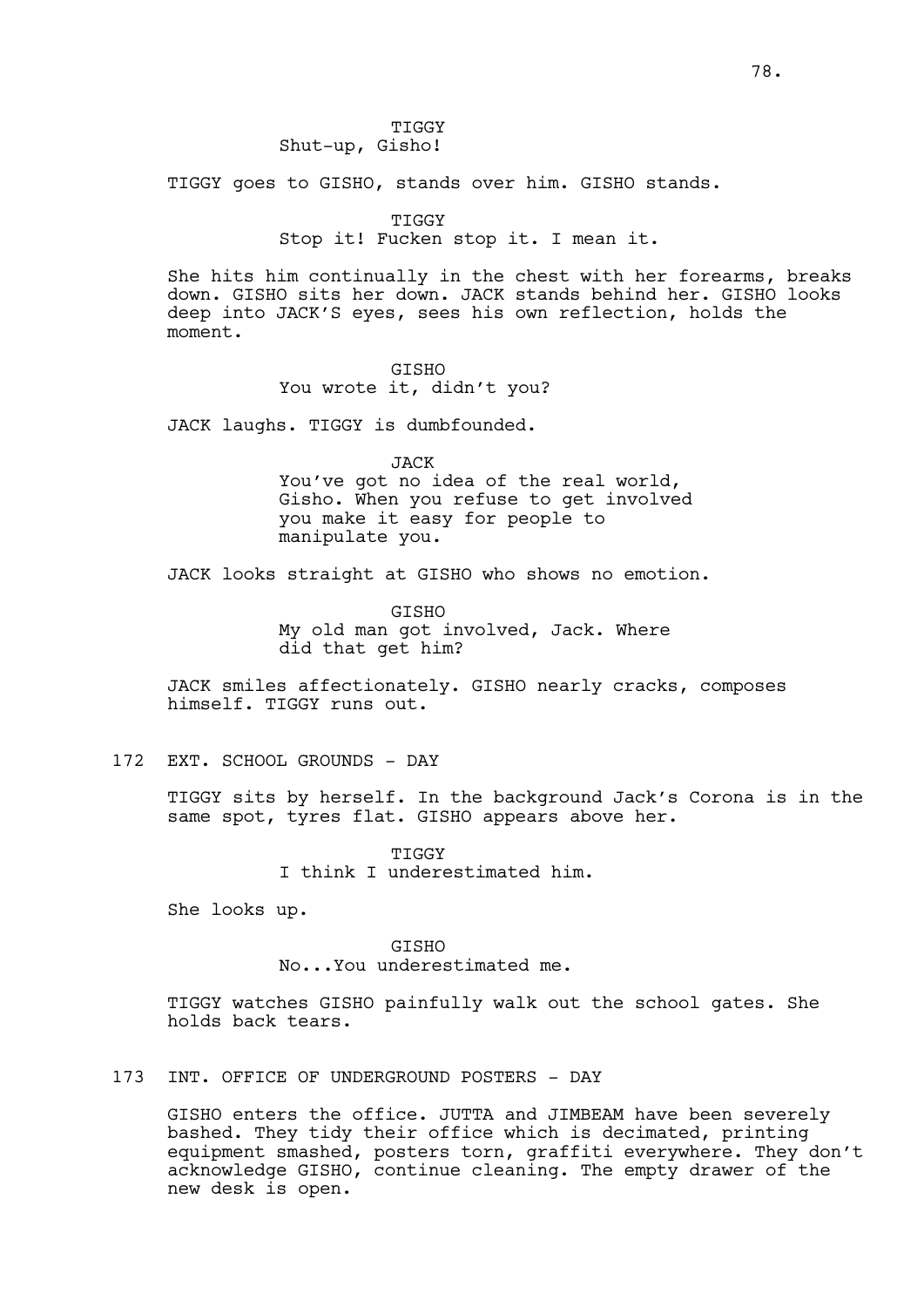TIGGY
Shut-up, Gisho!

TIGGY goes to GISHO, stands over him. GISHO stands.

TIGGY
Stop it! Fucken stop it. I mean it.

She hits him continually in the chest with her forearms, breaks down. GISHO sits her down. JACK stands behind her. GISHO looks deep into JACK'S eyes, sees his own reflection, holds the moment.

GISHO
You wrote it, didn't you?

JACK laughs. TIGGY is dumbfounded.

JACK
You've got no idea of the real world, Gisho. When you refuse to get involved you make it easy for people to manipulate you.

JACK looks straight at GISHO who shows no emotion.

GISHO
My old man got involved, Jack. Where did that get him?

JACK smiles affectionately. GISHO nearly cracks, composes himself. TIGGY runs out.

172 EXT. SCHOOL GROUNDS - DAY

TIGGY sits by herself. In the background Jack's Corona is in the same spot, tyres flat. GISHO appears above her.

TIGGY
I think I underestimated him.

She looks up.

GISHO
No...You underestimated me.

TIGGY watches GISHO painfully walk out the school gates. She holds back tears.

173 INT. OFFICE OF UNDERGROUND POSTERS - DAY

GISHO enters the office. JUTTA and JIMBEAM have been severely bashed. They tidy their office which is decimated, printing equipment smashed, posters torn, graffiti everywhere. They don't acknowledge GISHO, continue cleaning. The empty drawer of the new desk is open.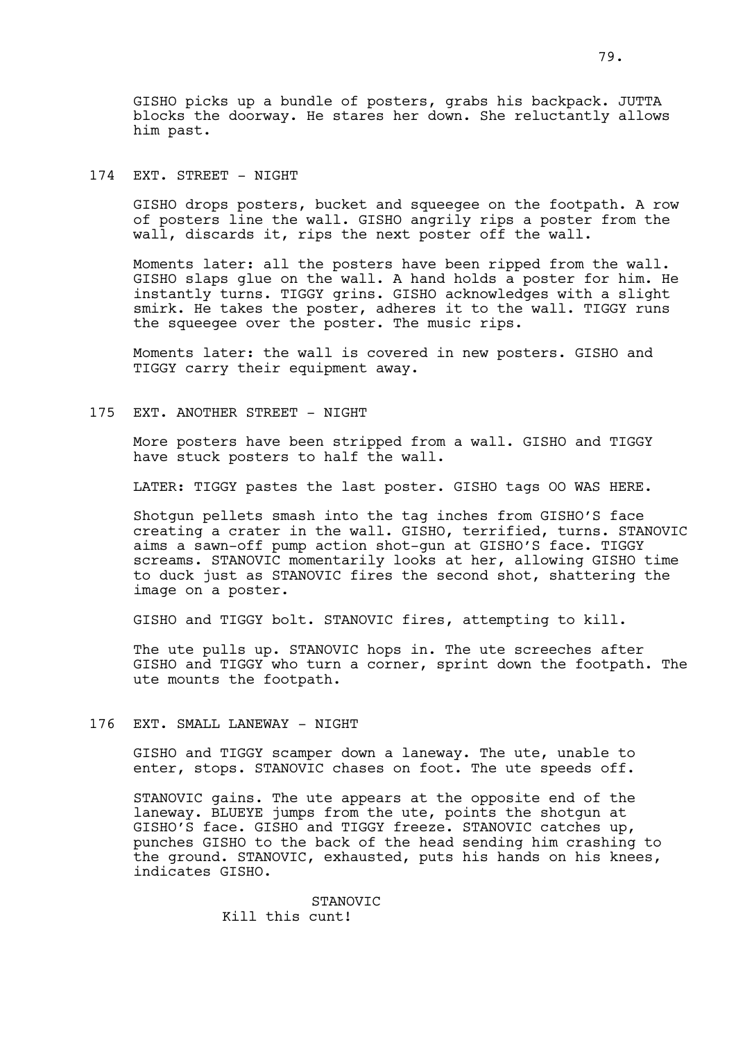GISHO picks up a bundle of posters, grabs his backpack. JUTTA blocks the doorway. He stares her down. She reluctantly allows him past.

174 EXT. STREET - NIGHT

GISHO drops posters, bucket and squeegee on the footpath. A row of posters line the wall. GISHO angrily rips a poster from the wall, discards it, rips the next poster off the wall.

Moments later: all the posters have been ripped from the wall. GISHO slaps glue on the wall. A hand holds a poster for him. He instantly turns. TIGGY grins. GISHO acknowledges with a slight smirk. He takes the poster, adheres it to the wall. TIGGY runs the squeegee over the poster. The music rips.

Moments later: the wall is covered in new posters. GISHO and TIGGY carry their equipment away.

175 EXT. ANOTHER STREET - NIGHT

More posters have been stripped from a wall. GISHO and TIGGY have stuck posters to half the wall.

LATER: TIGGY pastes the last poster. GISHO tags OO WAS HERE.

Shotgun pellets smash into the tag inches from GISHO'S face creating a crater in the wall. GISHO, terrified, turns. STANOVIC aims a sawn-off pump action shot-gun at GISHO'S face. TIGGY screams. STANOVIC momentarily looks at her, allowing GISHO time to duck just as STANOVIC fires the second shot, shattering the image on a poster.

GISHO and TIGGY bolt. STANOVIC fires, attempting to kill.

The ute pulls up. STANOVIC hops in. The ute screeches after GISHO and TIGGY who turn a corner, sprint down the footpath. The ute mounts the footpath.

176 EXT. SMALL LANEWAY - NIGHT

GISHO and TIGGY scamper down a laneway. The ute, unable to enter, stops. STANOVIC chases on foot. The ute speeds off.

STANOVIC gains. The ute appears at the opposite end of the laneway. BLUEYE jumps from the ute, points the shotgun at GISHO'S face. GISHO and TIGGY freeze. STANOVIC catches up, punches GISHO to the back of the head sending him crashing to the ground. STANOVIC, exhausted, puts his hands on his knees, indicates GISHO.

STANOVIC
Kill this cunt!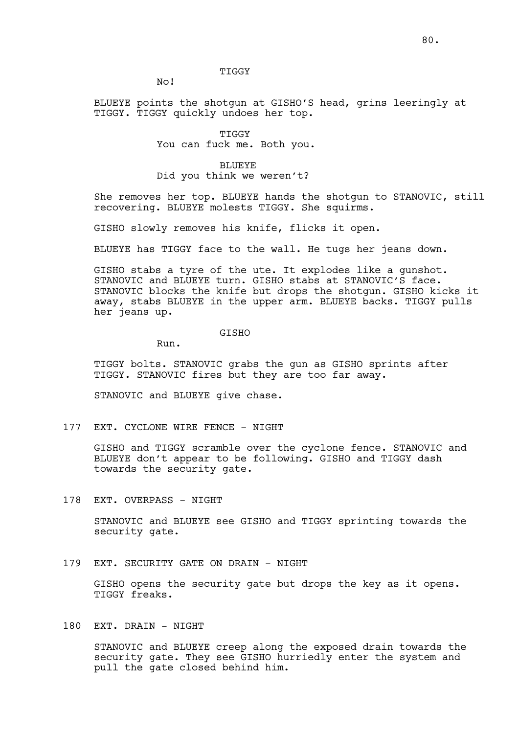TIGGY

No!

BLUEYE points the shotgun at GISHO'S head, grins leeringly at TIGGY. TIGGY quickly undoes her top.

TIGGY

You can fuck me. Both you.

BLUEYE

Did you think we weren't?

She removes her top. BLUEYE hands the shotgun to STANOVIC, still recovering. BLUEYE molests TIGGY. She squirms.

GISHO slowly removes his knife, flicks it open.

BLUEYE has TIGGY face to the wall. He tugs her jeans down.

GISHO stabs a tyre of the ute. It explodes like a gunshot. STANOVIC and BLUEYE turn. GISHO stabs at STANOVIC'S face. STANOVIC blocks the knife but drops the shotgun. GISHO kicks it away, stabs BLUEYE in the upper arm. BLUEYE backs. TIGGY pulls her jeans up.

GISHO

Run.

TIGGY bolts. STANOVIC grabs the gun as GISHO sprints after TIGGY. STANOVIC fires but they are too far away.

STANOVIC and BLUEYE give chase.

177 EXT. CYCLONE WIRE FENCE - NIGHT

GISHO and TIGGY scramble over the cyclone fence. STANOVIC and BLUEYE don't appear to be following. GISHO and TIGGY dash towards the security gate.

178 EXT. OVERPASS - NIGHT

STANOVIC and BLUEYE see GISHO and TIGGY sprinting towards the security gate.

179 EXT. SECURITY GATE ON DRAIN - NIGHT

GISHO opens the security gate but drops the key as it opens. TIGGY freaks.

180 EXT. DRAIN - NIGHT

STANOVIC and BLUEYE creep along the exposed drain towards the security gate. They see GISHO hurriedly enter the system and pull the gate closed behind him.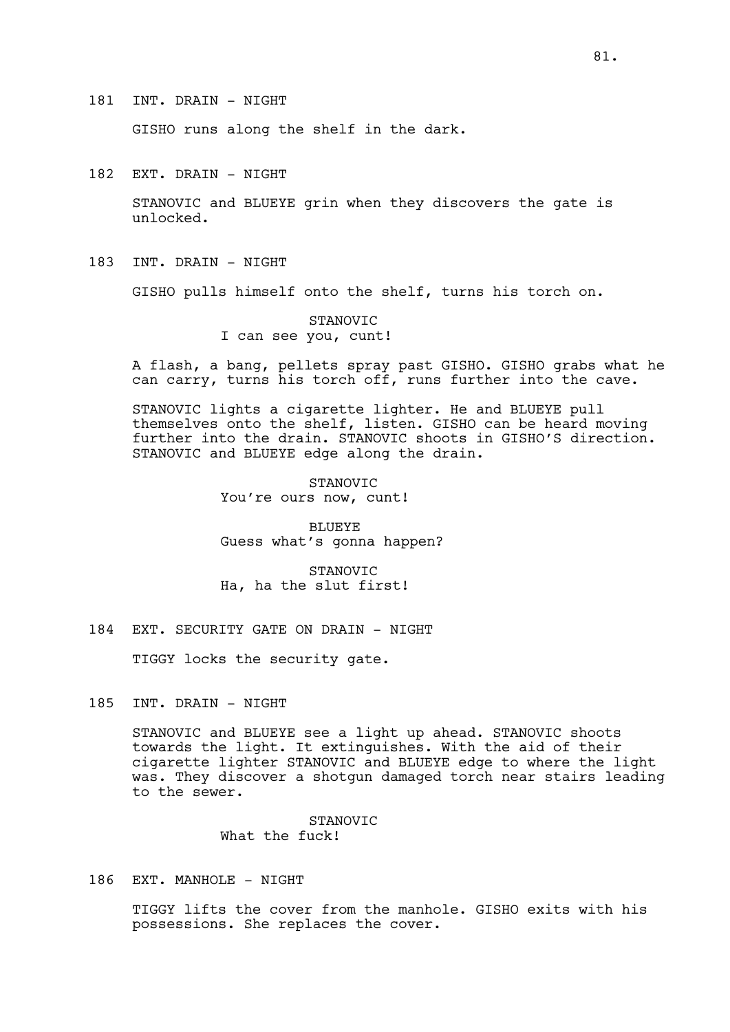181 INT. DRAIN - NIGHT

GISHO runs along the shelf in the dark.

182 EXT. DRAIN - NIGHT

STANOVIC and BLUEYE grin when they discovers the gate is unlocked.

183 INT. DRAIN - NIGHT

GISHO pulls himself onto the shelf, turns his torch on.

STANOVIC
I can see you, cunt!

A flash, a bang, pellets spray past GISHO. GISHO grabs what he can carry, turns his torch off, runs further into the cave.

STANOVIC lights a cigarette lighter. He and BLUEYE pull themselves onto the shelf, listen. GISHO can be heard moving further into the drain. STANOVIC shoots in GISHO'S direction. STANOVIC and BLUEYE edge along the drain.

STANOVIC
You're ours now, cunt!

BLUEYE
Guess what's gonna happen?

STANOVIC
Ha, ha the slut first!

184 EXT. SECURITY GATE ON DRAIN - NIGHT

TIGGY locks the security gate.

185 INT. DRAIN - NIGHT

STANOVIC and BLUEYE see a light up ahead. STANOVIC shoots towards the light. It extinguishes. With the aid of their cigarette lighter STANOVIC and BLUEYE edge to where the light was. They discover a shotgun damaged torch near stairs leading to the sewer.

STANOVIC
What the fuck!

186 EXT. MANHOLE - NIGHT

TIGGY lifts the cover from the manhole. GISHO exits with his possessions. She replaces the cover.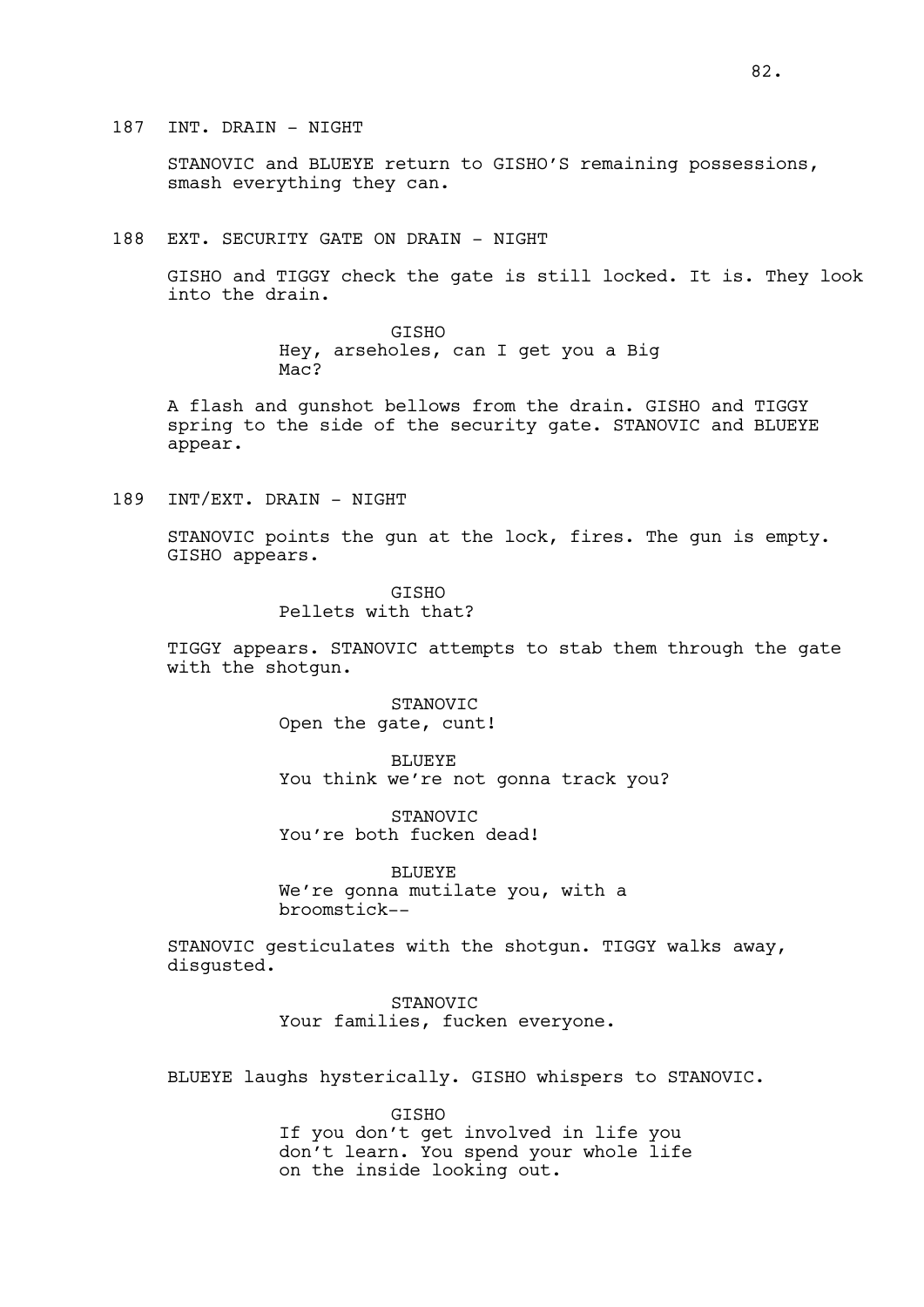187 INT. DRAIN - NIGHT

STANOVIC and BLUEYE return to GISHO'S remaining possessions, smash everything they can.

188 EXT. SECURITY GATE ON DRAIN - NIGHT

GISHO and TIGGY check the gate is still locked. It is. They look into the drain.

GISHO
Hey, arseholes, can I get you a Big Mac?

A flash and gunshot bellows from the drain. GISHO and TIGGY spring to the side of the security gate. STANOVIC and BLUEYE appear.

189 INT/EXT. DRAIN - NIGHT

STANOVIC points the gun at the lock, fires. The gun is empty. GISHO appears.

GISHO
Pellets with that?

TIGGY appears. STANOVIC attempts to stab them through the gate with the shotgun.

STANOVIC
Open the gate, cunt!

BLUEYE
You think we're not gonna track you?

STANOVIC
You're both fucken dead!

BLUEYE
We're gonna mutilate you, with a broomstick--

STANOVIC gesticulates with the shotgun. TIGGY walks away, disgusted.

STANOVIC
Your families, fucken everyone.

BLUEYE laughs hysterically. GISHO whispers to STANOVIC.

GISHO
If you don't get involved in life you don't learn. You spend your whole life on the inside looking out.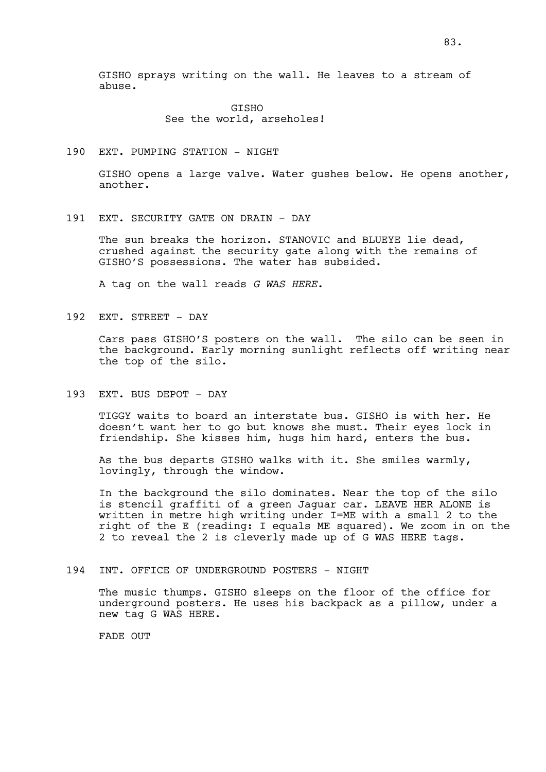GISHO sprays writing on the wall. He leaves to a stream of abuse.

GISHO
See the world, arseholes!

190 EXT. PUMPING STATION - NIGHT

GISHO opens a large valve. Water gushes below. He opens another, another.

191 EXT. SECURITY GATE ON DRAIN - DAY

The sun breaks the horizon. STANOVIC and BLUEYE lie dead, crushed against the security gate along with the remains of GISHO'S possessions. The water has subsided.

A tag on the wall reads *G WAS HERE*.

192 EXT. STREET - DAY

Cars pass GISHO'S posters on the wall. The silo can be seen in the background. Early morning sunlight reflects off writing near the top of the silo.

193 EXT. BUS DEPOT - DAY

TIGGY waits to board an interstate bus. GISHO is with her. He doesn't want her to go but knows she must. Their eyes lock in friendship. She kisses him, hugs him hard, enters the bus.

As the bus departs GISHO walks with it. She smiles warmly, lovingly, through the window.

In the background the silo dominates. Near the top of the silo is stencil graffiti of a green Jaguar car. LEAVE HER ALONE is written in metre high writing under I=ME with a small 2 to the right of the E (reading: I equals ME squared). We zoom in on the 2 to reveal the 2 is cleverly made up of G WAS HERE tags.

194 INT. OFFICE OF UNDERGROUND POSTERS - NIGHT

The music thumps. GISHO sleeps on the floor of the office for underground posters. He uses his backpack as a pillow, under a new tag G WAS HERE.

FADE OUT